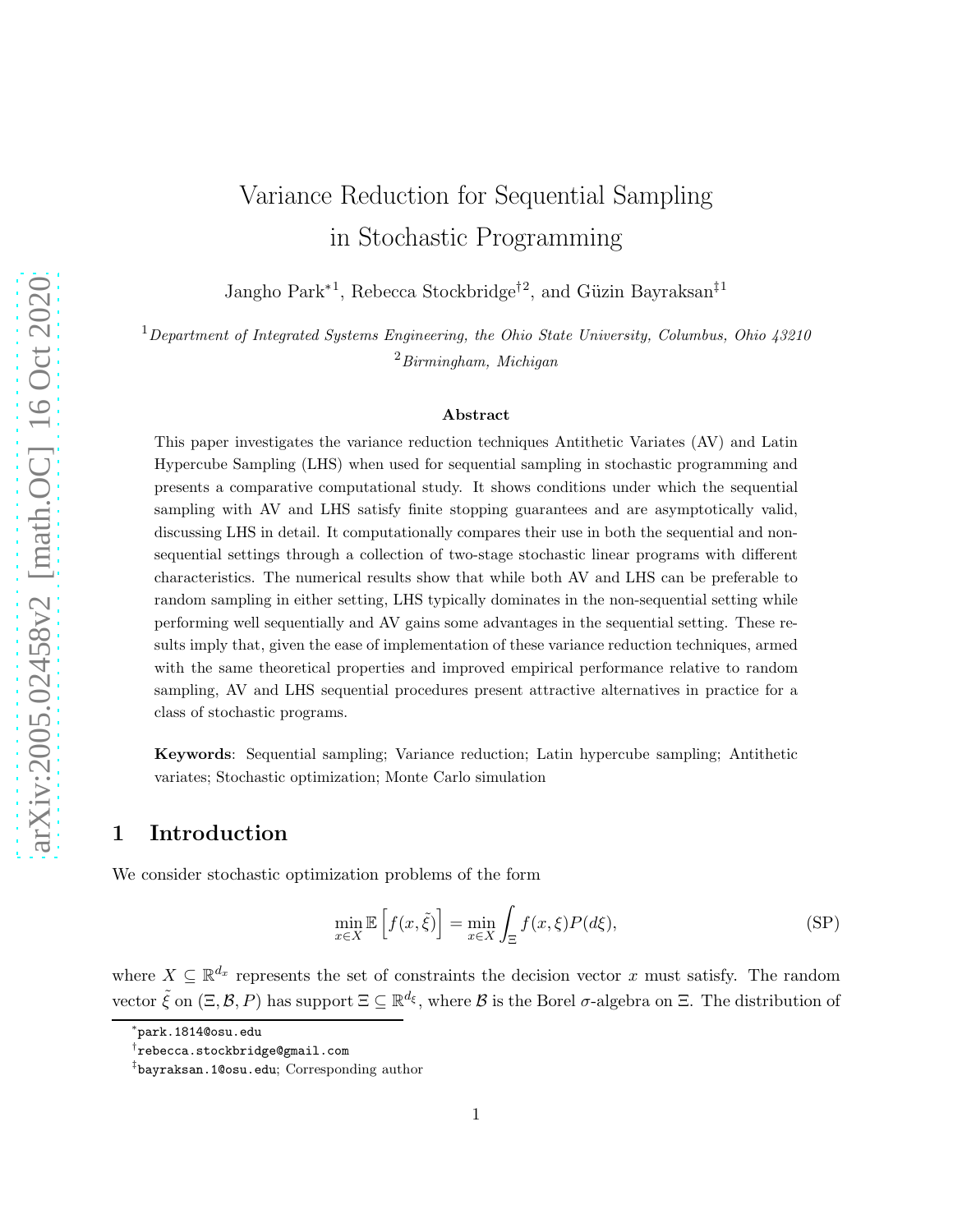# Variance Reduction for Sequential Sampling in Stochastic Programming

Jangho Park[*1], Rebecca Stockbridge[†2], and Güzin Bayraksan[‡1]

[1]*Department of Integrated Systems Engineering, the Ohio State University, Columbus, Ohio 43210*

[2]*Birmingham, Michigan*

### Abstract

This paper investigates the variance reduction techniques Antithetic Variates (AV) and Latin Hypercube Sampling (LHS) when used for sequential sampling in stochastic programming and presents a comparative computational study. It shows conditions under which the sequential sampling with AV and LHS satisfy finite stopping guarantees and are asymptotically valid, discussing LHS in detail. It computationally compares their use in both the sequential and non-sequential settings through a collection of two-stage stochastic linear programs with different characteristics. The numerical results show that while both AV and LHS can be preferable to random sampling in either setting, LHS typically dominates in the non-sequential setting while performing well sequentially and AV gains some advantages in the sequential setting. These results imply that, given the ease of implementation of these variance reduction techniques, armed with the same theoretical properties and improved empirical performance relative to random sampling, AV and LHS sequential procedures present attractive alternatives in practice for a class of stochastic programs.

**Keywords**: Sequential sampling; Variance reduction; Latin hypercube sampling; Antithetic variates; Stochastic optimization; Monte Carlo simulation

## 1 Introduction

We consider stochastic optimization problems of the form

$$\min_{x \in X} \mathbb{E}\left[f(x, \tilde{\xi})\right] = \min_{x \in X} \int_{\Xi} f(x, \xi) P(d\xi), \tag{SP}$$

where $X \subseteq \mathbb{R}^{d_x}$ represents the set of constraints the decision vector $x$ must satisfy. The random vector $\tilde{\xi}$ on $(\Xi, \mathcal{B}, P)$ has support $\Xi \subseteq \mathbb{R}^{d_\xi}$, where $\mathcal{B}$ is the Borel $\sigma$-algebra on $\Xi$. The distribution of

---

[*] park.1814@osu.edu

[†] rebecca.stockbridge@gmail.com

[‡] bayraksan.1@osu.edu; Corresponding author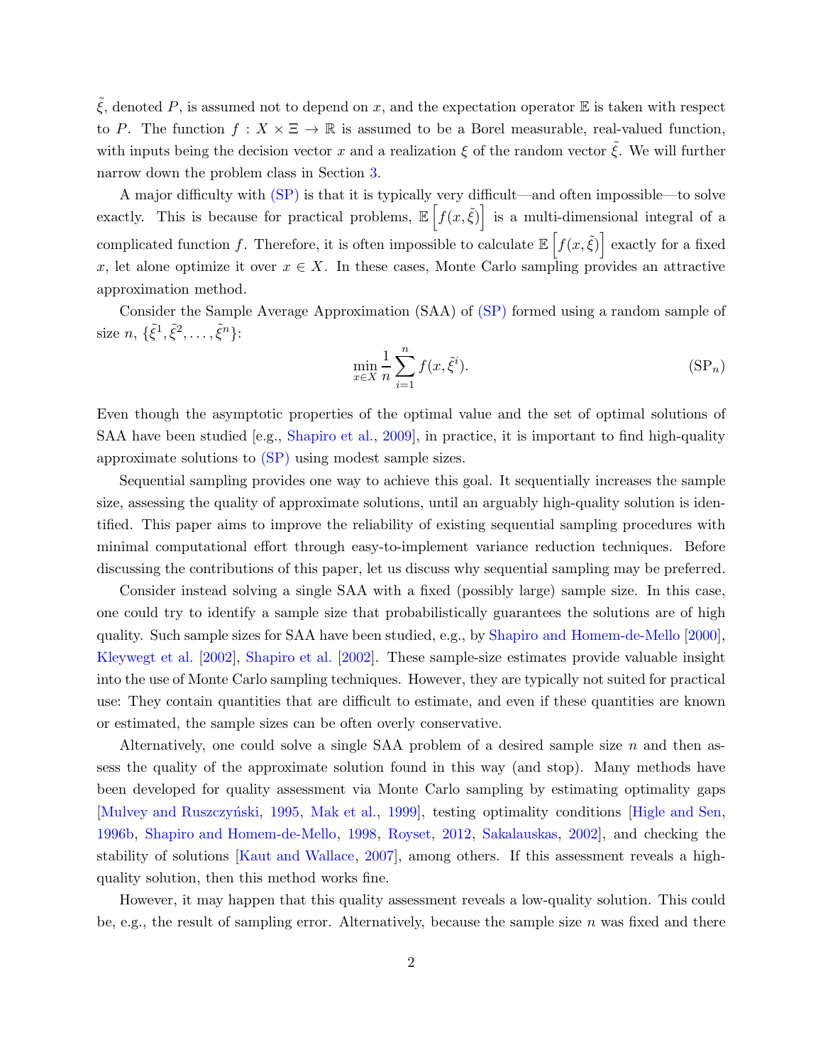$\tilde{\xi}$, denoted $P$, is assumed not to depend on $x$, and the expectation operator $\mathbb{E}$ is taken with respect to $P$. The function $f : X \times \Xi \to \mathbb{R}$ is assumed to be a Borel measurable, real-valued function, with inputs being the decision vector $x$ and a realization $\xi$ of the random vector $\tilde{\xi}$. We will further narrow down the problem class in Section 3.

A major difficulty with (SP) is that it is typically very difficult—and often impossible—to solve exactly. This is because for practical problems, $\mathbb{E}\left[f(x, \tilde{\xi})\right]$ is a multi-dimensional integral of a complicated function $f$. Therefore, it is often impossible to calculate $\mathbb{E}\left[f(x, \tilde{\xi})\right]$ exactly for a fixed $x$, let alone optimize it over $x \in X$. In these cases, Monte Carlo sampling provides an attractive approximation method.

Consider the Sample Average Approximation (SAA) of (SP) formed using a random sample of size $n$, $\{\tilde{\xi}^1, \tilde{\xi}^2, \ldots, \tilde{\xi}^n\}$:

$$\min_{x \in X} \frac{1}{n} \sum_{i=1}^{n} f(x, \tilde{\xi}^i). \tag{SP$_n$}$$

Even though the asymptotic properties of the optimal value and the set of optimal solutions of SAA have been studied [e.g., Shapiro et al., 2009], in practice, it is important to find high-quality approximate solutions to (SP) using modest sample sizes.

Sequential sampling provides one way to achieve this goal. It sequentially increases the sample size, assessing the quality of approximate solutions, until an arguably high-quality solution is identified. This paper aims to improve the reliability of existing sequential sampling procedures with minimal computational effort through easy-to-implement variance reduction techniques. Before discussing the contributions of this paper, let us discuss why sequential sampling may be preferred.

Consider instead solving a single SAA with a fixed (possibly large) sample size. In this case, one could try to identify a sample size that probabilistically guarantees the solutions are of high quality. Such sample sizes for SAA have been studied, e.g., by Shapiro and Homem-de-Mello [2000], Kleywegt et al. [2002], Shapiro et al. [2002]. These sample-size estimates provide valuable insight into the use of Monte Carlo sampling techniques. However, they are typically not suited for practical use: They contain quantities that are difficult to estimate, and even if these quantities are known or estimated, the sample sizes can be often overly conservative.

Alternatively, one could solve a single SAA problem of a desired sample size $n$ and then assess the quality of the approximate solution found in this way (and stop). Many methods have been developed for quality assessment via Monte Carlo sampling by estimating optimality gaps [Mulvey and Ruszczyński, 1995, Mak et al., 1999], testing optimality conditions [Higle and Sen, 1996b, Shapiro and Homem-de-Mello, 1998, Royset, 2012, Sakalauskas, 2002], and checking the stability of solutions [Kaut and Wallace, 2007], among others. If this assessment reveals a high-quality solution, then this method works fine.

However, it may happen that this quality assessment reveals a low-quality solution. This could be, e.g., the result of sampling error. Alternatively, because the sample size $n$ was fixed and there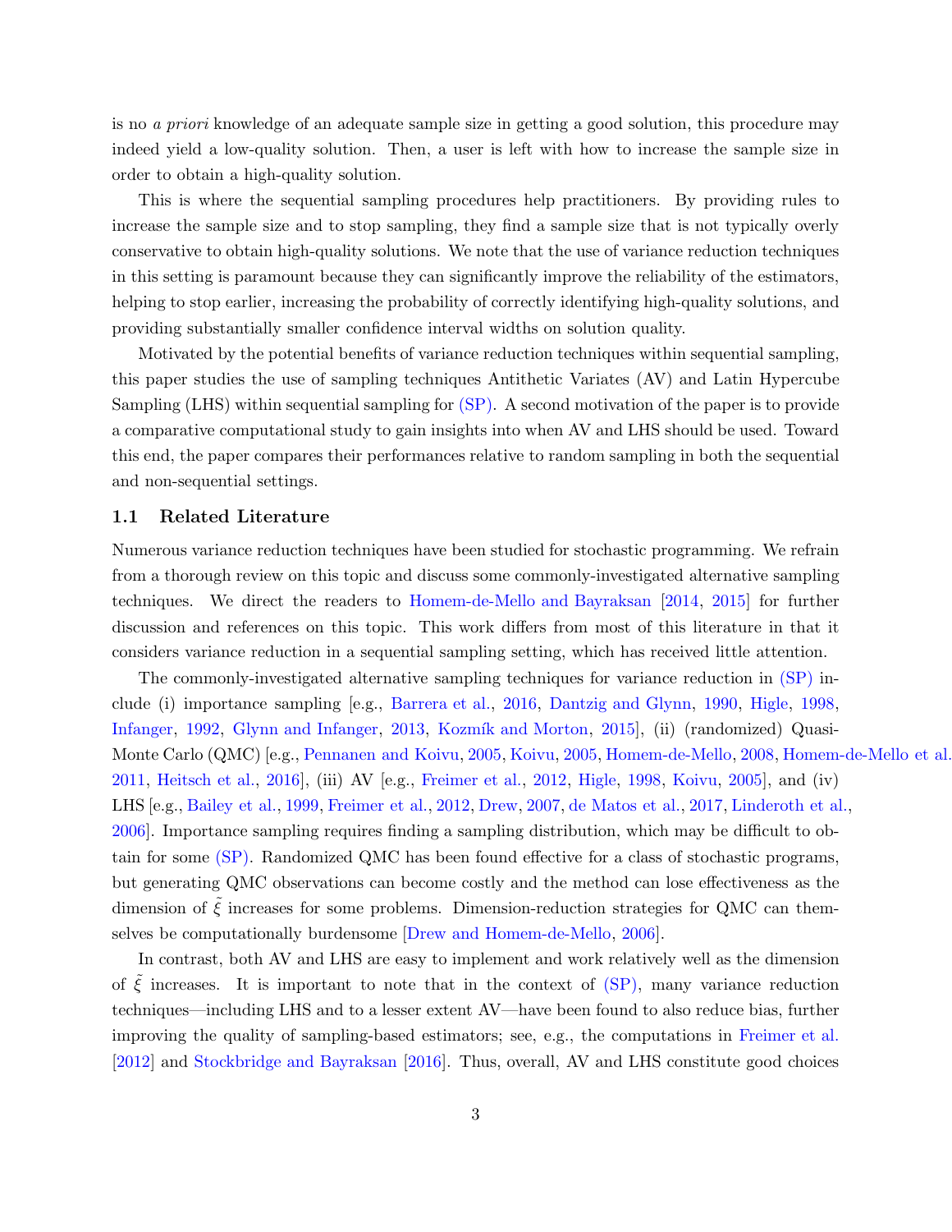is no *a priori* knowledge of an adequate sample size in getting a good solution, this procedure may indeed yield a low-quality solution. Then, a user is left with how to increase the sample size in order to obtain a high-quality solution.

This is where the sequential sampling procedures help practitioners. By providing rules to increase the sample size and to stop sampling, they find a sample size that is not typically overly conservative to obtain high-quality solutions. We note that the use of variance reduction techniques in this setting is paramount because they can significantly improve the reliability of the estimators, helping to stop earlier, increasing the probability of correctly identifying high-quality solutions, and providing substantially smaller confidence interval widths on solution quality.

Motivated by the potential benefits of variance reduction techniques within sequential sampling, this paper studies the use of sampling techniques Antithetic Variates (AV) and Latin Hypercube Sampling (LHS) within sequential sampling for (SP). A second motivation of the paper is to provide a comparative computational study to gain insights into when AV and LHS should be used. Toward this end, the paper compares their performances relative to random sampling in both the sequential and non-sequential settings.

### 1.1 Related Literature

Numerous variance reduction techniques have been studied for stochastic programming. We refrain from a thorough review on this topic and discuss some commonly-investigated alternative sampling techniques. We direct the readers to Homem-de-Mello and Bayraksan [2014, 2015] for further discussion and references on this topic. This work differs from most of this literature in that it considers variance reduction in a sequential sampling setting, which has received little attention.

The commonly-investigated alternative sampling techniques for variance reduction in (SP) include (i) importance sampling [e.g., Barrera et al., 2016, Dantzig and Glynn, 1990, Higle, 1998, Infanger, 1992, Glynn and Infanger, 2013, Kozmík and Morton, 2015], (ii) (randomized) Quasi-Monte Carlo (QMC) [e.g., Pennanen and Koivu, 2005, Koivu, 2005, Homem-de-Mello, 2008, Homem-de-Mello et al. 2011, Heitsch et al., 2016], (iii) AV [e.g., Freimer et al., 2012, Higle, 1998, Koivu, 2005], and (iv) LHS [e.g., Bailey et al., 1999, Freimer et al., 2012, Drew, 2007, de Matos et al., 2017, Linderoth et al., 2006]. Importance sampling requires finding a sampling distribution, which may be difficult to obtain for some (SP). Randomized QMC has been found effective for a class of stochastic programs, but generating QMC observations can become costly and the method can lose effectiveness as the dimension of $\tilde{\xi}$ increases for some problems. Dimension-reduction strategies for QMC can themselves be computationally burdensome [Drew and Homem-de-Mello, 2006].

In contrast, both AV and LHS are easy to implement and work relatively well as the dimension of $\tilde{\xi}$ increases. It is important to note that in the context of (SP), many variance reduction techniques—including LHS and to a lesser extent AV—have been found to also reduce bias, further improving the quality of sampling-based estimators; see, e.g., the computations in Freimer et al. [2012] and Stockbridge and Bayraksan [2016]. Thus, overall, AV and LHS constitute good choices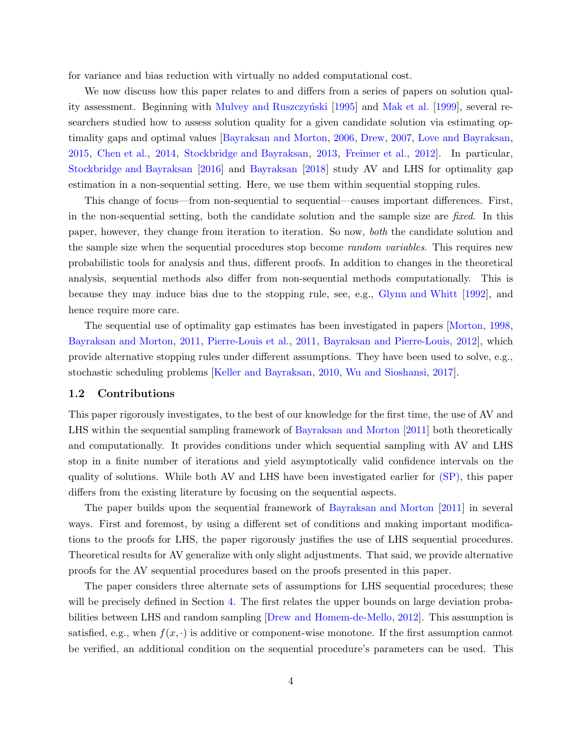for variance and bias reduction with virtually no added computational cost.

We now discuss how this paper relates to and differs from a series of papers on solution quality assessment. Beginning with Mulvey and Ruszczyński [1995] and Mak et al. [1999], several researchers studied how to assess solution quality for a given candidate solution via estimating optimality gaps and optimal values [Bayraksan and Morton, 2006, Drew, 2007, Love and Bayraksan, 2015, Chen et al., 2014, Stockbridge and Bayraksan, 2013, Freimer et al., 2012]. In particular, Stockbridge and Bayraksan [2016] and Bayraksan [2018] study AV and LHS for optimality gap estimation in a non-sequential setting. Here, we use them within sequential stopping rules.

This change of focus—from non-sequential to sequential—causes important differences. First, in the non-sequential setting, both the candidate solution and the sample size are *fixed*. In this paper, however, they change from iteration to iteration. So now, *both* the candidate solution and the sample size when the sequential procedures stop become *random variables*. This requires new probabilistic tools for analysis and thus, different proofs. In addition to changes in the theoretical analysis, sequential methods also differ from non-sequential methods computationally. This is because they may induce bias due to the stopping rule, see, e.g., Glynn and Whitt [1992], and hence require more care.

The sequential use of optimality gap estimates has been investigated in papers [Morton, 1998, Bayraksan and Morton, 2011, Pierre-Louis et al., 2011, Bayraksan and Pierre-Louis, 2012], which provide alternative stopping rules under different assumptions. They have been used to solve, e.g., stochastic scheduling problems [Keller and Bayraksan, 2010, Wu and Sioshansi, 2017].

## 1.2 Contributions

This paper rigorously investigates, to the best of our knowledge for the first time, the use of AV and LHS within the sequential sampling framework of Bayraksan and Morton [2011] both theoretically and computationally. It provides conditions under which sequential sampling with AV and LHS stop in a finite number of iterations and yield asymptotically valid confidence intervals on the quality of solutions. While both AV and LHS have been investigated earlier for (SP), this paper differs from the existing literature by focusing on the sequential aspects.

The paper builds upon the sequential framework of Bayraksan and Morton [2011] in several ways. First and foremost, by using a different set of conditions and making important modifications to the proofs for LHS, the paper rigorously justifies the use of LHS sequential procedures. Theoretical results for AV generalize with only slight adjustments. That said, we provide alternative proofs for the AV sequential procedures based on the proofs presented in this paper.

The paper considers three alternate sets of assumptions for LHS sequential procedures; these will be precisely defined in Section 4. The first relates the upper bounds on large deviation probabilities between LHS and random sampling [Drew and Homem-de-Mello, 2012]. This assumption is satisfied, e.g., when $f(x, \cdot)$ is additive or component-wise monotone. If the first assumption cannot be verified, an additional condition on the sequential procedure's parameters can be used. This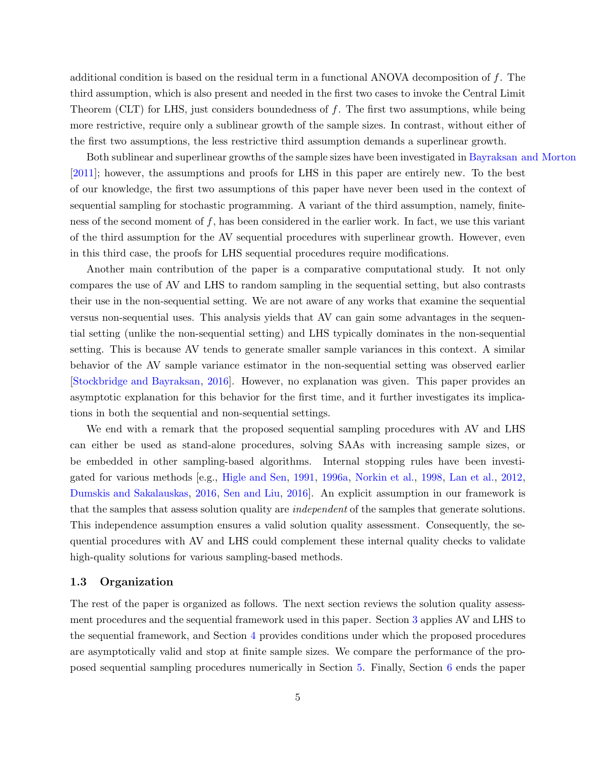additional condition is based on the residual term in a functional ANOVA decomposition of $f$. The third assumption, which is also present and needed in the first two cases to invoke the Central Limit Theorem (CLT) for LHS, just considers boundedness of $f$. The first two assumptions, while being more restrictive, require only a sublinear growth of the sample sizes. In contrast, without either of the first two assumptions, the less restrictive third assumption demands a superlinear growth.

Both sublinear and superlinear growths of the sample sizes have been investigated in Bayraksan and Morton [2011]; however, the assumptions and proofs for LHS in this paper are entirely new. To the best of our knowledge, the first two assumptions of this paper have never been used in the context of sequential sampling for stochastic programming. A variant of the third assumption, namely, finiteness of the second moment of $f$, has been considered in the earlier work. In fact, we use this variant of the third assumption for the AV sequential procedures with superlinear growth. However, even in this third case, the proofs for LHS sequential procedures require modifications.

Another main contribution of the paper is a comparative computational study. It not only compares the use of AV and LHS to random sampling in the sequential setting, but also contrasts their use in the non-sequential setting. We are not aware of any works that examine the sequential versus non-sequential uses. This analysis yields that AV can gain some advantages in the sequential setting (unlike the non-sequential setting) and LHS typically dominates in the non-sequential setting. This is because AV tends to generate smaller sample variances in this context. A similar behavior of the AV sample variance estimator in the non-sequential setting was observed earlier [Stockbridge and Bayraksan, 2016]. However, no explanation was given. This paper provides an asymptotic explanation for this behavior for the first time, and it further investigates its implications in both the sequential and non-sequential settings.

We end with a remark that the proposed sequential sampling procedures with AV and LHS can either be used as stand-alone procedures, solving SAAs with increasing sample sizes, or be embedded in other sampling-based algorithms. Internal stopping rules have been investigated for various methods [e.g., Higle and Sen, 1991, 1996a, Norkin et al., 1998, Lan et al., 2012, Dumskis and Sakalauskas, 2016, Sen and Liu, 2016]. An explicit assumption in our framework is that the samples that assess solution quality are *independent* of the samples that generate solutions. This independence assumption ensures a valid solution quality assessment. Consequently, the sequential procedures with AV and LHS could complement these internal quality checks to validate high-quality solutions for various sampling-based methods.

### 1.3 Organization

The rest of the paper is organized as follows. The next section reviews the solution quality assessment procedures and the sequential framework used in this paper. Section 3 applies AV and LHS to the sequential framework, and Section 4 provides conditions under which the proposed procedures are asymptotically valid and stop at finite sample sizes. We compare the performance of the proposed sequential sampling procedures numerically in Section 5. Finally, Section 6 ends the paper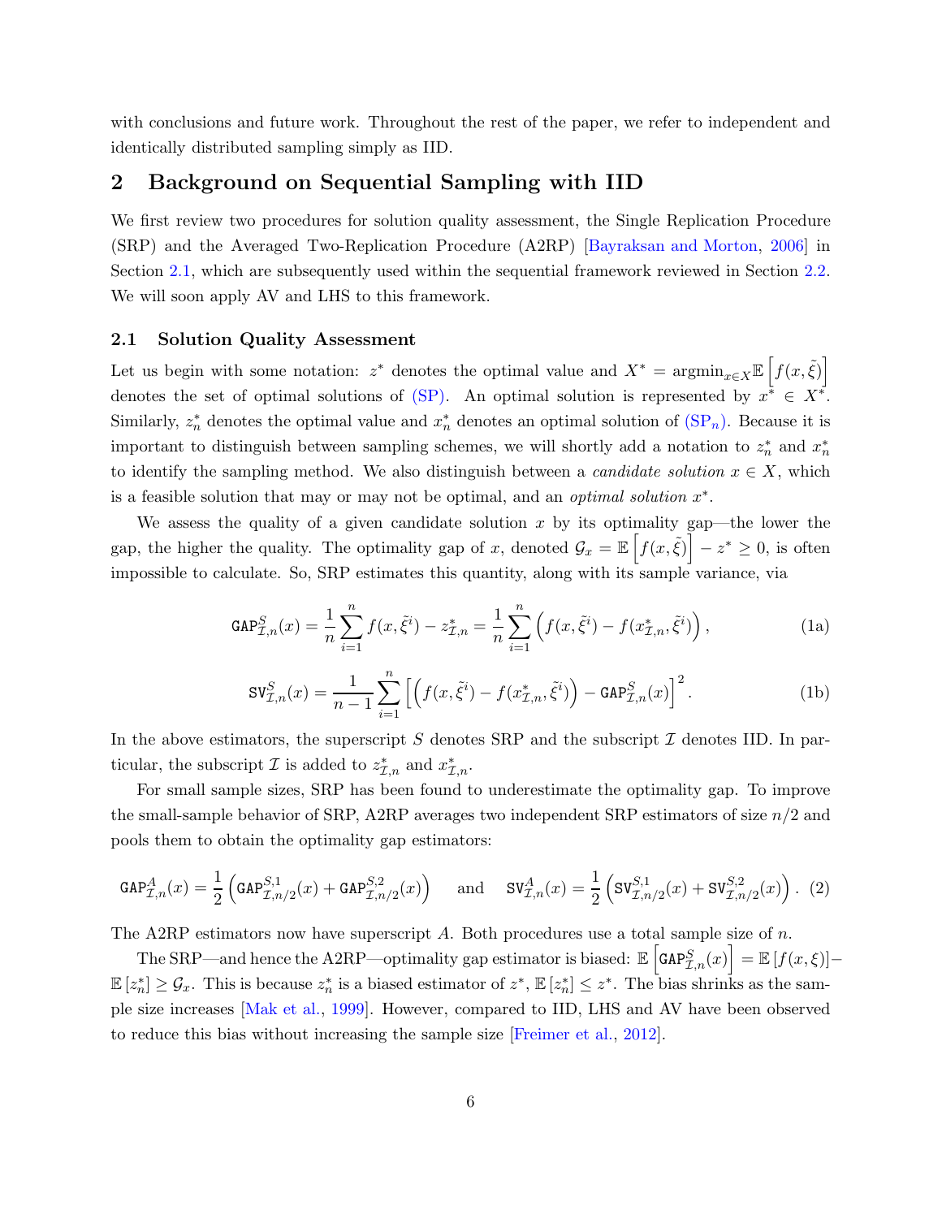with conclusions and future work. Throughout the rest of the paper, we refer to independent and identically distributed sampling simply as IID.

## 2 Background on Sequential Sampling with IID

We first review two procedures for solution quality assessment, the Single Replication Procedure (SRP) and the Averaged Two-Replication Procedure (A2RP) [Bayraksan and Morton, 2006] in Section 2.1, which are subsequently used within the sequential framework reviewed in Section 2.2. We will soon apply AV and LHS to this framework.

### 2.1 Solution Quality Assessment

Let us begin with some notation: $z^*$ denotes the optimal value and $X^* = \text{argmin}_{x \in X} \mathbb{E}\left[f(x, \tilde{\xi})\right]$ denotes the set of optimal solutions of (SP). An optimal solution is represented by $x^* \in X^*$. Similarly, $z_n^*$ denotes the optimal value and $x_n^*$ denotes an optimal solution of (SP$_n$). Because it is important to distinguish between sampling schemes, we will shortly add a notation to $z_n^*$ and $x_n^*$ to identify the sampling method. We also distinguish between a *candidate solution* $x \in X$, which is a feasible solution that may or may not be optimal, and an *optimal solution* $x^*$.

We assess the quality of a given candidate solution $x$ by its optimality gap—the lower the gap, the higher the quality. The optimality gap of $x$, denoted $\mathcal{G}_x = \mathbb{E}\left[f(x, \tilde{\xi})\right] - z^* \geq 0$, is often impossible to calculate. So, SRP estimates this quantity, along with its sample variance, via

$$\texttt{GAP}^S_{\mathcal{I},n}(x) = \frac{1}{n}\sum_{i=1}^{n} f(x, \tilde{\xi}^i) - z^*_{\mathcal{I},n} = \frac{1}{n}\sum_{i=1}^{n}\left(f(x, \tilde{\xi}^i) - f(x^*_{\mathcal{I},n}, \tilde{\xi}^i)\right), \tag{1a}$$

$$\texttt{SV}^S_{\mathcal{I},n}(x) = \frac{1}{n-1}\sum_{i=1}^{n}\left[\left(f(x, \tilde{\xi}^i) - f(x^*_{\mathcal{I},n}, \tilde{\xi}^i)\right) - \texttt{GAP}^S_{\mathcal{I},n}(x)\right]^2. \tag{1b}$$

In the above estimators, the superscript $S$ denotes SRP and the subscript $\mathcal{I}$ denotes IID. In particular, the subscript $\mathcal{I}$ is added to $z^*_{\mathcal{I},n}$ and $x^*_{\mathcal{I},n}$.

For small sample sizes, SRP has been found to underestimate the optimality gap. To improve the small-sample behavior of SRP, A2RP averages two independent SRP estimators of size $n/2$ and pools them to obtain the optimality gap estimators:

$$\texttt{GAP}^A_{\mathcal{I},n}(x) = \frac{1}{2}\left(\texttt{GAP}^{S,1}_{\mathcal{I},n/2}(x) + \texttt{GAP}^{S,2}_{\mathcal{I},n/2}(x)\right) \quad \text{and} \quad \texttt{SV}^A_{\mathcal{I},n}(x) = \frac{1}{2}\left(\texttt{SV}^{S,1}_{\mathcal{I},n/2}(x) + \texttt{SV}^{S,2}_{\mathcal{I},n/2}(x)\right). \tag{2}$$

The A2RP estimators now have superscript $A$. Both procedures use a total sample size of $n$.

The SRP—and hence the A2RP—optimality gap estimator is biased: $\mathbb{E}\left[\texttt{GAP}^S_{\mathcal{I},n}(x)\right] = \mathbb{E}\left[f(x, \xi)\right] - \mathbb{E}\left[z_n^*\right] \geq \mathcal{G}_x$. This is because $z_n^*$ is a biased estimator of $z^*$, $\mathbb{E}\left[z_n^*\right] \leq z^*$. The bias shrinks as the sample size increases [Mak et al., 1999]. However, compared to IID, LHS and AV have been observed to reduce this bias without increasing the sample size [Freimer et al., 2012].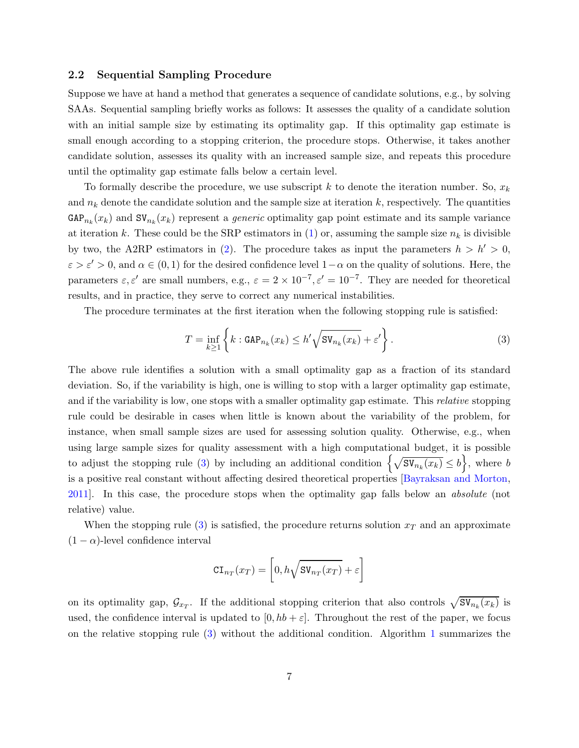### 2.2 Sequential Sampling Procedure

Suppose we have at hand a method that generates a sequence of candidate solutions, e.g., by solving SAAs. Sequential sampling briefly works as follows: It assesses the quality of a candidate solution with an initial sample size by estimating its optimality gap. If this optimality gap estimate is small enough according to a stopping criterion, the procedure stops. Otherwise, it takes another candidate solution, assesses its quality with an increased sample size, and repeats this procedure until the optimality gap estimate falls below a certain level.

To formally describe the procedure, we use subscript $k$ to denote the iteration number. So, $x_k$ and $n_k$ denote the candidate solution and the sample size at iteration $k$, respectively. The quantities $\mathtt{GAP}_{n_k}(x_k)$ and $\mathtt{SV}_{n_k}(x_k)$ represent a *generic* optimality gap point estimate and its sample variance at iteration $k$. These could be the SRP estimators in (1) or, assuming the sample size $n_k$ is divisible by two, the A2RP estimators in (2). The procedure takes as input the parameters $h > h' > 0$, $\varepsilon > \varepsilon' > 0$, and $\alpha \in (0, 1)$ for the desired confidence level $1-\alpha$ on the quality of solutions. Here, the parameters $\varepsilon, \varepsilon'$ are small numbers, e.g., $\varepsilon = 2 \times 10^{-7}, \varepsilon' = 10^{-7}$. They are needed for theoretical results, and in practice, they serve to correct any numerical instabilities.

The procedure terminates at the first iteration when the following stopping rule is satisfied:

$$T = \inf_{k \geq 1} \left\{ k : \mathtt{GAP}_{n_k}(x_k) \leq h' \sqrt{\mathtt{SV}_{n_k}(x_k)} + \varepsilon' \right\}. \tag{3}$$

The above rule identifies a solution with a small optimality gap as a fraction of its standard deviation. So, if the variability is high, one is willing to stop with a larger optimality gap estimate, and if the variability is low, one stops with a smaller optimality gap estimate. This *relative* stopping rule could be desirable in cases when little is known about the variability of the problem, for instance, when small sample sizes are used for assessing solution quality. Otherwise, e.g., when using large sample sizes for quality assessment with a high computational budget, it is possible to adjust the stopping rule (3) by including an additional condition $\left\{ \sqrt{\mathtt{SV}_{n_k}(x_k)} \leq b \right\}$, where $b$ is a positive real constant without affecting desired theoretical properties [Bayraksan and Morton, 2011]. In this case, the procedure stops when the optimality gap falls below an *absolute* (not relative) value.

When the stopping rule (3) is satisfied, the procedure returns solution $x_T$ and an approximate $(1-\alpha)$-level confidence interval

$$\mathtt{CI}_{n_T}(x_T) = \left[ 0, h\sqrt{\mathtt{SV}_{n_T}(x_T)} + \varepsilon \right]$$

on its optimality gap, $\mathcal{G}_{x_T}$. If the additional stopping criterion that also controls $\sqrt{\mathtt{SV}_{n_k}(x_k)}$ is used, the confidence interval is updated to $[0, hb + \varepsilon]$. Throughout the rest of the paper, we focus on the relative stopping rule (3) without the additional condition. Algorithm 1 summarizes the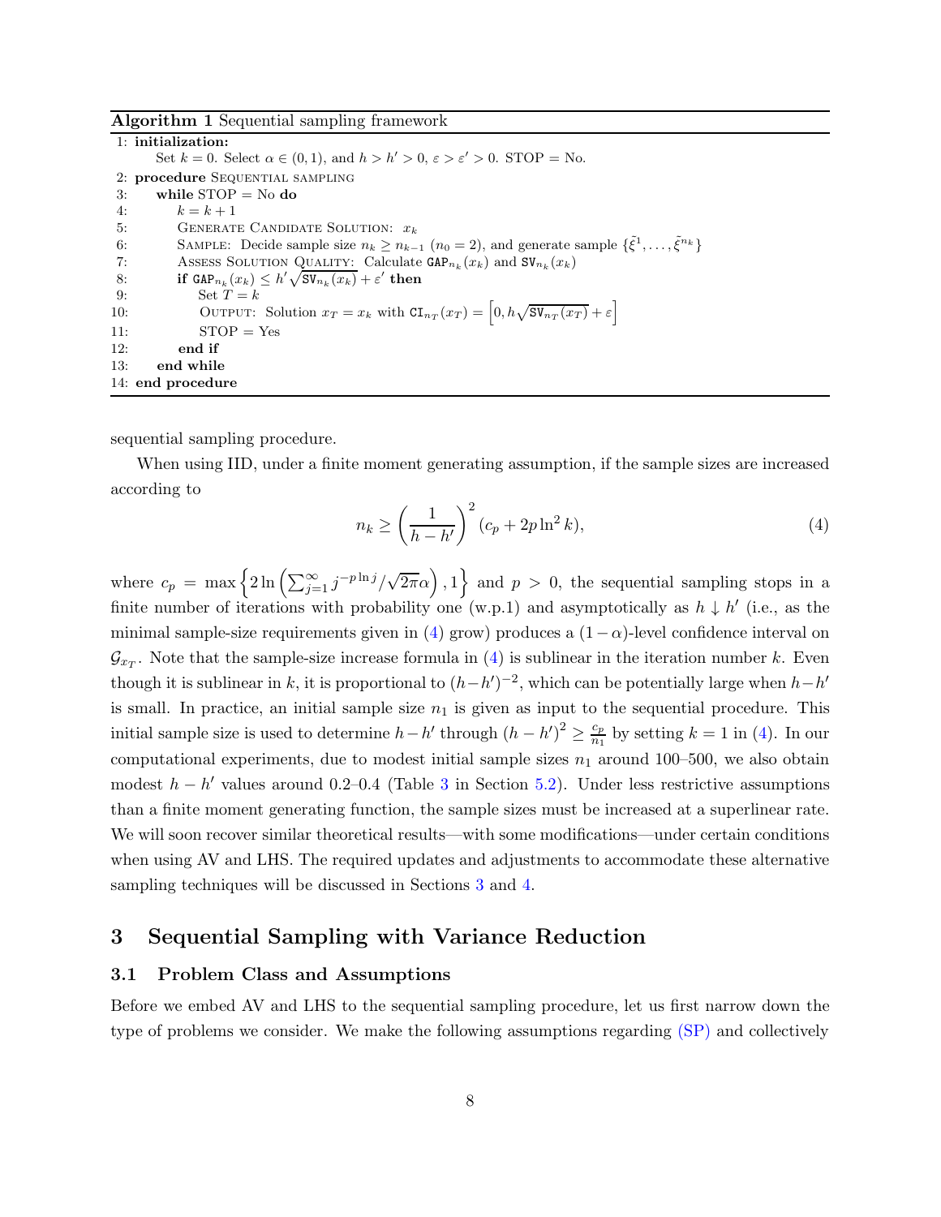**Algorithm 1** Sequential sampling framework

```
1: initialization:
     Set k = 0. Select α ∈ (0,1), and h > h' > 0, ε > ε' > 0. STOP = No.
2: procedure SEQUENTIAL SAMPLING
3:     while STOP = No do
4:         k = k + 1
5:         GENERATE CANDIDATE SOLUTION: x_k
6:         SAMPLE: Decide sample size n_k ≥ n_{k-1} (n_0 = 2), and generate sample {ξ̃^1, ..., ξ̃^{n_k}}
7:         ASSESS SOLUTION QUALITY: Calculate GAP_{n_k}(x_k) and SV_{n_k}(x_k)
8:         if GAP_{n_k}(x_k) ≤ h' √(SV_{n_k}(x_k)) + ε' then
9:             Set T = k
10:            OUTPUT: Solution x_T = x_k with CI_{n_T}(x_T) = [0, h √(SV_{n_T}(x_T)) + ε]
11:            STOP = Yes
12:        end if
13:    end while
14: end procedure
```

sequential sampling procedure.

When using IID, under a finite moment generating assumption, if the sample sizes are increased according to

$$n_k \geq \left(\frac{1}{h-h'}\right)^2 (c_p + 2p\ln^2 k), \tag{4}$$

where $c_p = \max\left\{2\ln\left(\sum_{j=1}^{\infty} j^{-p\ln j}/\sqrt{2\pi}\alpha\right), 1\right\}$ and $p > 0$, the sequential sampling stops in a finite number of iterations with probability one (w.p.1) and asymptotically as $h \downarrow h'$ (i.e., as the minimal sample-size requirements given in (4) grow) produces a $(1-\alpha)$-level confidence interval on $\mathcal{G}_{x_T}$. Note that the sample-size increase formula in (4) is sublinear in the iteration number $k$. Even though it is sublinear in $k$, it is proportional to $(h-h')^{-2}$, which can be potentially large when $h-h'$ is small. In practice, an initial sample size $n_1$ is given as input to the sequential procedure. This initial sample size is used to determine $h-h'$ through $(h-h')^2 \geq \frac{c_p}{n_1}$ by setting $k=1$ in (4). In our computational experiments, due to modest initial sample sizes $n_1$ around 100–500, we also obtain modest $h-h'$ values around 0.2–0.4 (Table 3 in Section 5.2). Under less restrictive assumptions than a finite moment generating function, the sample sizes must be increased at a superlinear rate. We will soon recover similar theoretical results—with some modifications—under certain conditions when using AV and LHS. The required updates and adjustments to accommodate these alternative sampling techniques will be discussed in Sections 3 and 4.

# 3 Sequential Sampling with Variance Reduction

## 3.1 Problem Class and Assumptions

Before we embed AV and LHS to the sequential sampling procedure, let us first narrow down the type of problems we consider. We make the following assumptions regarding (SP) and collectively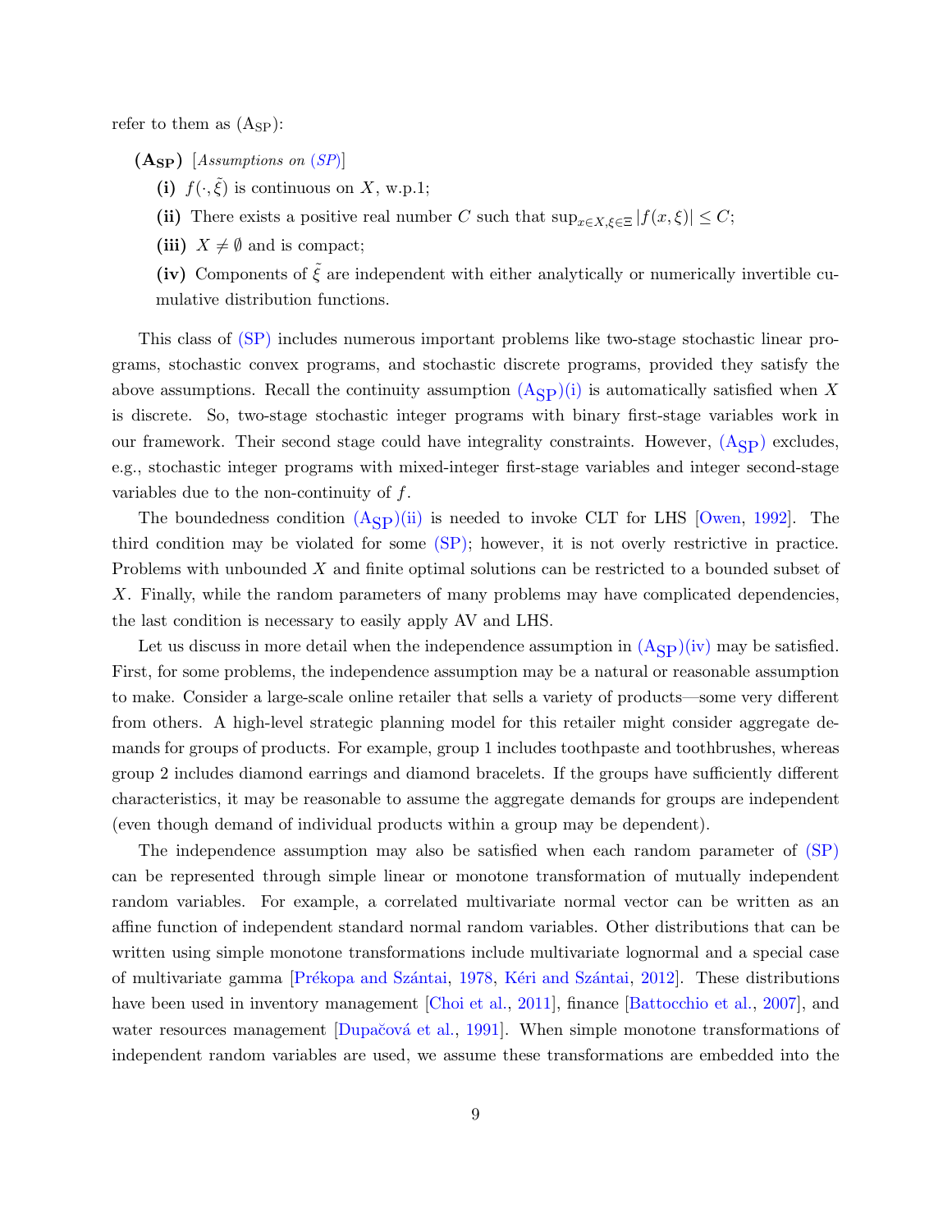refer to them as ($\text{A}_{\text{SP}}$):

**($\mathbf{A}_{\mathbf{SP}}$)** [*Assumptions on (SP)*]

- **(i)** $f(\cdot, \tilde{\xi})$ is continuous on $X$, w.p.1;
- **(ii)** There exists a positive real number $C$ such that $\sup_{x \in X, \xi \in \Xi} |f(x, \xi)| \leq C$;
- **(iii)** $X \neq \emptyset$ and is compact;
- **(iv)** Components of $\tilde{\xi}$ are independent with either analytically or numerically invertible cumulative distribution functions.

This class of (SP) includes numerous important problems like two-stage stochastic linear programs, stochastic convex programs, and stochastic discrete programs, provided they satisfy the above assumptions. Recall the continuity assumption ($\text{A}_{\text{SP}}$)(i) is automatically satisfied when $X$ is discrete. So, two-stage stochastic integer programs with binary first-stage variables work in our framework. Their second stage could have integrality constraints. However, ($\text{A}_{\text{SP}}$) excludes, e.g., stochastic integer programs with mixed-integer first-stage variables and integer second-stage variables due to the non-continuity of $f$.

The boundedness condition ($\text{A}_{\text{SP}}$)(ii) is needed to invoke CLT for LHS [Owen, 1992]. The third condition may be violated for some (SP); however, it is not overly restrictive in practice. Problems with unbounded $X$ and finite optimal solutions can be restricted to a bounded subset of $X$. Finally, while the random parameters of many problems may have complicated dependencies, the last condition is necessary to easily apply AV and LHS.

Let us discuss in more detail when the independence assumption in ($\text{A}_{\text{SP}}$)(iv) may be satisfied. First, for some problems, the independence assumption may be a natural or reasonable assumption to make. Consider a large-scale online retailer that sells a variety of products—some very different from others. A high-level strategic planning model for this retailer might consider aggregate demands for groups of products. For example, group 1 includes toothpaste and toothbrushes, whereas group 2 includes diamond earrings and diamond bracelets. If the groups have sufficiently different characteristics, it may be reasonable to assume the aggregate demands for groups are independent (even though demand of individual products within a group may be dependent).

The independence assumption may also be satisfied when each random parameter of (SP) can be represented through simple linear or monotone transformation of mutually independent random variables. For example, a correlated multivariate normal vector can be written as an affine function of independent standard normal random variables. Other distributions that can be written using simple monotone transformations include multivariate lognormal and a special case of multivariate gamma [Prékopa and Szántai, 1978, Kéri and Szántai, 2012]. These distributions have been used in inventory management [Choi et al., 2011], finance [Battocchio et al., 2007], and water resources management [Dupačová et al., 1991]. When simple monotone transformations of independent random variables are used, we assume these transformations are embedded into the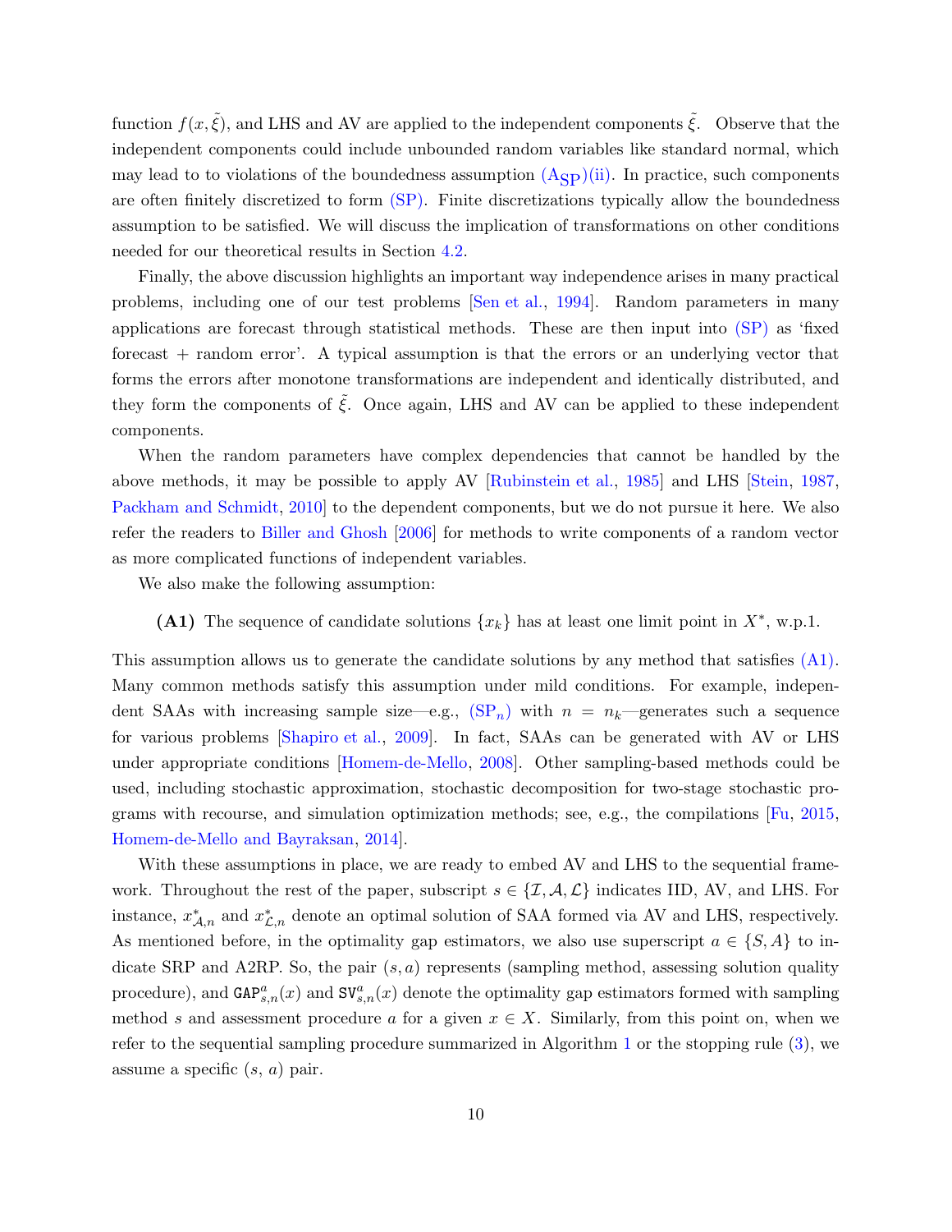function $f(x, \tilde{\xi})$, and LHS and AV are applied to the independent components $\tilde{\xi}$. Observe that the independent components could include unbounded random variables like standard normal, which may lead to to violations of the boundedness assumption $(\text{A}_{\text{SP}})$(ii). In practice, such components are often finitely discretized to form (SP). Finite discretizations typically allow the boundedness assumption to be satisfied. We will discuss the implication of transformations on other conditions needed for our theoretical results in Section 4.2.

Finally, the above discussion highlights an important way independence arises in many practical problems, including one of our test problems [Sen et al., 1994]. Random parameters in many applications are forecast through statistical methods. These are then input into (SP) as 'fixed forecast + random error'. A typical assumption is that the errors or an underlying vector that forms the errors after monotone transformations are independent and identically distributed, and they form the components of $\tilde{\xi}$. Once again, LHS and AV can be applied to these independent components.

When the random parameters have complex dependencies that cannot be handled by the above methods, it may be possible to apply AV [Rubinstein et al., 1985] and LHS [Stein, 1987, Packham and Schmidt, 2010] to the dependent components, but we do not pursue it here. We also refer the readers to Biller and Ghosh [2006] for methods to write components of a random vector as more complicated functions of independent variables.

We also make the following assumption:

**(A1)** The sequence of candidate solutions $\{x_k\}$ has at least one limit point in $X^*$, w.p.1.

This assumption allows us to generate the candidate solutions by any method that satisfies (A1). Many common methods satisfy this assumption under mild conditions. For example, independent SAAs with increasing sample size—e.g., $(\text{SP}_n)$ with $n = n_k$—generates such a sequence for various problems [Shapiro et al., 2009]. In fact, SAAs can be generated with AV or LHS under appropriate conditions [Homem-de-Mello, 2008]. Other sampling-based methods could be used, including stochastic approximation, stochastic decomposition for two-stage stochastic programs with recourse, and simulation optimization methods; see, e.g., the compilations [Fu, 2015, Homem-de-Mello and Bayraksan, 2014].

With these assumptions in place, we are ready to embed AV and LHS to the sequential framework. Throughout the rest of the paper, subscript $s \in \{\mathcal{I}, \mathcal{A}, \mathcal{L}\}$ indicates IID, AV, and LHS. For instance, $x^*_{\mathcal{A},n}$ and $x^*_{\mathcal{L},n}$ denote an optimal solution of SAA formed via AV and LHS, respectively. As mentioned before, in the optimality gap estimators, we also use superscript $a \in \{S, A\}$ to indicate SRP and A2RP. So, the pair $(s, a)$ represents (sampling method, assessing solution quality procedure), and $\texttt{GAP}^a_{s,n}(x)$ and $\texttt{SV}^a_{s,n}(x)$ denote the optimality gap estimators formed with sampling method $s$ and assessment procedure $a$ for a given $x \in X$. Similarly, from this point on, when we refer to the sequential sampling procedure summarized in Algorithm 1 or the stopping rule (3), we assume a specific $(s, a)$ pair.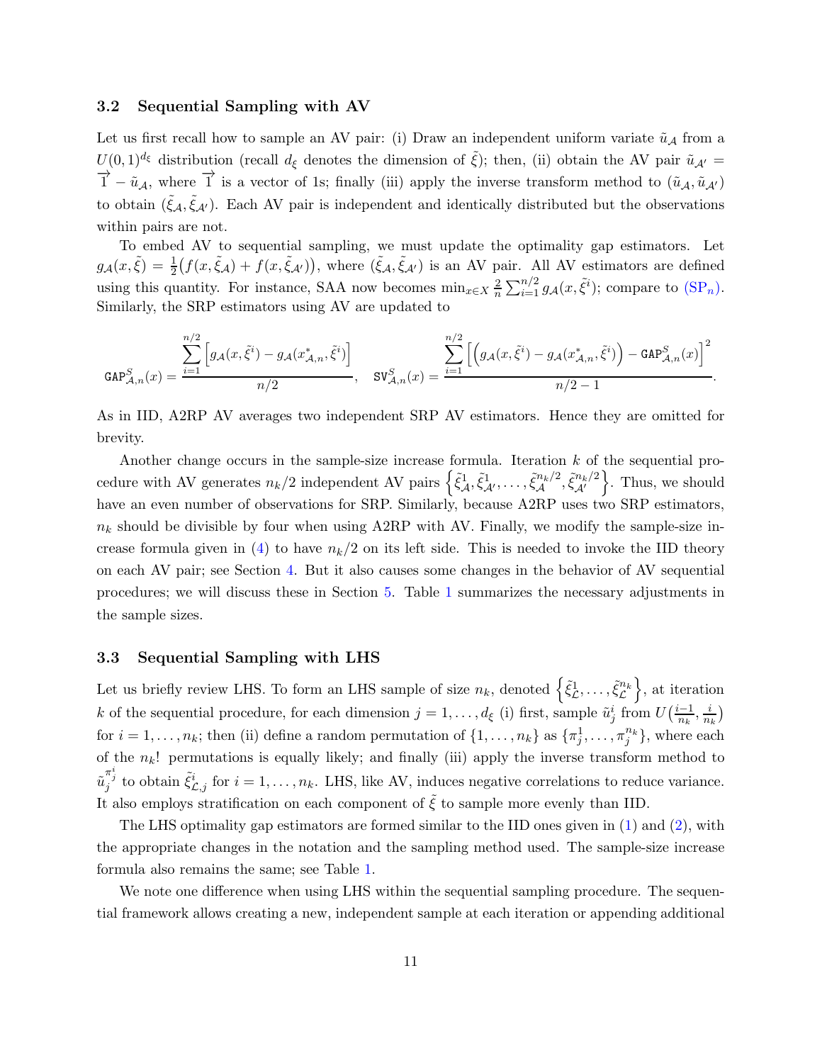### 3.2 Sequential Sampling with AV

Let us first recall how to sample an AV pair: (i) Draw an independent uniform variate $\tilde{u}_{\mathcal{A}}$ from a $U(0,1)^{d_\xi}$ distribution (recall $d_\xi$ denotes the dimension of $\tilde{\xi}$); then, (ii) obtain the AV pair $\tilde{u}_{\mathcal{A}'} = \overrightarrow{1} - \tilde{u}_{\mathcal{A}}$, where $\overrightarrow{1}$ is a vector of 1s; finally (iii) apply the inverse transform method to $(\tilde{u}_{\mathcal{A}}, \tilde{u}_{\mathcal{A}'})$ to obtain $(\tilde{\xi}_{\mathcal{A}}, \tilde{\xi}_{\mathcal{A}'})$. Each AV pair is independent and identically distributed but the observations within pairs are not.

To embed AV to sequential sampling, we must update the optimality gap estimators. Let $g_{\mathcal{A}}(x, \tilde{\xi}) = \frac{1}{2}\big(f(x, \tilde{\xi}_{\mathcal{A}}) + f(x, \tilde{\xi}_{\mathcal{A}'})\big)$, where $(\tilde{\xi}_{\mathcal{A}}, \tilde{\xi}_{\mathcal{A}'})$ is an AV pair. All AV estimators are defined using this quantity. For instance, SAA now becomes $\min_{x \in X} \frac{2}{n} \sum_{i=1}^{n/2} g_{\mathcal{A}}(x, \tilde{\xi}^i)$; compare to (SP$_n$). Similarly, the SRP estimators using AV are updated to

$$
\mathtt{GAP}^S_{\mathcal{A},n}(x) = \frac{\sum_{i=1}^{n/2} \left[ g_{\mathcal{A}}(x, \tilde{\xi}^i) - g_{\mathcal{A}}(x^*_{\mathcal{A},n}, \tilde{\xi}^i) \right]}{n/2}, \quad \mathtt{SV}^S_{\mathcal{A},n}(x) = \frac{\sum_{i=1}^{n/2} \left[ \left( g_{\mathcal{A}}(x, \tilde{\xi}^i) - g_{\mathcal{A}}(x^*_{\mathcal{A},n}, \tilde{\xi}^i) \right) - \mathtt{GAP}^S_{\mathcal{A},n}(x) \right]^2}{n/2 - 1}.
$$

As in IID, A2RP AV averages two independent SRP AV estimators. Hence they are omitted for brevity.

Another change occurs in the sample-size increase formula. Iteration $k$ of the sequential procedure with AV generates $n_k/2$ independent AV pairs $\left\{ \tilde{\xi}^1_{\mathcal{A}}, \tilde{\xi}^1_{\mathcal{A}'}, \ldots, \tilde{\xi}^{n_k/2}_{\mathcal{A}}, \tilde{\xi}^{n_k/2}_{\mathcal{A}'} \right\}$. Thus, we should have an even number of observations for SRP. Similarly, because A2RP uses two SRP estimators, $n_k$ should be divisible by four when using A2RP with AV. Finally, we modify the sample-size increase formula given in (4) to have $n_k/2$ on its left side. This is needed to invoke the IID theory on each AV pair; see Section 4. But it also causes some changes in the behavior of AV sequential procedures; we will discuss these in Section 5. Table 1 summarizes the necessary adjustments in the sample sizes.

### 3.3 Sequential Sampling with LHS

Let us briefly review LHS. To form an LHS sample of size $n_k$, denoted $\left\{ \tilde{\xi}^1_{\mathcal{L}}, \ldots, \tilde{\xi}^{n_k}_{\mathcal{L}} \right\}$, at iteration $k$ of the sequential procedure, for each dimension $j = 1, \ldots, d_\xi$ (i) first, sample $\tilde{u}^i_j$ from $U\big(\frac{i-1}{n_k}, \frac{i}{n_k}\big)$ for $i = 1, \ldots, n_k$; then (ii) define a random permutation of $\{1, \ldots, n_k\}$ as $\{\pi^1_j, \ldots, \pi^{n_k}_j\}$, where each of the $n_k!$ permutations is equally likely; and finally (iii) apply the inverse transform method to $\tilde{u}^{\pi^i_j}_j$ to obtain $\tilde{\xi}^i_{\mathcal{L},j}$ for $i = 1, \ldots, n_k$. LHS, like AV, induces negative correlations to reduce variance. It also employs stratification on each component of $\tilde{\xi}$ to sample more evenly than IID.

The LHS optimality gap estimators are formed similar to the IID ones given in (1) and (2), with the appropriate changes in the notation and the sampling method used. The sample-size increase formula also remains the same; see Table 1.

We note one difference when using LHS within the sequential sampling procedure. The sequential framework allows creating a new, independent sample at each iteration or appending additional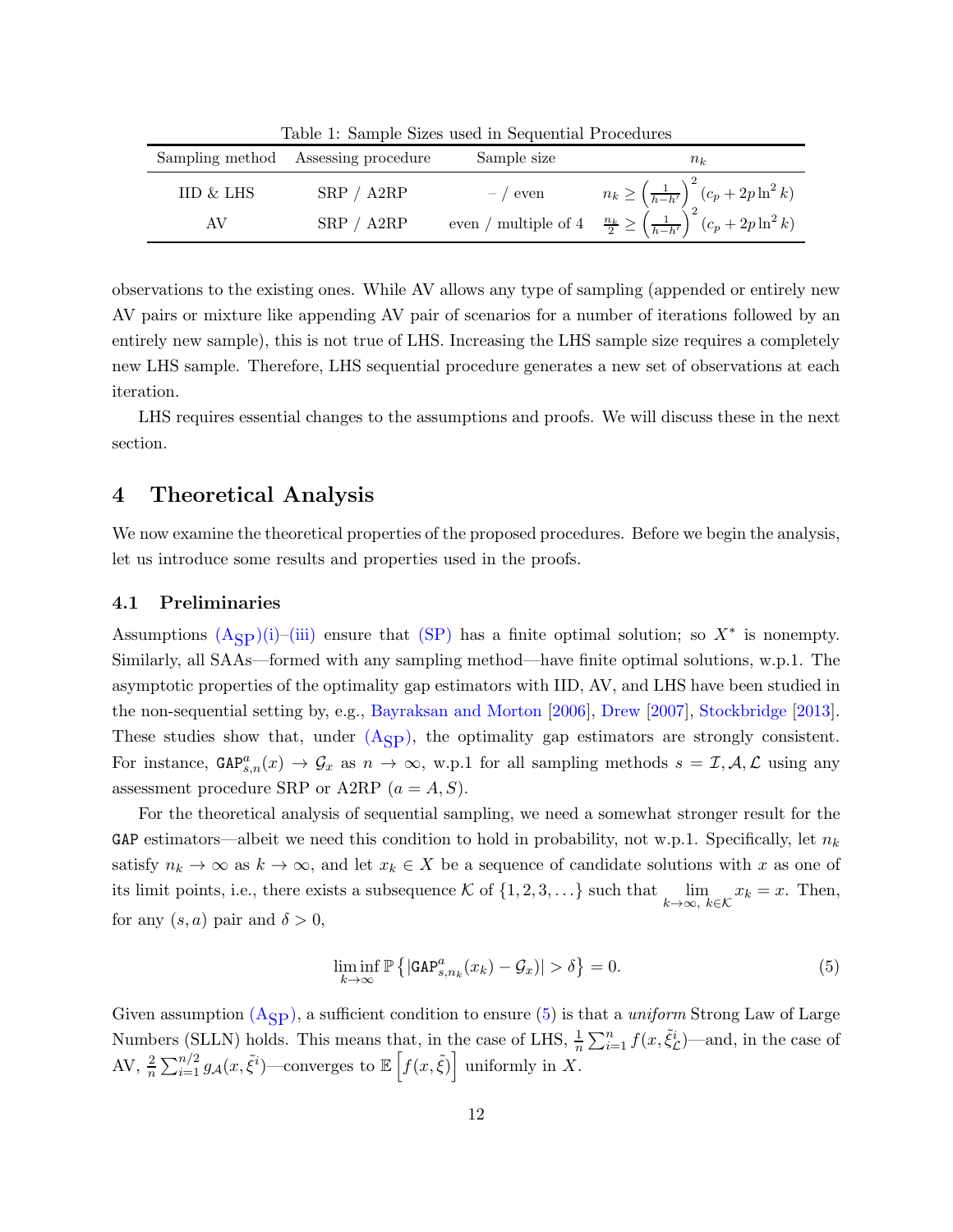Table 1: Sample Sizes used in Sequential Procedures

| Sampling method | Assessing procedure | Sample size | $n_k$ |
|---|---|---|---|
| IID & LHS | SRP / A2RP | – / even | $n_k \geq \left(\frac{1}{h-h'}\right)^2 (c_p + 2p \ln^2 k)$ |
| AV | SRP / A2RP | even / multiple of 4 | $\frac{n_k}{2} \geq \left(\frac{1}{h-h'}\right)^2 (c_p + 2p \ln^2 k)$ |

observations to the existing ones. While AV allows any type of sampling (appended or entirely new AV pairs or mixture like appending AV pair of scenarios for a number of iterations followed by an entirely new sample), this is not true of LHS. Increasing the LHS sample size requires a completely new LHS sample. Therefore, LHS sequential procedure generates a new set of observations at each iteration.

LHS requires essential changes to the assumptions and proofs. We will discuss these in the next section.

# 4 Theoretical Analysis

We now examine the theoretical properties of the proposed procedures. Before we begin the analysis, let us introduce some results and properties used in the proofs.

## 4.1 Preliminaries

Assumptions (A$_{\text{SP}}$)(i)–(iii) ensure that (SP) has a finite optimal solution; so $X^*$ is nonempty. Similarly, all SAAs—formed with any sampling method—have finite optimal solutions, w.p.1. The asymptotic properties of the optimality gap estimators with IID, AV, and LHS have been studied in the non-sequential setting by, e.g., Bayraksan and Morton [2006], Drew [2007], Stockbridge [2013]. These studies show that, under (A$_{\text{SP}}$), the optimality gap estimators are strongly consistent. For instance, $\texttt{GAP}^a_{s,n}(x) \to \mathcal{G}_x$ as $n \to \infty$, w.p.1 for all sampling methods $s = \mathcal{I}, \mathcal{A}, \mathcal{L}$ using any assessment procedure SRP or A2RP ($a = A, S$).

For the theoretical analysis of sequential sampling, we need a somewhat stronger result for the GAP estimators—albeit we need this condition to hold in probability, not w.p.1. Specifically, let $n_k$ satisfy $n_k \to \infty$ as $k \to \infty$, and let $x_k \in X$ be a sequence of candidate solutions with $x$ as one of its limit points, i.e., there exists a subsequence $\mathcal{K}$ of $\{1, 2, 3, \ldots\}$ such that $\lim_{k\to\infty,\ k\in\mathcal{K}} x_k = x$. Then, for any $(s, a)$ pair and $\delta > 0$,

$$\liminf_{k\to\infty} \mathbb{P}\left\{|\texttt{GAP}^a_{s,n_k}(x_k) - \mathcal{G}_x| > \delta\right\} = 0. \tag{5}$$

Given assumption (A$_{\text{SP}}$), a sufficient condition to ensure (5) is that a *uniform* Strong Law of Large Numbers (SLLN) holds. This means that, in the case of LHS, $\frac{1}{n}\sum_{i=1}^{n} f(x, \tilde{\xi}^i_{\mathcal{L}})$—and, in the case of AV, $\frac{2}{n}\sum_{i=1}^{n/2} g_{\mathcal{A}}(x, \tilde{\xi}^i)$—converges to $\mathbb{E}\left[f(x, \tilde{\xi})\right]$ uniformly in $X$.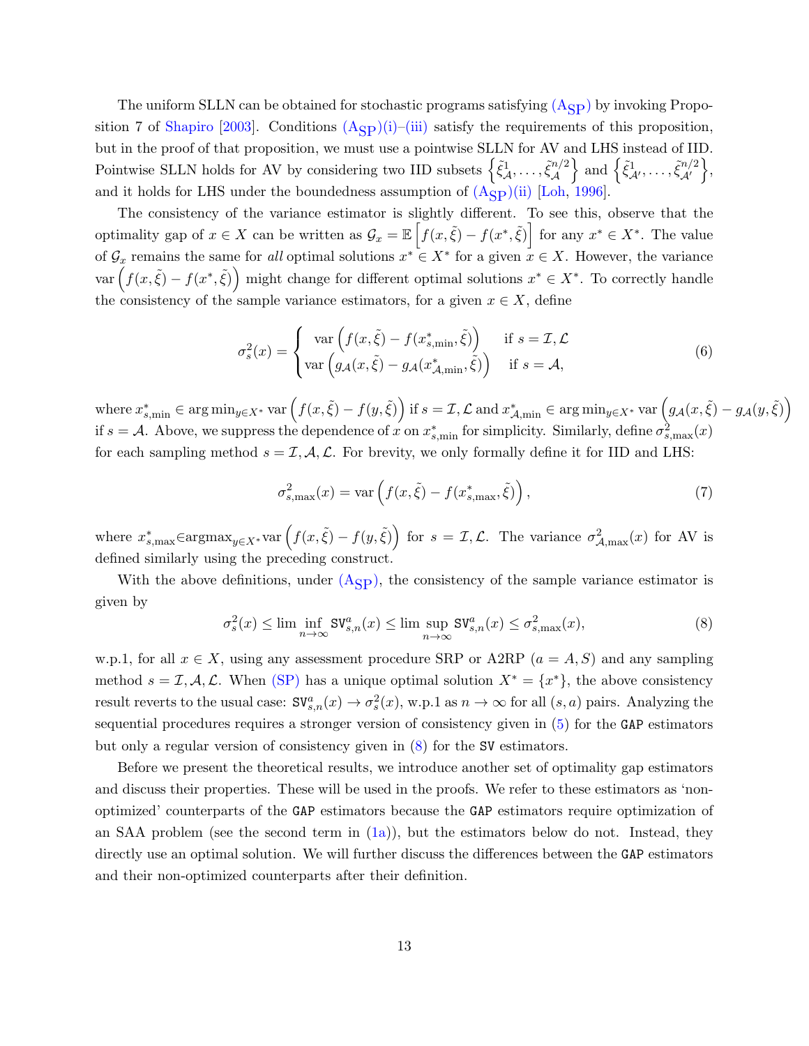The uniform SLLN can be obtained for stochastic programs satisfying ($\mathrm{A_{SP}}$) by invoking Proposition 7 of Shapiro [2003]. Conditions ($\mathrm{A_{SP}}$)(i)–(iii) satisfy the requirements of this proposition, but in the proof of that proposition, we must use a pointwise SLLN for AV and LHS instead of IID. Pointwise SLLN holds for AV by considering two IID subsets $\left\{\tilde{\xi}^1_{\mathcal{A}}, \ldots, \tilde{\xi}^{n/2}_{\mathcal{A}}\right\}$ and $\left\{\tilde{\xi}^1_{\mathcal{A}'}, \ldots, \tilde{\xi}^{n/2}_{\mathcal{A}'}\right\}$, and it holds for LHS under the boundedness assumption of ($\mathrm{A_{SP}}$)(ii) [Loh, 1996].

The consistency of the variance estimator is slightly different. To see this, observe that the optimality gap of $x \in X$ can be written as $\mathcal{G}_x = \mathbb{E}\left[f(x,\tilde{\xi}) - f(x^*,\tilde{\xi})\right]$ for any $x^* \in X^*$. The value of $\mathcal{G}_x$ remains the same for *all* optimal solutions $x^* \in X^*$ for a given $x \in X$. However, the variance $\mathrm{var}\left(f(x,\tilde{\xi}) - f(x^*,\tilde{\xi})\right)$ might change for different optimal solutions $x^* \in X^*$. To correctly handle the consistency of the sample variance estimators, for a given $x \in X$, define

$$\sigma^2_s(x) = \begin{cases} \mathrm{var}\left(f(x,\tilde{\xi}) - f(x^*_{s,\min},\tilde{\xi})\right) & \text{if } s = \mathcal{I}, \mathcal{L} \\ \mathrm{var}\left(g_{\mathcal{A}}(x,\tilde{\xi}) - g_{\mathcal{A}}(x^*_{\mathcal{A},\min},\tilde{\xi})\right) & \text{if } s = \mathcal{A}, \end{cases} \tag{6}$$

where $x^*_{s,\min} \in \arg\min_{y \in X^*} \mathrm{var}\left(f(x,\tilde{\xi}) - f(y,\tilde{\xi})\right)$ if $s = \mathcal{I}, \mathcal{L}$ and $x^*_{\mathcal{A},\min} \in \arg\min_{y \in X^*} \mathrm{var}\left(g_{\mathcal{A}}(x,\tilde{\xi}) - g_{\mathcal{A}}(y,\tilde{\xi})\right)$ if $s = \mathcal{A}$. Above, we suppress the dependence of $x$ on $x^*_{s,\min}$ for simplicity. Similarly, define $\sigma^2_{s,\max}(x)$ for each sampling method $s = \mathcal{I}, \mathcal{A}, \mathcal{L}$. For brevity, we only formally define it for IID and LHS:

$$\sigma^2_{s,\max}(x) = \mathrm{var}\left(f(x,\tilde{\xi}) - f(x^*_{s,\max},\tilde{\xi})\right), \tag{7}$$

where $x^*_{s,\max} \in \mathrm{argmax}_{y \in X^*} \mathrm{var}\left(f(x,\tilde{\xi}) - f(y,\tilde{\xi})\right)$ for $s = \mathcal{I}, \mathcal{L}$. The variance $\sigma^2_{\mathcal{A},\max}(x)$ for AV is defined similarly using the preceding construct.

With the above definitions, under ($\mathrm{A_{SP}}$), the consistency of the sample variance estimator is given by

$$\sigma^2_s(x) \le \liminf_{n\to\infty} \mathtt{SV}^a_{s,n}(x) \le \limsup_{n\to\infty} \mathtt{SV}^a_{s,n}(x) \le \sigma^2_{s,\max}(x), \tag{8}$$

w.p.1, for all $x \in X$, using any assessment procedure SRP or A2RP ($a = A, S$) and any sampling method $s = \mathcal{I}, \mathcal{A}, \mathcal{L}$. When (SP) has a unique optimal solution $X^* = \{x^*\}$, the above consistency result reverts to the usual case: $\mathtt{SV}^a_{s,n}(x) \to \sigma^2_s(x)$, w.p.1 as $n \to \infty$ for all $(s,a)$ pairs. Analyzing the sequential procedures requires a stronger version of consistency given in (5) for the $\mathtt{GAP}$ estimators but only a regular version of consistency given in (8) for the $\mathtt{SV}$ estimators.

Before we present the theoretical results, we introduce another set of optimality gap estimators and discuss their properties. These will be used in the proofs. We refer to these estimators as 'non-optimized' counterparts of the $\mathtt{GAP}$ estimators because the $\mathtt{GAP}$ estimators require optimization of an SAA problem (see the second term in (1a)), but the estimators below do not. Instead, they directly use an optimal solution. We will further discuss the differences between the $\mathtt{GAP}$ estimators and their non-optimized counterparts after their definition.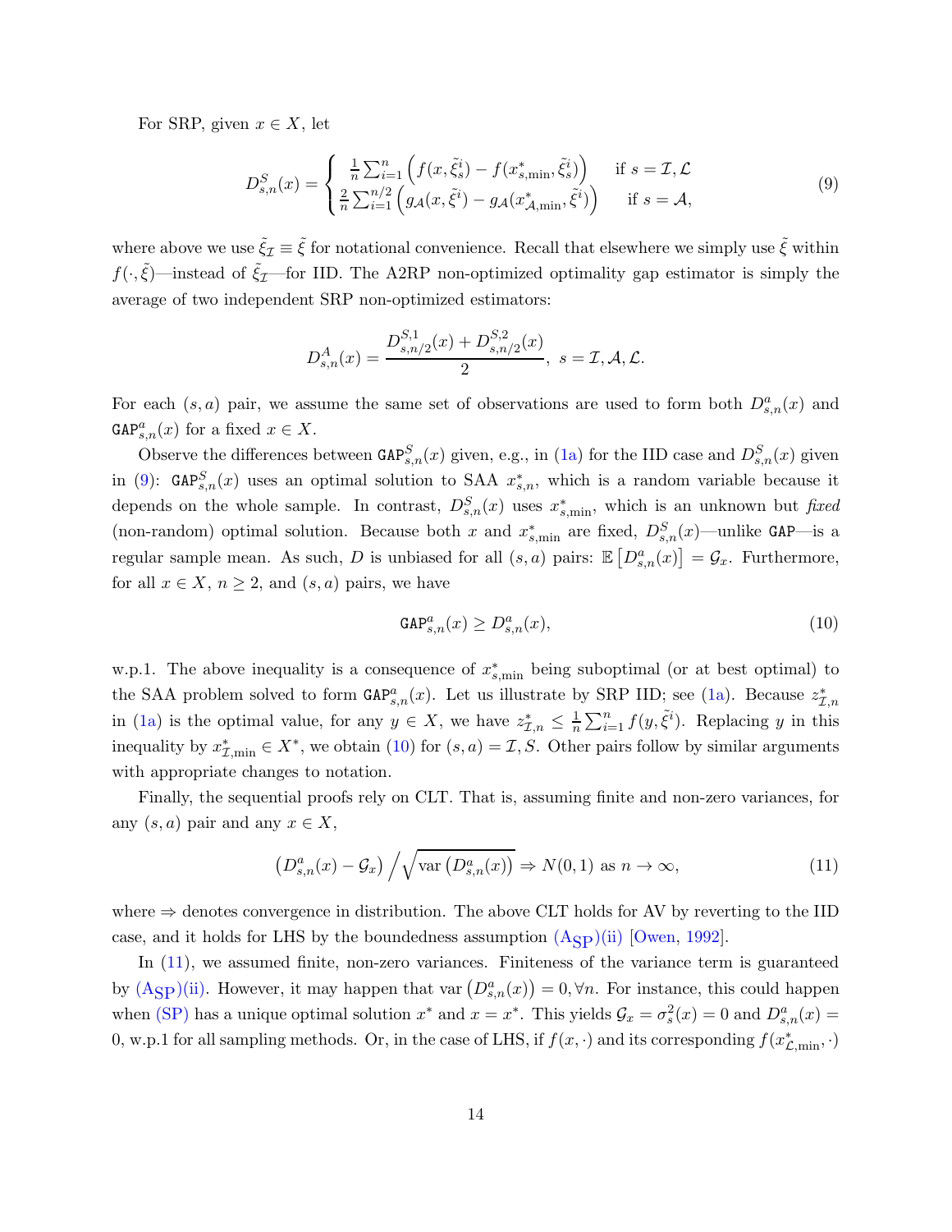For SRP, given $x \in X$, let

$$
D^S_{s,n}(x) = \begin{cases} \frac{1}{n}\sum_{i=1}^{n}\left(f(x,\tilde{\xi}^i_s) - f(x^*_{s,\min},\tilde{\xi}^i_s)\right) & \text{if } s = \mathcal{I},\mathcal{L} \\ \frac{2}{n}\sum_{i=1}^{n/2}\left(g_{\mathcal{A}}(x,\tilde{\xi}^i) - g_{\mathcal{A}}(x^*_{\mathcal{A},\min},\tilde{\xi}^i)\right) & \text{if } s = \mathcal{A}, \end{cases} \tag{9}
$$

where above we use $\tilde{\xi}_{\mathcal{I}} \equiv \tilde{\xi}$ for notational convenience. Recall that elsewhere we simply use $\tilde{\xi}$ within $f(\cdot,\tilde{\xi})$—instead of $\tilde{\xi}_{\mathcal{I}}$—for IID. The A2RP non-optimized optimality gap estimator is simply the average of two independent SRP non-optimized estimators:

$$
D^A_{s,n}(x) = \frac{D^{S,1}_{s,n/2}(x) + D^{S,2}_{s,n/2}(x)}{2},\ s = \mathcal{I},\mathcal{A},\mathcal{L}.
$$

For each $(s,a)$ pair, we assume the same set of observations are used to form both $D^a_{s,n}(x)$ and $\texttt{GAP}^a_{s,n}(x)$ for a fixed $x \in X$.

Observe the differences between $\texttt{GAP}^S_{s,n}(x)$ given, e.g., in (1a) for the IID case and $D^S_{s,n}(x)$ given in (9): $\texttt{GAP}^S_{s,n}(x)$ uses an optimal solution to SAA $x^*_{s,n}$, which is a random variable because it depends on the whole sample. In contrast, $D^S_{s,n}(x)$ uses $x^*_{s,\min}$, which is an unknown but *fixed* (non-random) optimal solution. Because both $x$ and $x^*_{s,\min}$ are fixed, $D^S_{s,n}(x)$—unlike $\texttt{GAP}$—is a regular sample mean. As such, $D$ is unbiased for all $(s,a)$ pairs: $\mathbb{E}\left[D^a_{s,n}(x)\right] = \mathcal{G}_x$. Furthermore, for all $x \in X$, $n \geq 2$, and $(s,a)$ pairs, we have

$$
\texttt{GAP}^a_{s,n}(x) \geq D^a_{s,n}(x), \tag{10}
$$

w.p.1. The above inequality is a consequence of $x^*_{s,\min}$ being suboptimal (or at best optimal) to the SAA problem solved to form $\texttt{GAP}^a_{s,n}(x)$. Let us illustrate by SRP IID; see (1a). Because $z^*_{\mathcal{I},n}$ in (1a) is the optimal value, for any $y \in X$, we have $z^*_{\mathcal{I},n} \leq \frac{1}{n}\sum_{i=1}^{n} f(y,\tilde{\xi}^i)$. Replacing $y$ in this inequality by $x^*_{\mathcal{I},\min} \in X^*$, we obtain (10) for $(s,a) = \mathcal{I}, S$. Other pairs follow by similar arguments with appropriate changes to notation.

Finally, the sequential proofs rely on CLT. That is, assuming finite and non-zero variances, for any $(s,a)$ pair and any $x \in X$,

$$
\left(D^a_{s,n}(x) - \mathcal{G}_x\right) \Big/ \sqrt{\operatorname{var}\left(D^a_{s,n}(x)\right)} \Rightarrow N(0,1) \text{ as } n \to \infty, \tag{11}
$$

where $\Rightarrow$ denotes convergence in distribution. The above CLT holds for AV by reverting to the IID case, and it holds for LHS by the boundedness assumption $(\mathrm{A_{SP}})$(ii) [Owen, 1992].

In (11), we assumed finite, non-zero variances. Finiteness of the variance term is guaranteed by $(\mathrm{A_{SP}})$(ii). However, it may happen that $\operatorname{var}\left(D^a_{s,n}(x)\right) = 0, \forall n$. For instance, this could happen when (SP) has a unique optimal solution $x^*$ and $x = x^*$. This yields $\mathcal{G}_x = \sigma^2_s(x) = 0$ and $D^a_{s,n}(x) = 0$, w.p.1 for all sampling methods. Or, in the case of LHS, if $f(x,\cdot)$ and its corresponding $f(x^*_{\mathcal{L},\min},\cdot)$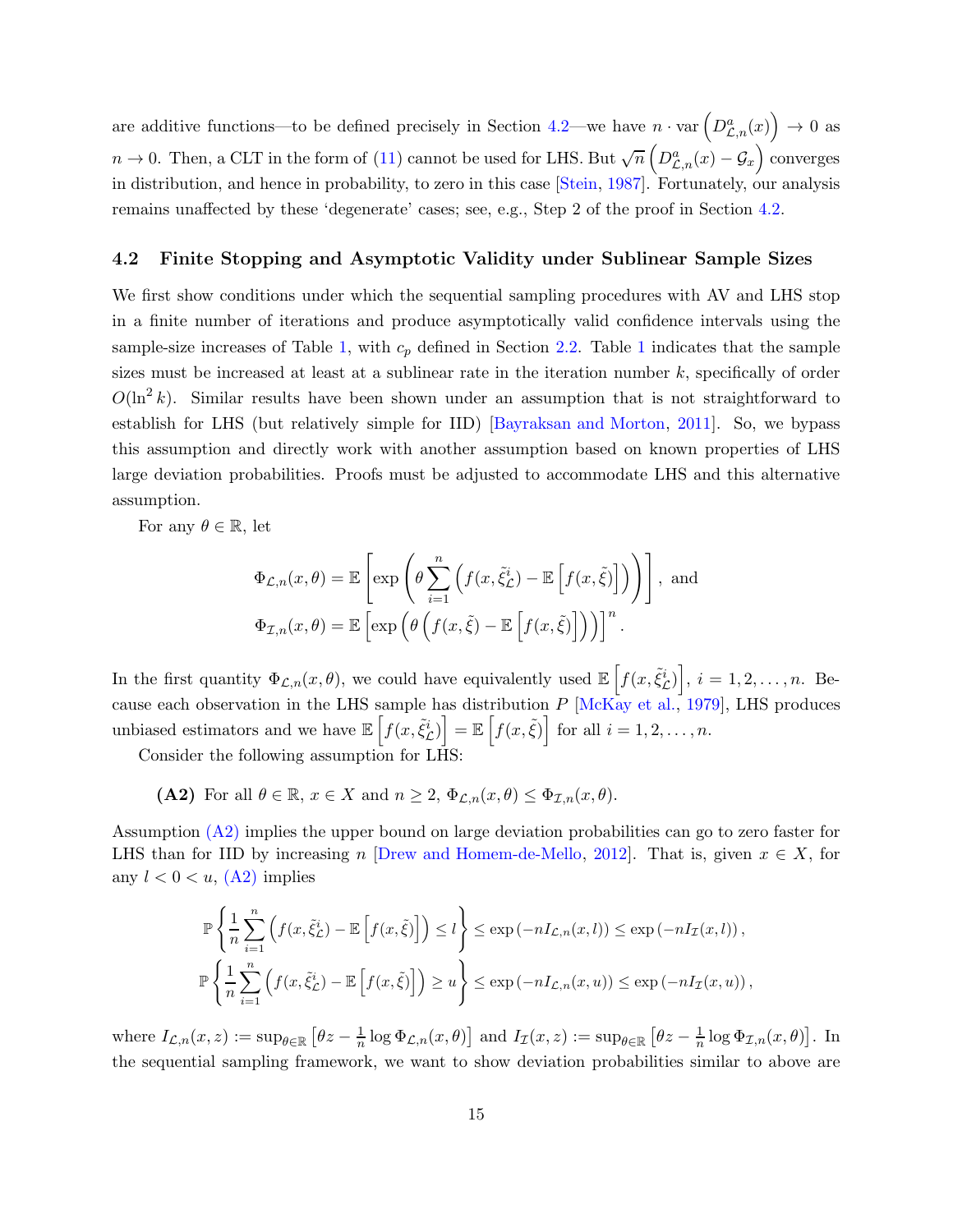are additive functions—to be defined precisely in Section 4.2—we have $n \cdot \text{var}\left(D^a_{\mathcal{L},n}(x)\right) \to 0$ as $n \to 0$. Then, a CLT in the form of (11) cannot be used for LHS. But $\sqrt{n}\left(D^a_{\mathcal{L},n}(x) - \mathcal{G}_x\right)$ converges in distribution, and hence in probability, to zero in this case [Stein, 1987]. Fortunately, our analysis remains unaffected by these 'degenerate' cases; see, e.g., Step 2 of the proof in Section 4.2.

## 4.2 Finite Stopping and Asymptotic Validity under Sublinear Sample Sizes

We first show conditions under which the sequential sampling procedures with AV and LHS stop in a finite number of iterations and produce asymptotically valid confidence intervals using the sample-size increases of Table 1, with $c_p$ defined in Section 2.2. Table 1 indicates that the sample sizes must be increased at least at a sublinear rate in the iteration number $k$, specifically of order $O(\ln^2 k)$. Similar results have been shown under an assumption that is not straightforward to establish for LHS (but relatively simple for IID) [Bayraksan and Morton, 2011]. So, we bypass this assumption and directly work with another assumption based on known properties of LHS large deviation probabilities. Proofs must be adjusted to accommodate LHS and this alternative assumption.

For any $\theta \in \mathbb{R}$, let

$$\Phi_{\mathcal{L},n}(x,\theta) = \mathbb{E}\left[\exp\left(\theta \sum_{i=1}^{n}\left(f(x,\tilde{\xi}^i_{\mathcal{L}}) - \mathbb{E}\left[f(x,\tilde{\xi})\right]\right)\right)\right], \text{ and}$$
$$\Phi_{\mathcal{I},n}(x,\theta) = \mathbb{E}\left[\exp\left(\theta\left(f(x,\tilde{\xi}) - \mathbb{E}\left[f(x,\tilde{\xi})\right]\right)\right)\right]^n.$$

In the first quantity $\Phi_{\mathcal{L},n}(x,\theta)$, we could have equivalently used $\mathbb{E}\left[f(x,\tilde{\xi}^i_{\mathcal{L}})\right]$, $i = 1,2,\dots,n$. Because each observation in the LHS sample has distribution $P$ [McKay et al., 1979], LHS produces unbiased estimators and we have $\mathbb{E}\left[f(x,\tilde{\xi}^i_{\mathcal{L}})\right] = \mathbb{E}\left[f(x,\tilde{\xi})\right]$ for all $i = 1,2,\dots,n$.

Consider the following assumption for LHS:

**(A2)** For all $\theta \in \mathbb{R}$, $x \in X$ and $n \geq 2$, $\Phi_{\mathcal{L},n}(x,\theta) \leq \Phi_{\mathcal{I},n}(x,\theta)$.

Assumption (A2) implies the upper bound on large deviation probabilities can go to zero faster for LHS than for IID by increasing $n$ [Drew and Homem-de-Mello, 2012]. That is, given $x \in X$, for any $l < 0 < u$, (A2) implies

$$\mathbb{P}\left\{\frac{1}{n}\sum_{i=1}^{n}\left(f(x,\tilde{\xi}^i_{\mathcal{L}}) - \mathbb{E}\left[f(x,\tilde{\xi})\right]\right) \leq l\right\} \leq \exp\left(-nI_{\mathcal{L},n}(x,l)\right) \leq \exp\left(-nI_{\mathcal{I}}(x,l)\right),$$
$$\mathbb{P}\left\{\frac{1}{n}\sum_{i=1}^{n}\left(f(x,\tilde{\xi}^i_{\mathcal{L}}) - \mathbb{E}\left[f(x,\tilde{\xi})\right]\right) \geq u\right\} \leq \exp\left(-nI_{\mathcal{L},n}(x,u)\right) \leq \exp\left(-nI_{\mathcal{I}}(x,u)\right),$$

where $I_{\mathcal{L},n}(x,z) := \sup_{\theta\in\mathbb{R}}\left[\theta z - \frac{1}{n}\log\Phi_{\mathcal{L},n}(x,\theta)\right]$ and $I_{\mathcal{I}}(x,z) := \sup_{\theta\in\mathbb{R}}\left[\theta z - \frac{1}{n}\log\Phi_{\mathcal{I},n}(x,\theta)\right]$. In the sequential sampling framework, we want to show deviation probabilities similar to above are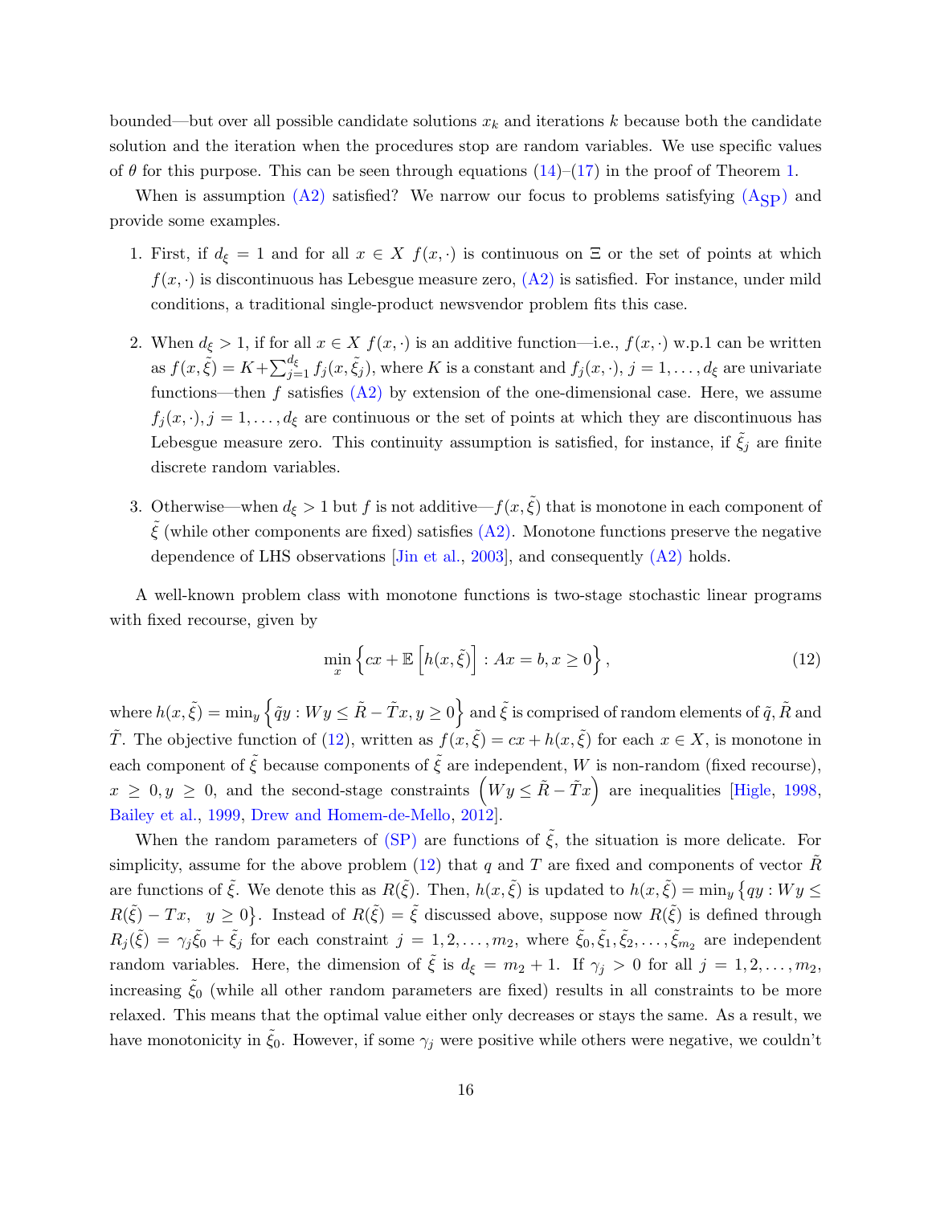bounded—but over all possible candidate solutions $x_k$ and iterations $k$ because both the candidate solution and the iteration when the procedures stop are random variables. We use specific values of $\theta$ for this purpose. This can be seen through equations (14)–(17) in the proof of Theorem 1.

When is assumption (A2) satisfied? We narrow our focus to problems satisfying ($\text{A}_{\text{SP}}$) and provide some examples.

1. First, if $d_\xi = 1$ and for all $x \in X$ $f(x, \cdot)$ is continuous on $\Xi$ or the set of points at which $f(x, \cdot)$ is discontinuous has Lebesgue measure zero, (A2) is satisfied. For instance, under mild conditions, a traditional single-product newsvendor problem fits this case.

2. When $d_\xi > 1$, if for all $x \in X$ $f(x, \cdot)$ is an additive function—i.e., $f(x, \cdot)$ w.p.1 can be written as $f(x, \tilde{\xi}) = K + \sum_{j=1}^{d_\xi} f_j(x, \tilde{\xi}_j)$, where $K$ is a constant and $f_j(x, \cdot)$, $j = 1, \ldots, d_\xi$ are univariate functions—then $f$ satisfies (A2) by extension of the one-dimensional case. Here, we assume $f_j(x, \cdot), j = 1, \ldots, d_\xi$ are continuous or the set of points at which they are discontinuous has Lebesgue measure zero. This continuity assumption is satisfied, for instance, if $\tilde{\xi}_j$ are finite discrete random variables.

3. Otherwise—when $d_\xi > 1$ but $f$ is not additive—$f(x, \tilde{\xi})$ that is monotone in each component of $\tilde{\xi}$ (while other components are fixed) satisfies (A2). Monotone functions preserve the negative dependence of LHS observations [Jin et al., 2003], and consequently (A2) holds.

A well-known problem class with monotone functions is two-stage stochastic linear programs with fixed recourse, given by

$$\min_x \left\{ cx + \mathbb{E}\left[ h(x, \tilde{\xi}) \right] : Ax = b, x \geq 0 \right\}, \tag{12}$$

where $h(x, \tilde{\xi}) = \min_y \left\{ \tilde{q}y : Wy \leq \tilde{R} - \tilde{T}x, y \geq 0 \right\}$ and $\tilde{\xi}$ is comprised of random elements of $\tilde{q}, \tilde{R}$ and $\tilde{T}$. The objective function of (12), written as $f(x, \tilde{\xi}) = cx + h(x, \tilde{\xi})$ for each $x \in X$, is monotone in each component of $\tilde{\xi}$ because components of $\tilde{\xi}$ are independent, $W$ is non-random (fixed recourse), $x \geq 0, y \geq 0$, and the second-stage constraints $\left( Wy \leq \tilde{R} - \tilde{T}x \right)$ are inequalities [Higle, 1998, Bailey et al., 1999, Drew and Homem-de-Mello, 2012].

When the random parameters of (SP) are functions of $\tilde{\xi}$, the situation is more delicate. For simplicity, assume for the above problem (12) that $q$ and $T$ are fixed and components of vector $\tilde{R}$ are functions of $\tilde{\xi}$. We denote this as $R(\tilde{\xi})$. Then, $h(x, \tilde{\xi})$ is updated to $h(x, \tilde{\xi}) = \min_y \{ qy : Wy \leq R(\tilde{\xi}) - Tx, \quad y \geq 0 \}$. Instead of $R(\tilde{\xi}) = \tilde{\xi}$ discussed above, suppose now $R(\tilde{\xi})$ is defined through $R_j(\tilde{\xi}) = \gamma_j \tilde{\xi}_0 + \tilde{\xi}_j$ for each constraint $j = 1, 2, \ldots, m_2$, where $\tilde{\xi}_0, \tilde{\xi}_1, \tilde{\xi}_2, \ldots, \tilde{\xi}_{m_2}$ are independent random variables. Here, the dimension of $\tilde{\xi}$ is $d_\xi = m_2 + 1$. If $\gamma_j > 0$ for all $j = 1, 2, \ldots, m_2$, increasing $\tilde{\xi}_0$ (while all other random parameters are fixed) results in all constraints to be more relaxed. This means that the optimal value either only decreases or stays the same. As a result, we have monotonicity in $\tilde{\xi}_0$. However, if some $\gamma_j$ were positive while others were negative, we couldn't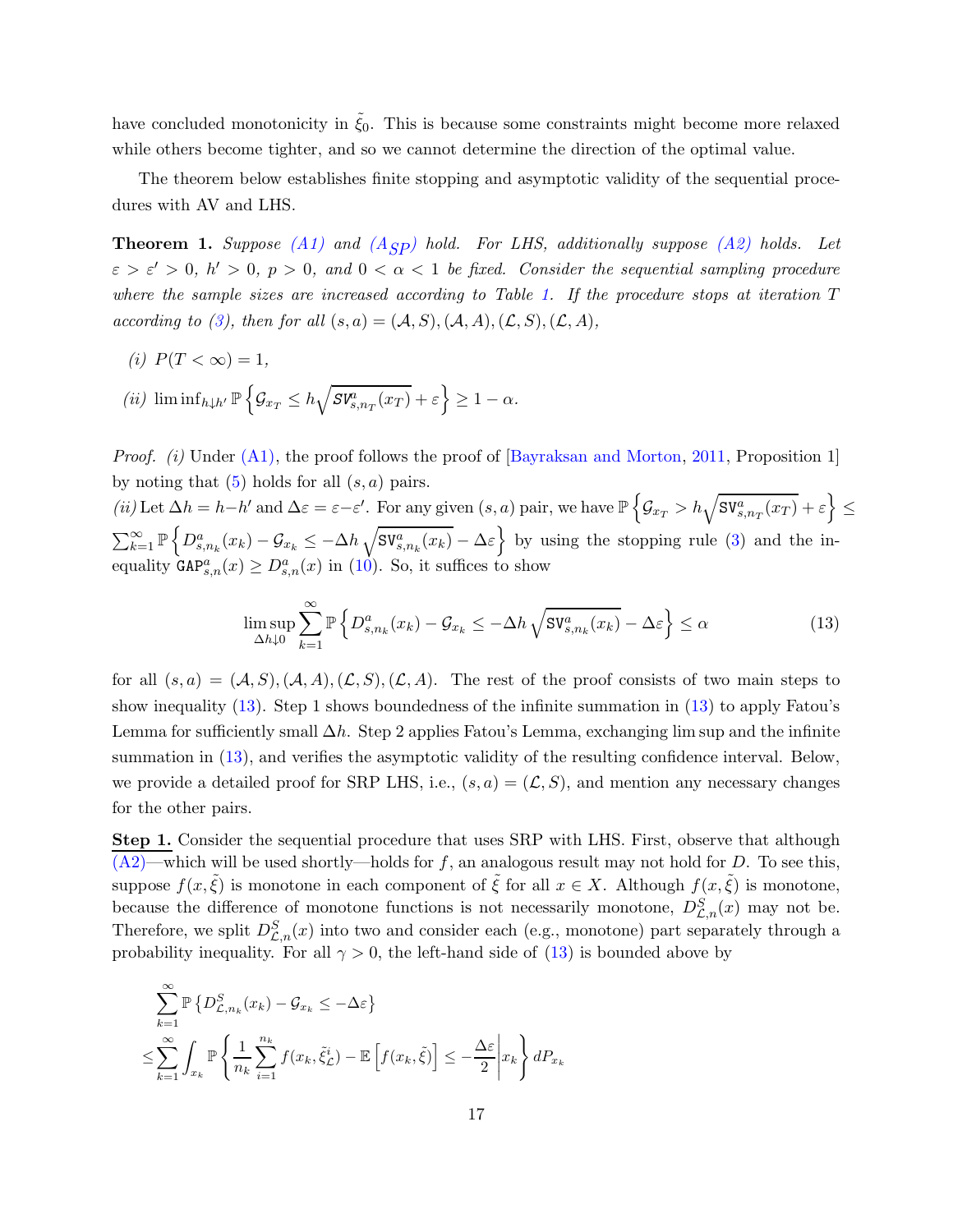have concluded monotonicity in $\tilde{\xi}_0$. This is because some constraints might become more relaxed while others become tighter, and so we cannot determine the direction of the optimal value.

The theorem below establishes finite stopping and asymptotic validity of the sequential procedures with AV and LHS.

**Theorem 1.** *Suppose (A1) and ($A_{SP}$) hold. For LHS, additionally suppose (A2) holds. Let $\varepsilon > \varepsilon' > 0$, $h' > 0$, $p > 0$, and $0 < \alpha < 1$ be fixed. Consider the sequential sampling procedure where the sample sizes are increased according to Table 1. If the procedure stops at iteration $T$ according to (3), then for all $(s,a) = (\mathcal{A}, S), (\mathcal{A}, A), (\mathcal{L}, S), (\mathcal{L}, A)$,*

*(i)* $P(T < \infty) = 1$,

*(ii)* $\liminf_{h \downarrow h'} \mathbb{P}\left\{ \mathcal{G}_{x_T} \leq h\sqrt{\mathtt{SV}^a_{s,n_T}(x_T)} + \varepsilon \right\} \geq 1 - \alpha$.

*Proof.* *(i)* Under (A1), the proof follows the proof of [Bayraksan and Morton, 2011, Proposition 1] by noting that (5) holds for all $(s,a)$ pairs.

*(ii)* Let $\Delta h = h - h'$ and $\Delta\varepsilon = \varepsilon - \varepsilon'$. For any given $(s,a)$ pair, we have $\mathbb{P}\left\{ \mathcal{G}_{x_T} > h\sqrt{\mathtt{SV}^a_{s,n_T}(x_T)} + \varepsilon \right\} \leq \sum_{k=1}^{\infty} \mathbb{P}\left\{ D^a_{s,n_k}(x_k) - \mathcal{G}_{x_k} \leq -\Delta h\sqrt{\mathtt{SV}^a_{s,n_k}(x_k)} - \Delta\varepsilon \right\}$ by using the stopping rule (3) and the inequality $\mathtt{GAP}^a_{s,n}(x) \geq D^a_{s,n}(x)$ in (10). So, it suffices to show

$$\limsup_{\Delta h \downarrow 0} \sum_{k=1}^{\infty} \mathbb{P}\left\{ D^a_{s,n_k}(x_k) - \mathcal{G}_{x_k} \leq -\Delta h\sqrt{\mathtt{SV}^a_{s,n_k}(x_k)} - \Delta\varepsilon \right\} \leq \alpha \tag{13}$$

for all $(s,a) = (\mathcal{A}, S), (\mathcal{A}, A), (\mathcal{L}, S), (\mathcal{L}, A)$. The rest of the proof consists of two main steps to show inequality (13). Step 1 shows boundedness of the infinite summation in (13) to apply Fatou's Lemma for sufficiently small $\Delta h$. Step 2 applies Fatou's Lemma, exchanging lim sup and the infinite summation in (13), and verifies the asymptotic validity of the resulting confidence interval. Below, we provide a detailed proof for SRP LHS, i.e., $(s,a) = (\mathcal{L}, S)$, and mention any necessary changes for the other pairs.

**Step 1.** Consider the sequential procedure that uses SRP with LHS. First, observe that although (A2)—which will be used shortly—holds for $f$, an analogous result may not hold for $D$. To see this, suppose $f(x, \tilde{\xi})$ is monotone in each component of $\tilde{\xi}$ for all $x \in X$. Although $f(x, \tilde{\xi})$ is monotone, because the difference of monotone functions is not necessarily monotone, $D^S_{\mathcal{L},n}(x)$ may not be. Therefore, we split $D^S_{\mathcal{L},n}(x)$ into two and consider each (e.g., monotone) part separately through a probability inequality. For all $\gamma > 0$, the left-hand side of (13) is bounded above by

$$\begin{aligned}
&\sum_{k=1}^{\infty} \mathbb{P}\left\{ D^S_{\mathcal{L},n_k}(x_k) - \mathcal{G}_{x_k} \leq -\Delta\varepsilon \right\} \\
\leq &\sum_{k=1}^{\infty} \int_{x_k} \mathbb{P}\left\{ \frac{1}{n_k}\sum_{i=1}^{n_k} f(x_k, \tilde{\xi}^i_{\mathcal{L}}) - \mathbb{E}\left[ f(x_k, \tilde{\xi}) \right] \leq -\frac{\Delta\varepsilon}{2} \middle| x_k \right\} dP_{x_k}
\end{aligned}$$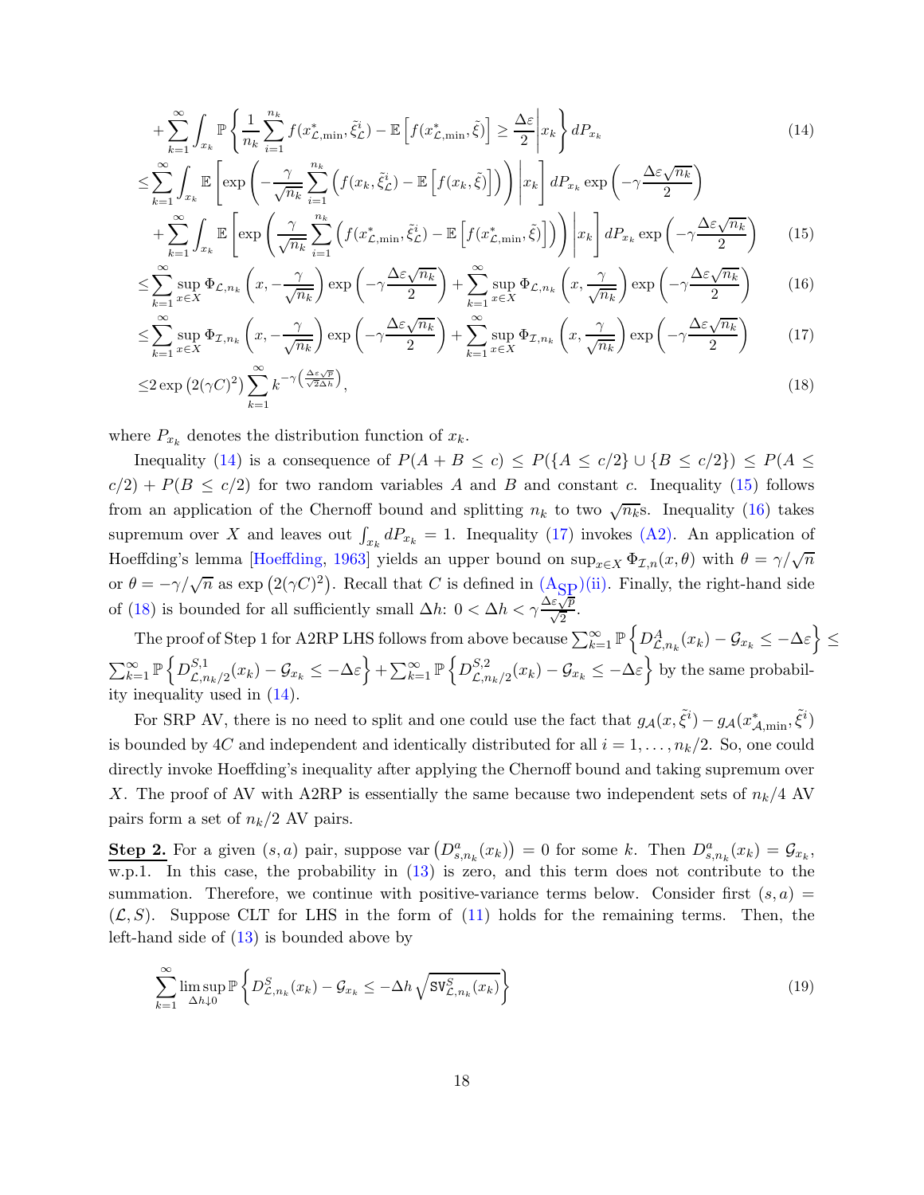$$
\begin{aligned}
&+\sum_{k=1}^{\infty}\int_{x_k}\mathbb{P}\left\{\frac{1}{n_k}\sum_{i=1}^{n_k} f(x^*_{\mathcal{L},\min},\tilde{\xi}^i_{\mathcal{L}})-\mathbb{E}\left[f(x^*_{\mathcal{L},\min},\tilde{\xi})\right]\geq\frac{\Delta\varepsilon}{2}\middle| x_k\right\}dP_{x_k} && (14)\\
&\leq\sum_{k=1}^{\infty}\int_{x_k}\mathbb{E}\left[\exp\left(-\frac{\gamma}{\sqrt{n_k}}\sum_{i=1}^{n_k}\left(f(x_k,\tilde{\xi}^i_{\mathcal{L}})-\mathbb{E}\left[f(x_k,\tilde{\xi})\right]\right)\right)\middle| x_k\right]dP_{x_k}\exp\left(-\gamma\frac{\Delta\varepsilon\sqrt{n_k}}{2}\right)\\
&\quad+\sum_{k=1}^{\infty}\int_{x_k}\mathbb{E}\left[\exp\left(\frac{\gamma}{\sqrt{n_k}}\sum_{i=1}^{n_k}\left(f(x^*_{\mathcal{L},\min},\tilde{\xi}^i_{\mathcal{L}})-\mathbb{E}\left[f(x^*_{\mathcal{L},\min},\tilde{\xi})\right]\right)\right)\middle| x_k\right]dP_{x_k}\exp\left(-\gamma\frac{\Delta\varepsilon\sqrt{n_k}}{2}\right) && (15)\\
&\leq\sum_{k=1}^{\infty}\sup_{x\in X}\Phi_{\mathcal{L},n_k}\left(x,-\frac{\gamma}{\sqrt{n_k}}\right)\exp\left(-\gamma\frac{\Delta\varepsilon\sqrt{n_k}}{2}\right)+\sum_{k=1}^{\infty}\sup_{x\in X}\Phi_{\mathcal{L},n_k}\left(x,\frac{\gamma}{\sqrt{n_k}}\right)\exp\left(-\gamma\frac{\Delta\varepsilon\sqrt{n_k}}{2}\right) && (16)\\
&\leq\sum_{k=1}^{\infty}\sup_{x\in X}\Phi_{\mathcal{I},n_k}\left(x,-\frac{\gamma}{\sqrt{n_k}}\right)\exp\left(-\gamma\frac{\Delta\varepsilon\sqrt{n_k}}{2}\right)+\sum_{k=1}^{\infty}\sup_{x\in X}\Phi_{\mathcal{I},n_k}\left(x,\frac{\gamma}{\sqrt{n_k}}\right)\exp\left(-\gamma\frac{\Delta\varepsilon\sqrt{n_k}}{2}\right) && (17)\\
&\leq 2\exp\left(2(\gamma C)^2\right)\sum_{k=1}^{\infty}k^{-\gamma\left(\frac{\Delta\varepsilon\sqrt{p}}{\sqrt{2}\Delta h}\right)}, && (18)
\end{aligned}
$$

where $P_{x_k}$ denotes the distribution function of $x_k$.

Inequality (14) is a consequence of $P(A+B\leq c)\leq P(\{A\leq c/2\}\cup\{B\leq c/2\})\leq P(A\leq c/2)+P(B\leq c/2)$ for two random variables $A$ and $B$ and constant $c$. Inequality (15) follows from an application of the Chernoff bound and splitting $n_k$ to two $\sqrt{n_k}$s. Inequality (16) takes supremum over $X$ and leaves out $\int_{x_k}dP_{x_k}=1$. Inequality (17) invokes (A2). An application of Hoeffding's lemma [Hoeffding, 1963] yields an upper bound on $\sup_{x\in X}\Phi_{\mathcal{I},n}(x,\theta)$ with $\theta=\gamma/\sqrt{n}$ or $\theta=-\gamma/\sqrt{n}$ as $\exp\left(2(\gamma C)^2\right)$. Recall that $C$ is defined in $(\mathrm{A_{SP}})$(ii). Finally, the right-hand side of (18) is bounded for all sufficiently small $\Delta h$: $0<\Delta h<\gamma\frac{\Delta\varepsilon\sqrt{p}}{\sqrt{2}}$.

The proof of Step 1 for A2RP LHS follows from above because $\sum_{k=1}^{\infty}\mathbb{P}\left\{D^A_{\mathcal{L},n_k}(x_k)-\mathcal{G}_{x_k}\leq-\Delta\varepsilon\right\}\leq\sum_{k=1}^{\infty}\mathbb{P}\left\{D^{S,1}_{\mathcal{L},n_k/2}(x_k)-\mathcal{G}_{x_k}\leq-\Delta\varepsilon\right\}+\sum_{k=1}^{\infty}\mathbb{P}\left\{D^{S,2}_{\mathcal{L},n_k/2}(x_k)-\mathcal{G}_{x_k}\leq-\Delta\varepsilon\right\}$ by the same probability inequality used in (14).

For SRP AV, there is no need to split and one could use the fact that $g_{\mathcal{A}}(x,\tilde{\xi}^i)-g_{\mathcal{A}}(x^*_{\mathcal{A},\min},\tilde{\xi}^i)$ is bounded by $4C$ and independent and identically distributed for all $i=1,\ldots,n_k/2$. So, one could directly invoke Hoeffding's inequality after applying the Chernoff bound and taking supremum over $X$. The proof of AV with A2RP is essentially the same because two independent sets of $n_k/4$ AV pairs form a set of $n_k/2$ AV pairs.

**Step 2.** For a given $(s,a)$ pair, suppose $\mathrm{var}\left(D^a_{s,n_k}(x_k)\right)=0$ for some $k$. Then $D^a_{s,n_k}(x_k)=\mathcal{G}_{x_k}$, w.p.1. In this case, the probability in (13) is zero, and this term does not contribute to the summation. Therefore, we continue with positive-variance terms below. Consider first $(s,a)=(\mathcal{L},S)$. Suppose CLT for LHS in the form of (11) holds for the remaining terms. Then, the left-hand side of (13) is bounded above by

$$
\sum_{k=1}^{\infty}\limsup_{\Delta h\downarrow 0}\mathbb{P}\left\{D^S_{\mathcal{L},n_k}(x_k)-\mathcal{G}_{x_k}\leq-\Delta h\sqrt{\mathtt{SV}^S_{\mathcal{L},n_k}(x_k)}\right\} \tag{19}
$$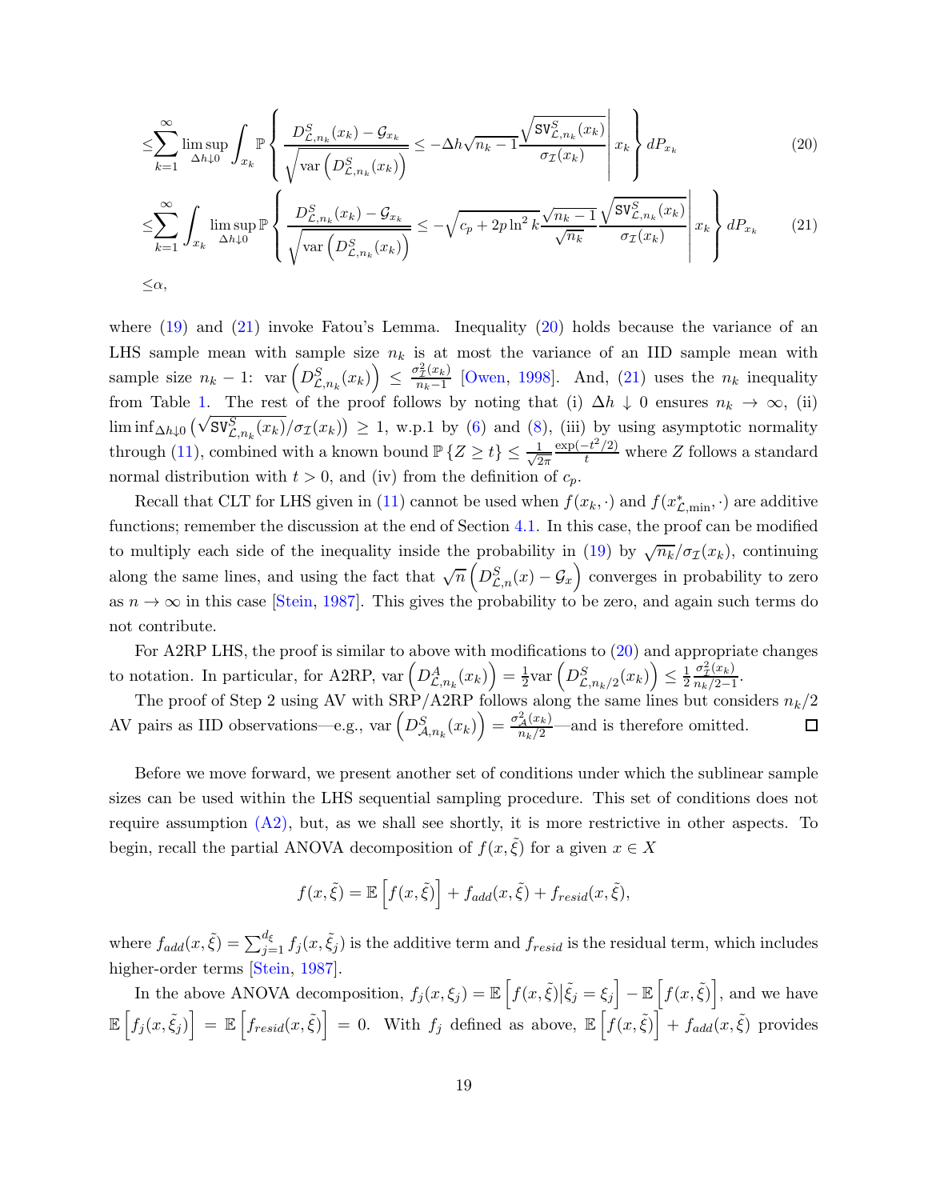$$
\leq \sum_{k=1}^{\infty} \limsup_{\Delta h \downarrow 0} \int_{x_k} \mathbb{P}\left\{ \frac{D^S_{\mathcal{L},n_k}(x_k) - \mathcal{G}_{x_k}}{\sqrt{\mathrm{var}\left(D^S_{\mathcal{L},n_k}(x_k)\right)}} \leq -\Delta h \sqrt{n_k - 1} \frac{\sqrt{\mathtt{SV}^S_{\mathcal{L},n_k}(x_k)}}{\sigma_{\mathcal{I}}(x_k)} \middle| x_k \right\} dP_{x_k} \tag{20}
$$

$$
\leq \sum_{k=1}^{\infty} \int_{x_k} \limsup_{\Delta h \downarrow 0} \mathbb{P}\left\{ \frac{D^S_{\mathcal{L},n_k}(x_k) - \mathcal{G}_{x_k}}{\sqrt{\mathrm{var}\left(D^S_{\mathcal{L},n_k}(x_k)\right)}} \leq -\sqrt{c_p + 2p\ln^2 k} \frac{\sqrt{n_k - 1}}{\sqrt{n_k}} \frac{\sqrt{\mathtt{SV}^S_{\mathcal{L},n_k}(x_k)}}{\sigma_{\mathcal{I}}(x_k)} \middle| x_k \right\} dP_{x_k} \tag{21}
$$

$$
\leq \alpha,
$$

where (19) and (21) invoke Fatou's Lemma. Inequality (20) holds because the variance of an LHS sample mean with sample size $n_k$ is at most the variance of an IID sample mean with sample size $n_k - 1$: $\mathrm{var}\left(D^S_{\mathcal{L},n_k}(x_k)\right) \leq \frac{\sigma^2_{\mathcal{I}}(x_k)}{n_k - 1}$ [Owen, 1998]. And, (21) uses the $n_k$ inequality from Table 1. The rest of the proof follows by noting that (i) $\Delta h \downarrow 0$ ensures $n_k \to \infty$, (ii) $\liminf_{\Delta h \downarrow 0} \left(\sqrt{\mathtt{SV}^S_{\mathcal{L},n_k}(x_k)}/\sigma_{\mathcal{I}}(x_k)\right) \geq 1$, w.p.1 by (6) and (8), (iii) by using asymptotic normality through (11), combined with a known bound $\mathbb{P}\{Z \geq t\} \leq \frac{1}{\sqrt{2\pi}} \frac{\exp(-t^2/2)}{t}$ where $Z$ follows a standard normal distribution with $t > 0$, and (iv) from the definition of $c_p$.

Recall that CLT for LHS given in (11) cannot be used when $f(x_k, \cdot)$ and $f(x^*_{\mathcal{L},\min}, \cdot)$ are additive functions; remember the discussion at the end of Section 4.1. In this case, the proof can be modified to multiply each side of the inequality inside the probability in (19) by $\sqrt{n_k}/\sigma_{\mathcal{I}}(x_k)$, continuing along the same lines, and using the fact that $\sqrt{n}\left(D^S_{\mathcal{L},n}(x) - \mathcal{G}_x\right)$ converges in probability to zero as $n \to \infty$ in this case [Stein, 1987]. This gives the probability to be zero, and again such terms do not contribute.

For A2RP LHS, the proof is similar to above with modifications to (20) and appropriate changes to notation. In particular, for A2RP, $\mathrm{var}\left(D^A_{\mathcal{L},n_k}(x_k)\right) = \frac{1}{2}\mathrm{var}\left(D^S_{\mathcal{L},n_k/2}(x_k)\right) \leq \frac{1}{2}\frac{\sigma^2_{\mathcal{I}}(x_k)}{n_k/2 - 1}$.

The proof of Step 2 using AV with SRP/A2RP follows along the same lines but considers $n_k/2$ AV pairs as IID observations—e.g., $\mathrm{var}\left(D^S_{\mathcal{A},n_k}(x_k)\right) = \frac{\sigma^2_{\mathcal{A}}(x_k)}{n_k/2}$—and is therefore omitted. □

Before we move forward, we present another set of conditions under which the sublinear sample sizes can be used within the LHS sequential sampling procedure. This set of conditions does not require assumption (A2), but, as we shall see shortly, it is more restrictive in other aspects. To begin, recall the partial ANOVA decomposition of $f(x, \tilde{\xi})$ for a given $x \in X$

$$
f(x, \tilde{\xi}) = \mathbb{E}\left[f(x, \tilde{\xi})\right] + f_{add}(x, \tilde{\xi}) + f_{resid}(x, \tilde{\xi}),
$$

where $f_{add}(x, \tilde{\xi}) = \sum_{j=1}^{d_\xi} f_j(x, \tilde{\xi}_j)$ is the additive term and $f_{resid}$ is the residual term, which includes higher-order terms [Stein, 1987].

In the above ANOVA decomposition, $f_j(x, \xi_j) = \mathbb{E}\left[f(x, \tilde{\xi}) | \tilde{\xi}_j = \xi_j\right] - \mathbb{E}\left[f(x, \tilde{\xi})\right]$, and we have $\mathbb{E}\left[f_j(x, \tilde{\xi}_j)\right] = \mathbb{E}\left[f_{resid}(x, \tilde{\xi})\right] = 0$. With $f_j$ defined as above, $\mathbb{E}\left[f(x, \tilde{\xi})\right] + f_{add}(x, \tilde{\xi})$ provides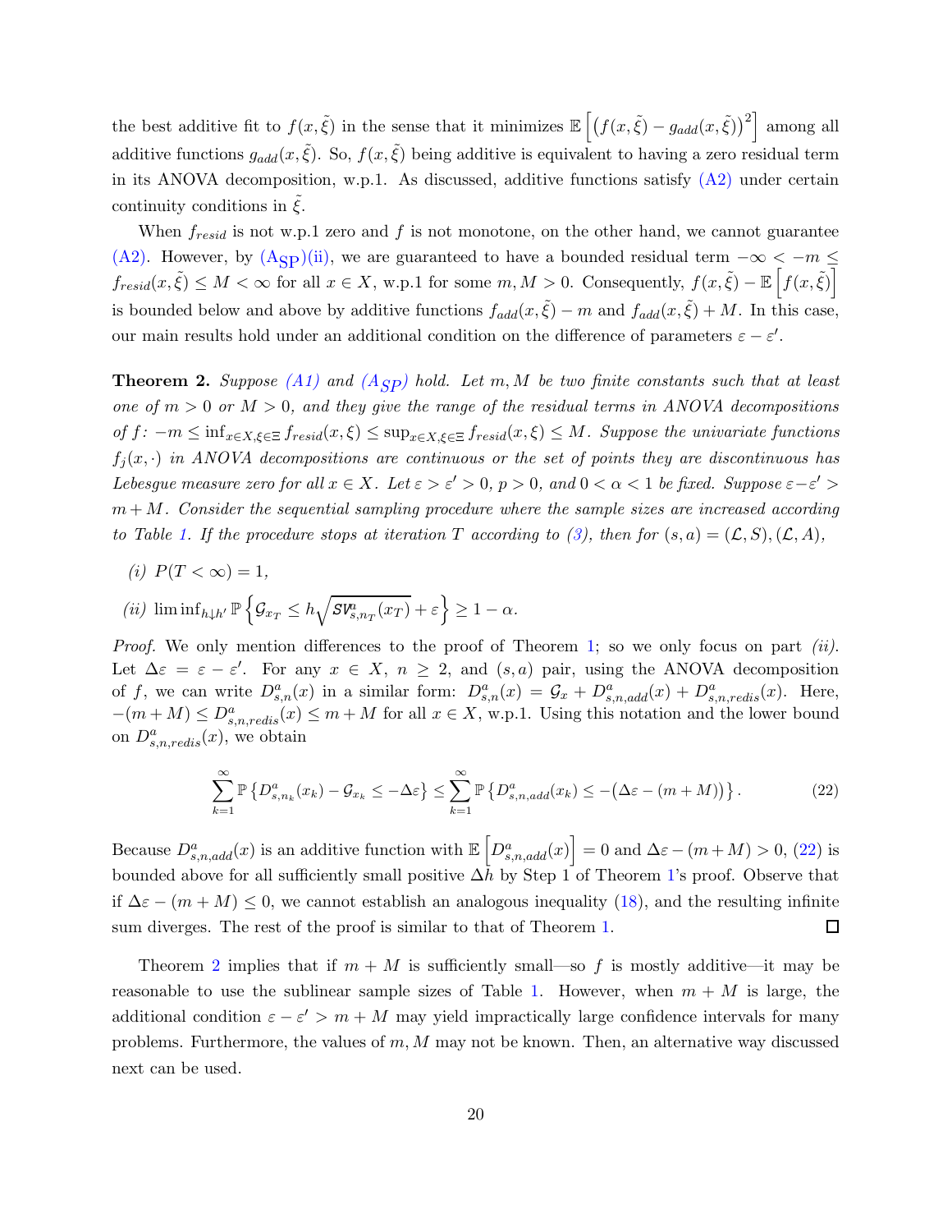the best additive fit to $f(x,\tilde{\xi})$ in the sense that it minimizes $\mathbb{E}\left[\left(f(x,\tilde{\xi}) - g_{add}(x,\tilde{\xi})\right)^2\right]$ among all additive functions $g_{add}(x,\tilde{\xi})$. So, $f(x,\tilde{\xi})$ being additive is equivalent to having a zero residual term in its ANOVA decomposition, w.p.1. As discussed, additive functions satisfy (A2) under certain continuity conditions in $\tilde{\xi}$.

When $f_{resid}$ is not w.p.1 zero and $f$ is not monotone, on the other hand, we cannot guarantee (A2). However, by ($\text{A}_{\text{SP}}$)(ii), we are guaranteed to have a bounded residual term $-\infty < -m \leq f_{resid}(x,\tilde{\xi}) \leq M < \infty$ for all $x \in X$, w.p.1 for some $m, M > 0$. Consequently, $f(x,\tilde{\xi}) - \mathbb{E}\left[f(x,\tilde{\xi})\right]$ is bounded below and above by additive functions $f_{add}(x,\tilde{\xi}) - m$ and $f_{add}(x,\tilde{\xi}) + M$. In this case, our main results hold under an additional condition on the difference of parameters $\varepsilon - \varepsilon'$.

**Theorem 2.** *Suppose (A1) and ($A_{SP}$) hold. Let $m, M$ be two finite constants such that at least one of $m > 0$ or $M > 0$, and they give the range of the residual terms in ANOVA decompositions of $f$: $-m \leq \inf_{x\in X,\xi\in\Xi} f_{resid}(x,\xi) \leq \sup_{x\in X,\xi\in\Xi} f_{resid}(x,\xi) \leq M$. Suppose the univariate functions $f_j(x,\cdot)$ in ANOVA decompositions are continuous or the set of points they are discontinuous has Lebesgue measure zero for all $x \in X$. Let $\varepsilon > \varepsilon' > 0$, $p > 0$, and $0 < \alpha < 1$ be fixed. Suppose $\varepsilon - \varepsilon' > m + M$. Consider the sequential sampling procedure where the sample sizes are increased according to Table 1. If the procedure stops at iteration $T$ according to (3), then for $(s,a) = (\mathcal{L}, S), (\mathcal{L}, A)$,*

*(i)* $P(T < \infty) = 1$,

*(ii)* $\liminf_{h\downarrow h'} \mathbb{P}\left\{\mathcal{G}_{x_T} \leq h\sqrt{SV^a_{s,n_T}(x_T)} + \varepsilon\right\} \geq 1 - \alpha$.

*Proof.* We only mention differences to the proof of Theorem 1; so we only focus on part *(ii)*. Let $\Delta\varepsilon = \varepsilon - \varepsilon'$. For any $x \in X$, $n \geq 2$, and $(s,a)$ pair, using the ANOVA decomposition of $f$, we can write $D^a_{s,n}(x)$ in a similar form: $D^a_{s,n}(x) = \mathcal{G}_x + D^a_{s,n,add}(x) + D^a_{s,n,redis}(x)$. Here, $-(m+M) \leq D^a_{s,n,redis}(x) \leq m + M$ for all $x \in X$, w.p.1. Using this notation and the lower bound on $D^a_{s,n,redis}(x)$, we obtain

$$\sum_{k=1}^{\infty} \mathbb{P}\left\{D^a_{s,n_k}(x_k) - \mathcal{G}_{x_k} \leq -\Delta\varepsilon\right\} \leq \sum_{k=1}^{\infty} \mathbb{P}\left\{D^a_{s,n,add}(x_k) \leq -(\Delta\varepsilon - (m+M))\right\}. \tag{22}$$

Because $D^a_{s,n,add}(x)$ is an additive function with $\mathbb{E}\left[D^a_{s,n,add}(x)\right] = 0$ and $\Delta\varepsilon - (m+M) > 0$, (22) is bounded above for all sufficiently small positive $\Delta h$ by Step 1 of Theorem 1's proof. Observe that if $\Delta\varepsilon - (m+M) \leq 0$, we cannot establish an analogous inequality (18), and the resulting infinite sum diverges. The rest of the proof is similar to that of Theorem 1. ☐

Theorem 2 implies that if $m + M$ is sufficiently small—so $f$ is mostly additive—it may be reasonable to use the sublinear sample sizes of Table 1. However, when $m + M$ is large, the additional condition $\varepsilon - \varepsilon' > m + M$ may yield impractically large confidence intervals for many problems. Furthermore, the values of $m, M$ may not be known. Then, an alternative way discussed next can be used.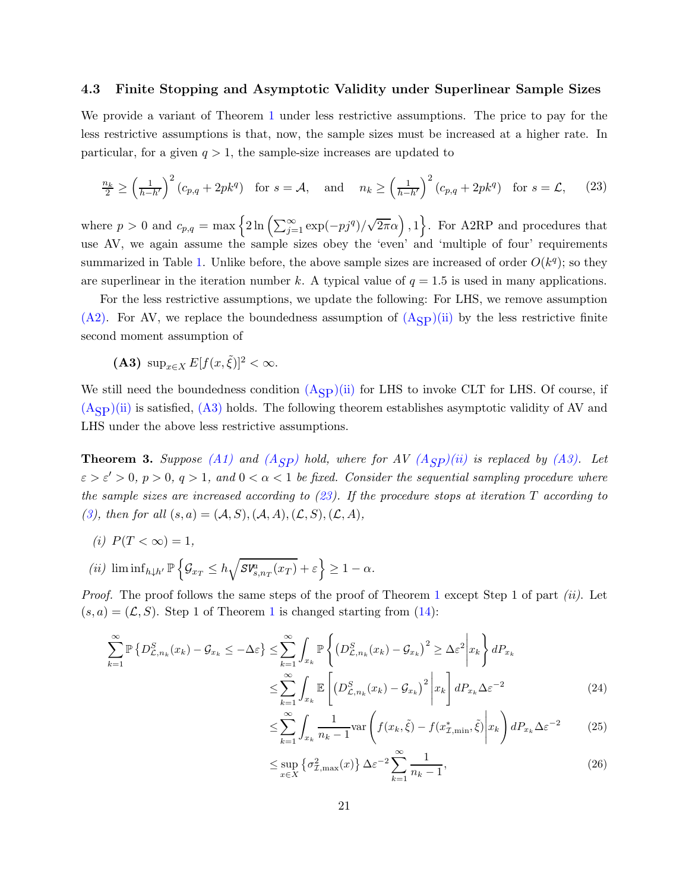### 4.3 Finite Stopping and Asymptotic Validity under Superlinear Sample Sizes

We provide a variant of Theorem 1 under less restrictive assumptions. The price to pay for the less restrictive assumptions is that, now, the sample sizes must be increased at a higher rate. In particular, for a given $q > 1$, the sample-size increases are updated to

$$\frac{n_k}{2} \geq \left(\frac{1}{h-h'}\right)^2 (c_{p,q} + 2pk^q) \quad \text{for } s = \mathcal{A}, \quad \text{and} \quad n_k \geq \left(\frac{1}{h-h'}\right)^2 (c_{p,q} + 2pk^q) \quad \text{for } s = \mathcal{L}, \tag{23}$$

where $p > 0$ and $c_{p,q} = \max\left\{2\ln\left(\sum_{j=1}^{\infty}\exp(-pj^q)/\sqrt{2\pi}\alpha\right), 1\right\}$. For A2RP and procedures that use AV, we again assume the sample sizes obey the 'even' and 'multiple of four' requirements summarized in Table 1. Unlike before, the above sample sizes are increased of order $O(k^q)$; so they are superlinear in the iteration number $k$. A typical value of $q = 1.5$ is used in many applications.

For the less restrictive assumptions, we update the following: For LHS, we remove assumption (A2). For AV, we replace the boundedness assumption of $(\mathrm{A_{SP}})$(ii) by the less restrictive finite second moment assumption of

**(A3)** $\sup_{x\in X} E[f(x,\tilde{\xi})]^2 < \infty$.

We still need the boundedness condition $(\mathrm{A_{SP}})$(ii) for LHS to invoke CLT for LHS. Of course, if $(\mathrm{A_{SP}})$(ii) is satisfied, (A3) holds. The following theorem establishes asymptotic validity of AV and LHS under the above less restrictive assumptions.

**Theorem 3.** *Suppose (A1) and $(A_{SP})$ hold, where for AV $(A_{SP})$(ii) is replaced by (A3). Let $\varepsilon > \varepsilon' > 0$, $p > 0$, $q > 1$, and $0 < \alpha < 1$ be fixed. Consider the sequential sampling procedure where the sample sizes are increased according to (23). If the procedure stops at iteration $T$ according to (3), then for all $(s, a) = (\mathcal{A}, S), (\mathcal{A}, A), (\mathcal{L}, S), (\mathcal{L}, A)$,*

*(i)* $P(T < \infty) = 1$,

*(ii)* $\liminf_{h\downarrow h'} \mathbb{P}\left\{\mathcal{G}_{x_T} \leq h\sqrt{SV^a_{s,n_T}(x_T)} + \varepsilon\right\} \geq 1 - \alpha$.

*Proof.* The proof follows the same steps of the proof of Theorem 1 except Step 1 of part *(ii)*. Let $(s, a) = (\mathcal{L}, S)$. Step 1 of Theorem 1 is changed starting from (14):

$$\begin{aligned}
\sum_{k=1}^{\infty}\mathbb{P}\left\{D^S_{\mathcal{L},n_k}(x_k) - \mathcal{G}_{x_k} \leq -\Delta\varepsilon\right\} &\leq \sum_{k=1}^{\infty}\int_{x_k}\mathbb{P}\left\{\left(D^S_{\mathcal{L},n_k}(x_k) - \mathcal{G}_{x_k}\right)^2 \geq \Delta\varepsilon^2 \middle| x_k\right\} dP_{x_k} \\
&\leq \sum_{k=1}^{\infty}\int_{x_k}\mathbb{E}\left[\left(D^S_{\mathcal{L},n_k}(x_k) - \mathcal{G}_{x_k}\right)^2 \middle| x_k\right] dP_{x_k}\Delta\varepsilon^{-2} \qquad (24)\\
&\leq \sum_{k=1}^{\infty}\int_{x_k}\frac{1}{n_k - 1}\mathrm{var}\left(f(x_k,\tilde{\xi}) - f(x^*_{\mathcal{I},\min},\tilde{\xi})\middle| x_k\right) dP_{x_k}\Delta\varepsilon^{-2} \qquad (25)\\
&\leq \sup_{x\in X}\left\{\sigma^2_{\mathcal{I},\max}(x)\right\}\Delta\varepsilon^{-2}\sum_{k=1}^{\infty}\frac{1}{n_k - 1}, \qquad (26)
\end{aligned}$$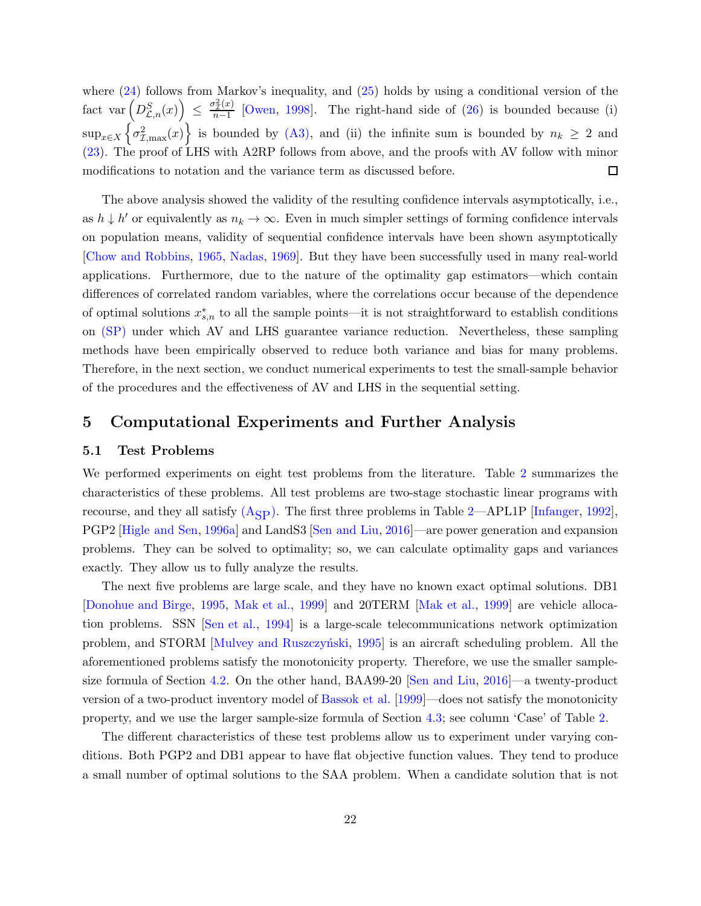where (24) follows from Markov's inequality, and (25) holds by using a conditional version of the fact $\text{var}\left(D^S_{\mathcal{L},n}(x)\right) \leq \frac{\sigma^2_{\mathcal{I}}(x)}{n-1}$ [Owen, 1998]. The right-hand side of (26) is bounded because (i) $\sup_{x \in X}\left\{\sigma^2_{\mathcal{I},\max}(x)\right\}$ is bounded by (A3), and (ii) the infinite sum is bounded by $n_k \geq 2$ and (23). The proof of LHS with A2RP follows from above, and the proofs with AV follow with minor modifications to notation and the variance term as discussed before. □

The above analysis showed the validity of the resulting confidence intervals asymptotically, i.e., as $h \downarrow h'$ or equivalently as $n_k \to \infty$. Even in much simpler settings of forming confidence intervals on population means, validity of sequential confidence intervals have been shown asymptotically [Chow and Robbins, 1965, Nadas, 1969]. But they have been successfully used in many real-world applications. Furthermore, due to the nature of the optimality gap estimators—which contain differences of correlated random variables, where the correlations occur because of the dependence of optimal solutions $x^*_{s,n}$ to all the sample points—it is not straightforward to establish conditions on (SP) under which AV and LHS guarantee variance reduction. Nevertheless, these sampling methods have been empirically observed to reduce both variance and bias for many problems. Therefore, in the next section, we conduct numerical experiments to test the small-sample behavior of the procedures and the effectiveness of AV and LHS in the sequential setting.

# 5 Computational Experiments and Further Analysis

## 5.1 Test Problems

We performed experiments on eight test problems from the literature. Table 2 summarizes the characteristics of these problems. All test problems are two-stage stochastic linear programs with recourse, and they all satisfy ($\text{A}_{\text{SP}}$). The first three problems in Table 2—APL1P [Infanger, 1992], PGP2 [Higle and Sen, 1996a] and LandS3 [Sen and Liu, 2016]—are power generation and expansion problems. They can be solved to optimality; so, we can calculate optimality gaps and variances exactly. They allow us to fully analyze the results.

The next five problems are large scale, and they have no known exact optimal solutions. DB1 [Donohue and Birge, 1995, Mak et al., 1999] and 20TERM [Mak et al., 1999] are vehicle allocation problems. SSN [Sen et al., 1994] is a large-scale telecommunications network optimization problem, and STORM [Mulvey and Ruszczyński, 1995] is an aircraft scheduling problem. All the aforementioned problems satisfy the monotonicity property. Therefore, we use the smaller sample-size formula of Section 4.2. On the other hand, BAA99-20 [Sen and Liu, 2016]—a twenty-product version of a two-product inventory model of Bassok et al. [1999]—does not satisfy the monotonicity property, and we use the larger sample-size formula of Section 4.3; see column 'Case' of Table 2.

The different characteristics of these test problems allow us to experiment under varying conditions. Both PGP2 and DB1 appear to have flat objective function values. They tend to produce a small number of optimal solutions to the SAA problem. When a candidate solution that is not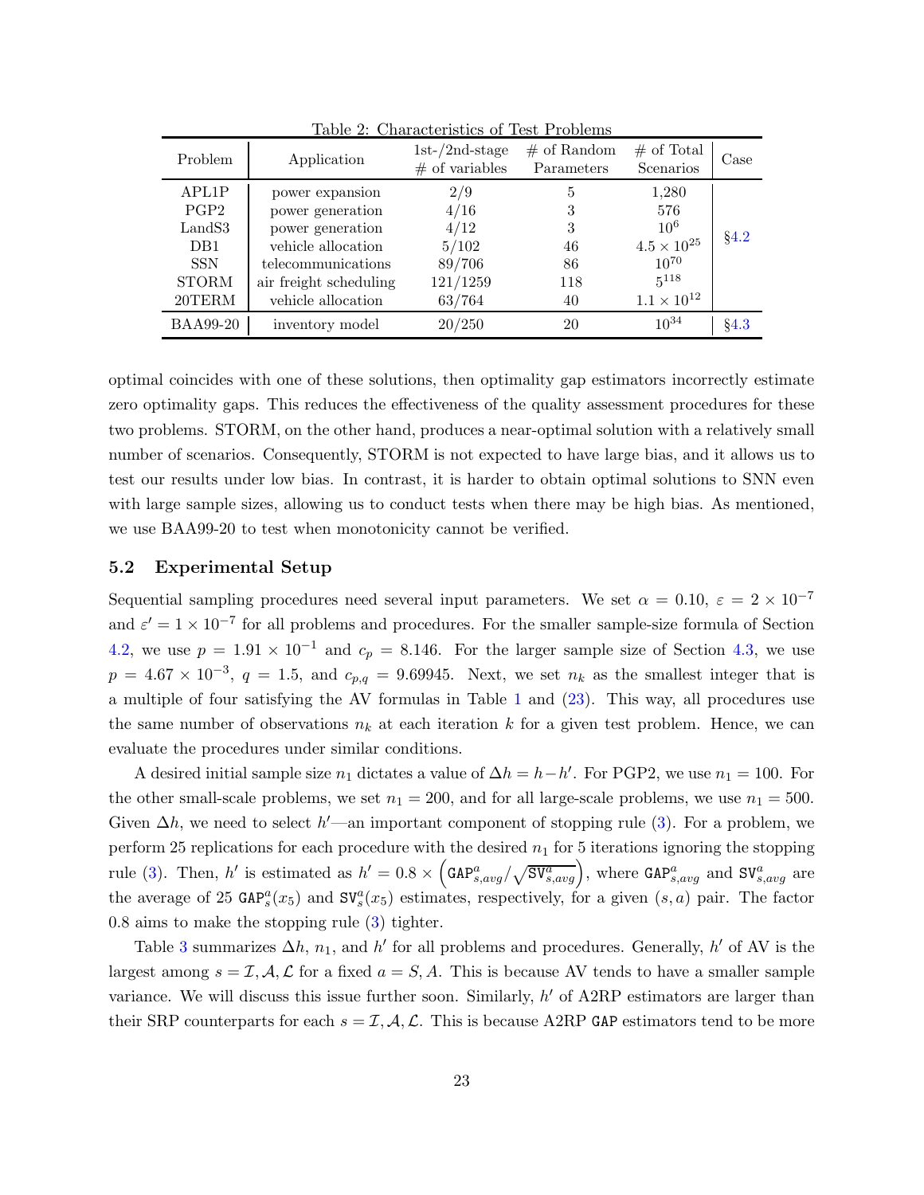Table 2: Characteristics of Test Problems

| Problem | Application | 1st-/2nd-stage # of variables | # of Random Parameters | # of Total Scenarios | Case |
|---|---|---|---|---|---|
| APL1P | power expansion | 2/9 | 5 | 1,280 | §4.2 |
| PGP2 | power generation | 4/16 | 3 | 576 | |
| LandS3 | power generation | 4/12 | 3 | $10^6$ | |
| DB1 | vehicle allocation | 5/102 | 46 | $4.5 \times 10^{25}$ | |
| SSN | telecommunications | 89/706 | 86 | $10^{70}$ | |
| STORM | air freight scheduling | 121/1259 | 118 | $5^{118}$ | |
| 20TERM | vehicle allocation | 63/764 | 40 | $1.1 \times 10^{12}$ | |
| BAA99-20 | inventory model | 20/250 | 20 | $10^{34}$ | §4.3 |

optimal coincides with one of these solutions, then optimality gap estimators incorrectly estimate zero optimality gaps. This reduces the effectiveness of the quality assessment procedures for these two problems. STORM, on the other hand, produces a near-optimal solution with a relatively small number of scenarios. Consequently, STORM is not expected to have large bias, and it allows us to test our results under low bias. In contrast, it is harder to obtain optimal solutions to SNN even with large sample sizes, allowing us to conduct tests when there may be high bias. As mentioned, we use BAA99-20 to test when monotonicity cannot be verified.

## 5.2 Experimental Setup

Sequential sampling procedures need several input parameters. We set $\alpha = 0.10$, $\varepsilon = 2 \times 10^{-7}$ and $\varepsilon' = 1 \times 10^{-7}$ for all problems and procedures. For the smaller sample-size formula of Section 4.2, we use $p = 1.91 \times 10^{-1}$ and $c_p = 8.146$. For the larger sample size of Section 4.3, we use $p = 4.67 \times 10^{-3}$, $q = 1.5$, and $c_{p,q} = 9.69945$. Next, we set $n_k$ as the smallest integer that is a multiple of four satisfying the AV formulas in Table 1 and (23). This way, all procedures use the same number of observations $n_k$ at each iteration $k$ for a given test problem. Hence, we can evaluate the procedures under similar conditions.

A desired initial sample size $n_1$ dictates a value of $\Delta h = h - h'$. For PGP2, we use $n_1 = 100$. For the other small-scale problems, we set $n_1 = 200$, and for all large-scale problems, we use $n_1 = 500$. Given $\Delta h$, we need to select $h'$—an important component of stopping rule (3). For a problem, we perform 25 replications for each procedure with the desired $n_1$ for 5 iterations ignoring the stopping rule (3). Then, $h'$ is estimated as $h' = 0.8 \times \left(\mathtt{GAP}^a_{s,avg}/\sqrt{\mathtt{SV}^a_{s,avg}}\right)$, where $\mathtt{GAP}^a_{s,avg}$ and $\mathtt{SV}^a_{s,avg}$ are the average of 25 $\mathtt{GAP}^a_s(x_5)$ and $\mathtt{SV}^a_s(x_5)$ estimates, respectively, for a given $(s, a)$ pair. The factor 0.8 aims to make the stopping rule (3) tighter.

Table 3 summarizes $\Delta h$, $n_1$, and $h'$ for all problems and procedures. Generally, $h'$ of AV is the largest among $s = \mathcal{I}, \mathcal{A}, \mathcal{L}$ for a fixed $a = S, A$. This is because AV tends to have a smaller sample variance. We will discuss this issue further soon. Similarly, $h'$ of A2RP estimators are larger than their SRP counterparts for each $s = \mathcal{I}, \mathcal{A}, \mathcal{L}$. This is because A2RP $\mathtt{GAP}$ estimators tend to be more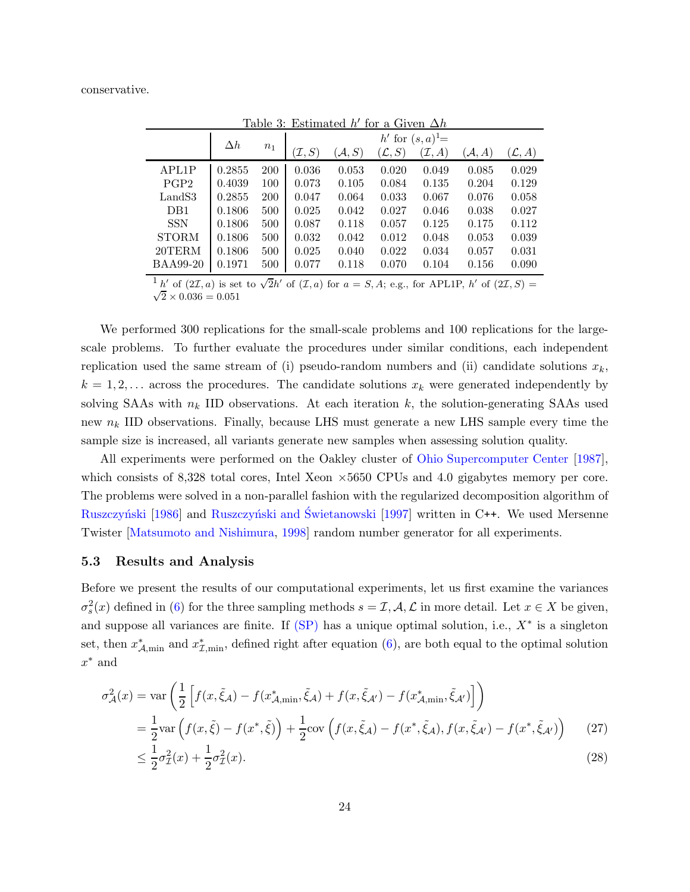conservative.

Table 3: Estimated $h'$ for a Given $\Delta h$

| | $\Delta h$ | $n_1$ | $h'$ for $(s,a)$[1]= | | | | | |
|---|---|---|---|---|---|---|---|---|
| | | | $(\mathcal{I},S)$ | $(\mathcal{A},S)$ | $(\mathcal{L},S)$ | $(\mathcal{I},A)$ | $(\mathcal{A},A)$ | $(\mathcal{L},A)$ |
| APL1P | 0.2855 | 200 | 0.036 | 0.053 | 0.020 | 0.049 | 0.085 | 0.029 |
| PGP2 | 0.4039 | 100 | 0.073 | 0.105 | 0.084 | 0.135 | 0.204 | 0.129 |
| LandS3 | 0.2855 | 200 | 0.047 | 0.064 | 0.033 | 0.067 | 0.076 | 0.058 |
| DB1 | 0.1806 | 500 | 0.025 | 0.042 | 0.027 | 0.046 | 0.038 | 0.027 |
| SSN | 0.1806 | 500 | 0.087 | 0.118 | 0.057 | 0.125 | 0.175 | 0.112 |
| STORM | 0.1806 | 500 | 0.032 | 0.042 | 0.012 | 0.048 | 0.053 | 0.039 |
| 20TERM | 0.1806 | 500 | 0.025 | 0.040 | 0.022 | 0.034 | 0.057 | 0.031 |
| BAA99-20 | 0.1971 | 500 | 0.077 | 0.118 | 0.070 | 0.104 | 0.156 | 0.090 |

[1] $h'$ of $(2\mathcal{I},a)$ is set to $\sqrt{2}h'$ of $(\mathcal{I},a)$ for $a=S,A$; e.g., for APL1P, $h'$ of $(2\mathcal{I},S) = \sqrt{2}\times 0.036 = 0.051$

We performed 300 replications for the small-scale problems and 100 replications for the large-scale problems. To further evaluate the procedures under similar conditions, each independent replication used the same stream of (i) pseudo-random numbers and (ii) candidate solutions $x_k$, $k=1,2,\ldots$ across the procedures. The candidate solutions $x_k$ were generated independently by solving SAAs with $n_k$ IID observations. At each iteration $k$, the solution-generating SAAs used new $n_k$ IID observations. Finally, because LHS must generate a new LHS sample every time the sample size is increased, all variants generate new samples when assessing solution quality.

All experiments were performed on the Oakley cluster of Ohio Supercomputer Center [1987], which consists of 8,328 total cores, Intel Xeon ×5650 CPUs and 4.0 gigabytes memory per core. The problems were solved in a non-parallel fashion with the regularized decomposition algorithm of Ruszczyński [1986] and Ruszczyński and Świetanowski [1997] written in C++. We used Mersenne Twister [Matsumoto and Nishimura, 1998] random number generator for all experiments.

### 5.3 Results and Analysis

Before we present the results of our computational experiments, let us first examine the variances $\sigma_s^2(x)$ defined in (6) for the three sampling methods $s=\mathcal{I},\mathcal{A},\mathcal{L}$ in more detail. Let $x\in X$ be given, and suppose all variances are finite. If (SP) has a unique optimal solution, i.e., $X^*$ is a singleton set, then $x^*_{\mathcal{A},\min}$ and $x^*_{\mathcal{I},\min}$, defined right after equation (6), are both equal to the optimal solution $x^*$ and

$$
\begin{aligned}
\sigma^2_{\mathcal{A}}(x) &= \mathrm{var}\left(\frac{1}{2}\left[f(x,\tilde{\xi}_{\mathcal{A}}) - f(x^*_{\mathcal{A},\min},\tilde{\xi}_{\mathcal{A}}) + f(x,\tilde{\xi}_{\mathcal{A}'}) - f(x^*_{\mathcal{A},\min},\tilde{\xi}_{\mathcal{A}'})\right]\right) \\
&= \frac{1}{2}\mathrm{var}\left(f(x,\tilde{\xi}) - f(x^*,\tilde{\xi})\right) + \frac{1}{2}\mathrm{cov}\left(f(x,\tilde{\xi}_{\mathcal{A}}) - f(x^*,\tilde{\xi}_{\mathcal{A}}), f(x,\tilde{\xi}_{\mathcal{A}'}) - f(x^*,\tilde{\xi}_{\mathcal{A}'})\right) \qquad (27) \\
&\le \frac{1}{2}\sigma^2_{\mathcal{I}}(x) + \frac{1}{2}\sigma^2_{\mathcal{I}}(x). \qquad (28)
\end{aligned}
$$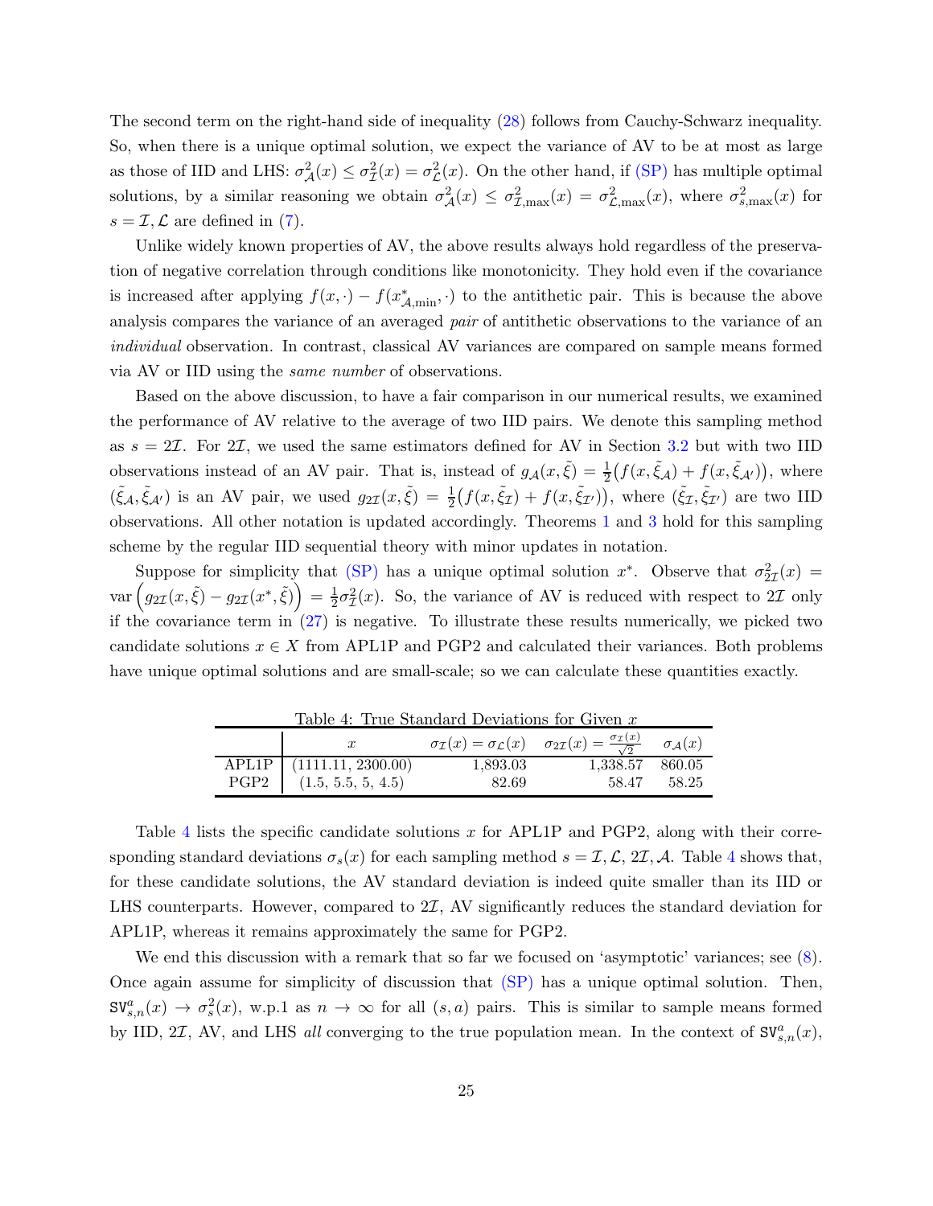The second term on the right-hand side of inequality (28) follows from Cauchy-Schwarz inequality. So, when there is a unique optimal solution, we expect the variance of AV to be at most as large as those of IID and LHS: $\sigma^2_{\mathcal{A}}(x) \leq \sigma^2_{\mathcal{I}}(x) = \sigma^2_{\mathcal{L}}(x)$. On the other hand, if (SP) has multiple optimal solutions, by a similar reasoning we obtain $\sigma^2_{\mathcal{A}}(x) \leq \sigma^2_{\mathcal{I},\max}(x) = \sigma^2_{\mathcal{L},\max}(x)$, where $\sigma^2_{s,\max}(x)$ for $s = \mathcal{I}, \mathcal{L}$ are defined in (7).

Unlike widely known properties of AV, the above results always hold regardless of the preservation of negative correlation through conditions like monotonicity. They hold even if the covariance is increased after applying $f(x, \cdot) - f(x^*_{\mathcal{A},\min}, \cdot)$ to the antithetic pair. This is because the above analysis compares the variance of an averaged *pair* of antithetic observations to the variance of an *individual* observation. In contrast, classical AV variances are compared on sample means formed via AV or IID using the *same number* of observations.

Based on the above discussion, to have a fair comparison in our numerical results, we examined the performance of AV relative to the average of two IID pairs. We denote this sampling method as $s = 2\mathcal{I}$. For $2\mathcal{I}$, we used the same estimators defined for AV in Section 3.2 but with two IID observations instead of an AV pair. That is, instead of $g_{\mathcal{A}}(x, \tilde{\xi}) = \frac{1}{2}\big(f(x, \tilde{\xi}_{\mathcal{A}}) + f(x, \tilde{\xi}_{\mathcal{A}'})\big)$, where $(\tilde{\xi}_{\mathcal{A}}, \tilde{\xi}_{\mathcal{A}'})$ is an AV pair, we used $g_{2\mathcal{I}}(x, \tilde{\xi}) = \frac{1}{2}\big(f(x, \tilde{\xi}_{\mathcal{I}}) + f(x, \tilde{\xi}_{\mathcal{I}'})\big)$, where $(\tilde{\xi}_{\mathcal{I}}, \tilde{\xi}_{\mathcal{I}'})$ are two IID observations. All other notation is updated accordingly. Theorems 1 and 3 hold for this sampling scheme by the regular IID sequential theory with minor updates in notation.

Suppose for simplicity that (SP) has a unique optimal solution $x^*$. Observe that $\sigma^2_{2\mathcal{I}}(x) = \text{var}\left(g_{2\mathcal{I}}(x, \tilde{\xi}) - g_{2\mathcal{I}}(x^*, \tilde{\xi})\right) = \frac{1}{2}\sigma^2_{\mathcal{I}}(x)$. So, the variance of AV is reduced with respect to $2\mathcal{I}$ only if the covariance term in (27) is negative. To illustrate these results numerically, we picked two candidate solutions $x \in X$ from APL1P and PGP2 and calculated their variances. Both problems have unique optimal solutions and are small-scale; so we can calculate these quantities exactly.

Table 4: True Standard Deviations for Given $x$

| | $x$ | $\sigma_{\mathcal{I}}(x) = \sigma_{\mathcal{L}}(x)$ | $\sigma_{2\mathcal{I}}(x) = \frac{\sigma_{\mathcal{I}}(x)}{\sqrt{2}}$ | $\sigma_{\mathcal{A}}(x)$ |
|---|---|---|---|---|
| APL1P | (1111.11, 2300.00) | 1,893.03 | 1,338.57 | 860.05 |
| PGP2 | (1.5, 5.5, 5, 4.5) | 82.69 | 58.47 | 58.25 |

Table 4 lists the specific candidate solutions $x$ for APL1P and PGP2, along with their corresponding standard deviations $\sigma_s(x)$ for each sampling method $s = \mathcal{I}, \mathcal{L}, 2\mathcal{I}, \mathcal{A}$. Table 4 shows that, for these candidate solutions, the AV standard deviation is indeed quite smaller than its IID or LHS counterparts. However, compared to $2\mathcal{I}$, AV significantly reduces the standard deviation for APL1P, whereas it remains approximately the same for PGP2.

We end this discussion with a remark that so far we focused on 'asymptotic' variances; see (8). Once again assume for simplicity of discussion that (SP) has a unique optimal solution. Then, $\texttt{SV}^a_{s,n}(x) \to \sigma^2_s(x)$, w.p.1 as $n \to \infty$ for all $(s, a)$ pairs. This is similar to sample means formed by IID, $2\mathcal{I}$, AV, and LHS *all* converging to the true population mean. In the context of $\texttt{SV}^a_{s,n}(x)$,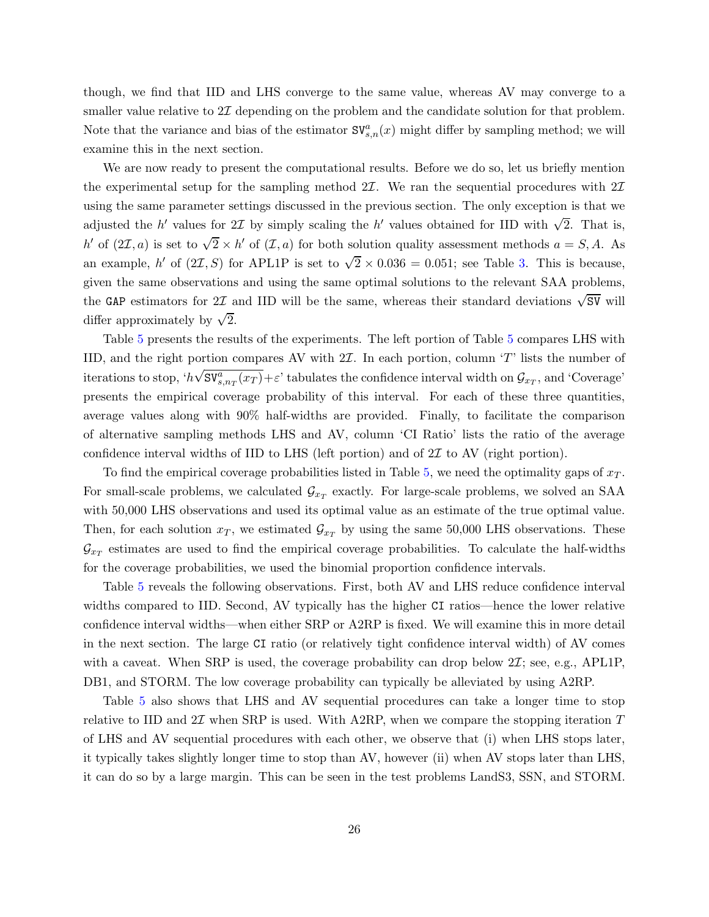though, we find that IID and LHS converge to the same value, whereas AV may converge to a smaller value relative to $2\mathcal{I}$ depending on the problem and the candidate solution for that problem. Note that the variance and bias of the estimator $\texttt{SV}^a_{s,n}(x)$ might differ by sampling method; we will examine this in the next section.

We are now ready to present the computational results. Before we do so, let us briefly mention the experimental setup for the sampling method $2\mathcal{I}$. We ran the sequential procedures with $2\mathcal{I}$ using the same parameter settings discussed in the previous section. The only exception is that we adjusted the $h'$ values for $2\mathcal{I}$ by simply scaling the $h'$ values obtained for IID with $\sqrt{2}$. That is, $h'$ of $(2\mathcal{I}, a)$ is set to $\sqrt{2} \times h'$ of $(\mathcal{I}, a)$ for both solution quality assessment methods $a = S, A$. As an example, $h'$ of $(2\mathcal{I}, S)$ for APL1P is set to $\sqrt{2} \times 0.036 = 0.051$; see Table 3. This is because, given the same observations and using the same optimal solutions to the relevant SAA problems, the $\texttt{GAP}$ estimators for $2\mathcal{I}$ and IID will be the same, whereas their standard deviations $\sqrt{\texttt{SV}}$ will differ approximately by $\sqrt{2}$.

Table 5 presents the results of the experiments. The left portion of Table 5 compares LHS with IID, and the right portion compares AV with $2\mathcal{I}$. In each portion, column '$T$' lists the number of iterations to stop, '$h\sqrt{\texttt{SV}^a_{s,n_T}(x_T)}+\varepsilon$' tabulates the confidence interval width on $\mathcal{G}_{x_T}$, and 'Coverage' presents the empirical coverage probability of this interval. For each of these three quantities, average values along with 90% half-widths are provided. Finally, to facilitate the comparison of alternative sampling methods LHS and AV, column 'CI Ratio' lists the ratio of the average confidence interval widths of IID to LHS (left portion) and of $2\mathcal{I}$ to AV (right portion).

To find the empirical coverage probabilities listed in Table 5, we need the optimality gaps of $x_T$. For small-scale problems, we calculated $\mathcal{G}_{x_T}$ exactly. For large-scale problems, we solved an SAA with 50,000 LHS observations and used its optimal value as an estimate of the true optimal value. Then, for each solution $x_T$, we estimated $\mathcal{G}_{x_T}$ by using the same 50,000 LHS observations. These $\mathcal{G}_{x_T}$ estimates are used to find the empirical coverage probabilities. To calculate the half-widths for the coverage probabilities, we used the binomial proportion confidence intervals.

Table 5 reveals the following observations. First, both AV and LHS reduce confidence interval widths compared to IID. Second, AV typically has the higher $\texttt{CI}$ ratios—hence the lower relative confidence interval widths—when either SRP or A2RP is fixed. We will examine this in more detail in the next section. The large $\texttt{CI}$ ratio (or relatively tight confidence interval width) of AV comes with a caveat. When SRP is used, the coverage probability can drop below $2\mathcal{I}$; see, e.g., APL1P, DB1, and STORM. The low coverage probability can typically be alleviated by using A2RP.

Table 5 also shows that LHS and AV sequential procedures can take a longer time to stop relative to IID and $2\mathcal{I}$ when SRP is used. With A2RP, when we compare the stopping iteration $T$ of LHS and AV sequential procedures with each other, we observe that (i) when LHS stops later, it typically takes slightly longer time to stop than AV, however (ii) when AV stops later than LHS, it can do so by a large margin. This can be seen in the test problems LandS3, SSN, and STORM.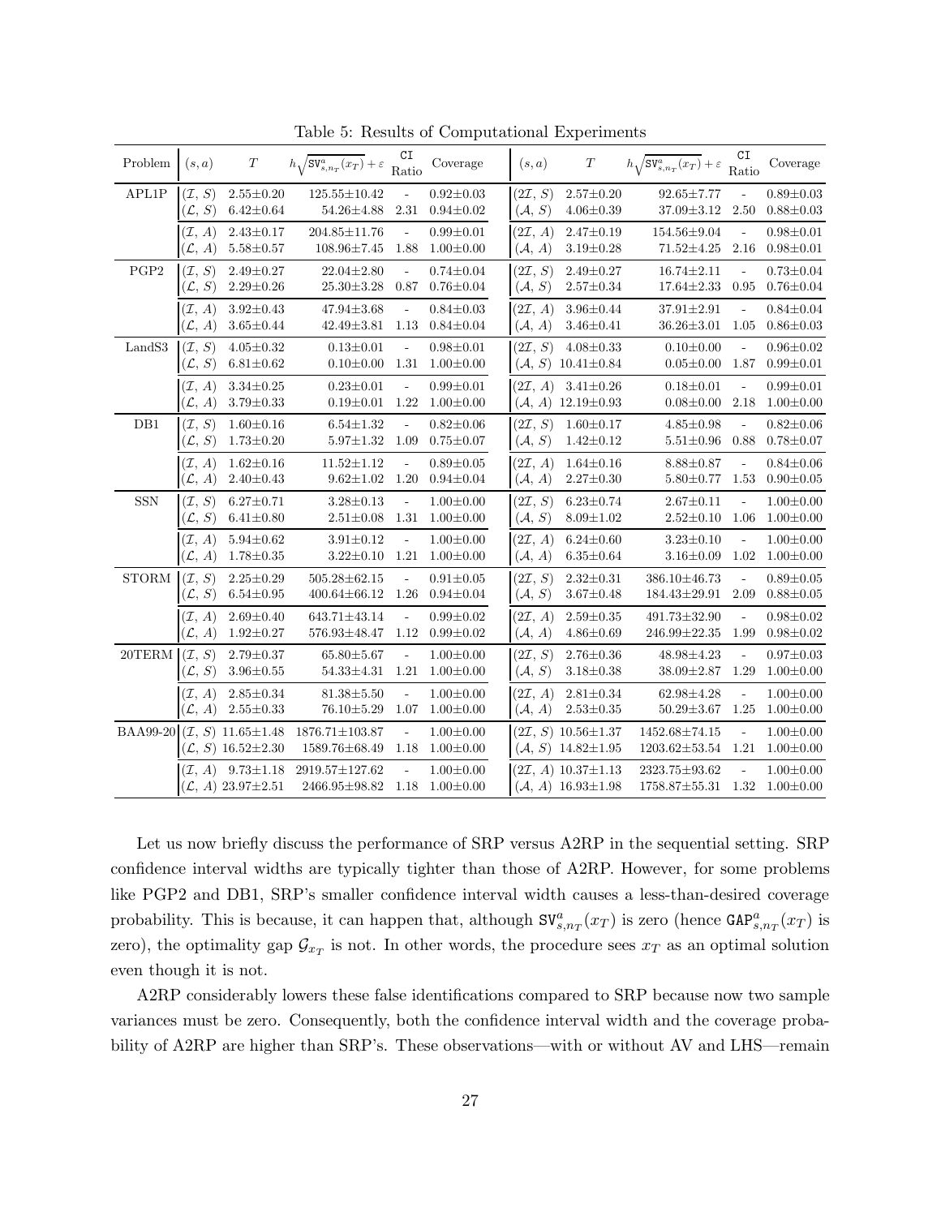Table 5: Results of Computational Experiments

| Problem | $(s, a)$ | $T$ | $h\sqrt{\mathtt{SV}^a_{s,n_T}(x_T)} + \varepsilon$ | CI Ratio | Coverage | $(s, a)$ | $T$ | $h\sqrt{\mathtt{SV}^a_{s,n_T}(x_T)} + \varepsilon$ | CI Ratio | Coverage |
|---|---|---|---|---|---|---|---|---|---|---|
| APL1P | $(\mathcal{I}, S)$ | 2.55±0.20 | 125.55±10.42 | - | 0.92±0.03 | $(2\mathcal{I}, S)$ | 2.57±0.20 | 92.65±7.77 | - | 0.89±0.03 |
| | $(\mathcal{L}, S)$ | 6.42±0.64 | 54.26±4.88 | 2.31 | 0.94±0.02 | $(\mathcal{A}, S)$ | 4.06±0.39 | 37.09±3.12 | 2.50 | 0.88±0.03 |
| | $(\mathcal{I}, A)$ | 2.43±0.17 | 204.85±11.76 | - | 0.99±0.01 | $(2\mathcal{I}, A)$ | 2.47±0.19 | 154.56±9.04 | - | 0.98±0.01 |
| | $(\mathcal{L}, A)$ | 5.58±0.57 | 108.96±7.45 | 1.88 | 1.00±0.00 | $(\mathcal{A}, A)$ | 3.19±0.28 | 71.52±4.25 | 2.16 | 0.98±0.01 |
| PGP2 | $(\mathcal{I}, S)$ | 2.49±0.27 | 22.04±2.80 | - | 0.74±0.04 | $(2\mathcal{I}, S)$ | 2.49±0.27 | 16.74±2.11 | - | 0.73±0.04 |
| | $(\mathcal{L}, S)$ | 2.29±0.26 | 25.30±3.28 | 0.87 | 0.76±0.04 | $(\mathcal{A}, S)$ | 2.57±0.34 | 17.64±2.33 | 0.95 | 0.76±0.04 |
| | $(\mathcal{I}, A)$ | 3.92±0.43 | 47.94±3.68 | - | 0.84±0.03 | $(2\mathcal{I}, A)$ | 3.96±0.44 | 37.91±2.91 | - | 0.84±0.04 |
| | $(\mathcal{L}, A)$ | 3.65±0.44 | 42.49±3.81 | 1.13 | 0.84±0.04 | $(\mathcal{A}, A)$ | 3.46±0.41 | 36.26±3.01 | 1.05 | 0.86±0.03 |
| LandS3 | $(\mathcal{I}, S)$ | 4.05±0.32 | 0.13±0.01 | - | 0.98±0.01 | $(2\mathcal{I}, S)$ | 4.08±0.33 | 0.10±0.00 | - | 0.96±0.02 |
| | $(\mathcal{L}, S)$ | 6.81±0.62 | 0.10±0.00 | 1.31 | 1.00±0.00 | $(\mathcal{A}, S)$ | 10.41±0.84 | 0.05±0.00 | 1.87 | 0.99±0.01 |
| | $(\mathcal{I}, A)$ | 3.34±0.25 | 0.23±0.01 | - | 0.99±0.01 | $(2\mathcal{I}, A)$ | 3.41±0.26 | 0.18±0.01 | - | 0.99±0.01 |
| | $(\mathcal{L}, A)$ | 3.79±0.33 | 0.19±0.01 | 1.22 | 1.00±0.00 | $(\mathcal{A}, A)$ | 12.19±0.93 | 0.08±0.00 | 2.18 | 1.00±0.00 |
| DB1 | $(\mathcal{I}, S)$ | 1.60±0.16 | 6.54±1.32 | - | 0.82±0.06 | $(2\mathcal{I}, S)$ | 1.60±0.17 | 4.85±0.98 | - | 0.82±0.06 |
| | $(\mathcal{L}, S)$ | 1.73±0.20 | 5.97±1.32 | 1.09 | 0.75±0.07 | $(\mathcal{A}, S)$ | 1.42±0.12 | 5.51±0.96 | 0.88 | 0.78±0.07 |
| | $(\mathcal{I}, A)$ | 1.62±0.16 | 11.52±1.12 | - | 0.89±0.05 | $(2\mathcal{I}, A)$ | 1.64±0.16 | 8.88±0.87 | - | 0.84±0.06 |
| | $(\mathcal{L}, A)$ | 2.40±0.43 | 9.62±1.02 | 1.20 | 0.94±0.04 | $(\mathcal{A}, A)$ | 2.27±0.30 | 5.80±0.77 | 1.53 | 0.90±0.05 |
| SSN | $(\mathcal{I}, S)$ | 6.27±0.71 | 3.28±0.13 | - | 1.00±0.00 | $(2\mathcal{I}, S)$ | 6.23±0.74 | 2.67±0.11 | - | 1.00±0.00 |
| | $(\mathcal{L}, S)$ | 6.41±0.80 | 2.51±0.08 | 1.31 | 1.00±0.00 | $(\mathcal{A}, S)$ | 8.09±1.02 | 2.52±0.10 | 1.06 | 1.00±0.00 |
| | $(\mathcal{I}, A)$ | 5.94±0.62 | 3.91±0.12 | - | 1.00±0.00 | $(2\mathcal{I}, A)$ | 6.24±0.60 | 3.23±0.10 | - | 1.00±0.00 |
| | $(\mathcal{L}, A)$ | 1.78±0.35 | 3.22±0.10 | 1.21 | 1.00±0.00 | $(\mathcal{A}, A)$ | 6.35±0.64 | 3.16±0.09 | 1.02 | 1.00±0.00 |
| STORM | $(\mathcal{I}, S)$ | 2.25±0.29 | 505.28±62.15 | - | 0.91±0.05 | $(2\mathcal{I}, S)$ | 2.32±0.31 | 386.10±46.73 | - | 0.89±0.05 |
| | $(\mathcal{L}, S)$ | 6.54±0.95 | 400.64±66.12 | 1.26 | 0.94±0.04 | $(\mathcal{A}, S)$ | 3.67±0.48 | 184.43±29.91 | 2.09 | 0.88±0.05 |
| | $(\mathcal{I}, A)$ | 2.69±0.40 | 643.71±43.14 | - | 0.99±0.02 | $(2\mathcal{I}, A)$ | 2.59±0.35 | 491.73±32.90 | - | 0.98±0.02 |
| | $(\mathcal{L}, A)$ | 1.92±0.27 | 576.93±48.47 | 1.12 | 0.99±0.02 | $(\mathcal{A}, A)$ | 4.86±0.69 | 246.99±22.35 | 1.99 | 0.98±0.02 |
| 20TERM | $(\mathcal{I}, S)$ | 2.79±0.37 | 65.80±5.67 | - | 1.00±0.00 | $(2\mathcal{I}, S)$ | 2.76±0.36 | 48.98±4.23 | - | 0.97±0.03 |
| | $(\mathcal{L}, S)$ | 3.96±0.55 | 54.33±4.31 | 1.21 | 1.00±0.00 | $(\mathcal{A}, S)$ | 3.18±0.38 | 38.09±2.87 | 1.29 | 1.00±0.00 |
| | $(\mathcal{I}, A)$ | 2.85±0.34 | 81.38±5.50 | - | 1.00±0.00 | $(2\mathcal{I}, A)$ | 2.81±0.34 | 62.98±4.28 | - | 1.00±0.00 |
| | $(\mathcal{L}, A)$ | 2.55±0.33 | 76.10±5.29 | 1.07 | 1.00±0.00 | $(\mathcal{A}, A)$ | 2.53±0.35 | 50.29±3.67 | 1.25 | 1.00±0.00 |
| BAA99-20 | $(\mathcal{I}, S)$ | 11.65±1.48 | 1876.71±103.87 | - | 1.00±0.00 | $(2\mathcal{I}, S)$ | 10.56±1.37 | 1452.68±74.15 | - | 1.00±0.00 |
| | $(\mathcal{L}, S)$ | 16.52±2.30 | 1589.76±68.49 | 1.18 | 1.00±0.00 | $(\mathcal{A}, S)$ | 14.82±1.95 | 1203.62±53.54 | 1.21 | 1.00±0.00 |
| | $(\mathcal{I}, A)$ | 9.73±1.18 | 2919.57±127.62 | - | 1.00±0.00 | $(2\mathcal{I}, A)$ | 10.37±1.13 | 2323.75±93.62 | - | 1.00±0.00 |
| | $(\mathcal{L}, A)$ | 23.97±2.51 | 2466.95±98.82 | 1.18 | 1.00±0.00 | $(\mathcal{A}, A)$ | 16.93±1.98 | 1758.87±55.31 | 1.32 | 1.00±0.00 |

Let us now briefly discuss the performance of SRP versus A2RP in the sequential setting. SRP confidence interval widths are typically tighter than those of A2RP. However, for some problems like PGP2 and DB1, SRP's smaller confidence interval width causes a less-than-desired coverage probability. This is because, it can happen that, although $\mathtt{SV}^a_{s,n_T}(x_T)$ is zero (hence $\mathtt{GAP}^a_{s,n_T}(x_T)$ is zero), the optimality gap $\mathcal{G}_{x_T}$ is not. In other words, the procedure sees $x_T$ as an optimal solution even though it is not.

A2RP considerably lowers these false identifications compared to SRP because now two sample variances must be zero. Consequently, both the confidence interval width and the coverage probability of A2RP are higher than SRP's. These observations—with or without AV and LHS—remain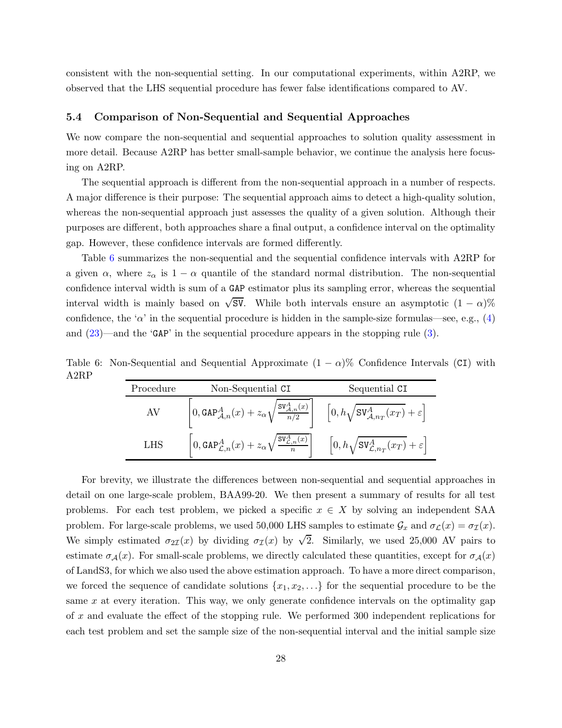consistent with the non-sequential setting. In our computational experiments, within A2RP, we observed that the LHS sequential procedure has fewer false identifications compared to AV.

### 5.4 Comparison of Non-Sequential and Sequential Approaches

We now compare the non-sequential and sequential approaches to solution quality assessment in more detail. Because A2RP has better small-sample behavior, we continue the analysis here focusing on A2RP.

The sequential approach is different from the non-sequential approach in a number of respects. A major difference is their purpose: The sequential approach aims to detect a high-quality solution, whereas the non-sequential approach just assesses the quality of a given solution. Although their purposes are different, both approaches share a final output, a confidence interval on the optimality gap. However, these confidence intervals are formed differently.

Table 6 summarizes the non-sequential and the sequential confidence intervals with A2RP for a given $\alpha$, where $z_\alpha$ is $1-\alpha$ quantile of the standard normal distribution. The non-sequential confidence interval width is sum of a $\texttt{GAP}$ estimator plus its sampling error, whereas the sequential interval width is mainly based on $\sqrt{\texttt{SV}}$. While both intervals ensure an asymptotic $(1-\alpha)\%$ confidence, the '$\alpha$' in the sequential procedure is hidden in the sample-size formulas—see, e.g., (4) and (23)—and the '$\texttt{GAP}$' in the sequential procedure appears in the stopping rule (3).

Table 6: Non-Sequential and Sequential Approximate $(1-\alpha)\%$ Confidence Intervals ($\texttt{CI}$) with A2RP

| Procedure | Non-Sequential $\texttt{CI}$ | Sequential $\texttt{CI}$ |
|---|---|---|
| AV | $\left[0, \texttt{GAP}^A_{\mathcal{A},n}(x) + z_\alpha \sqrt{\frac{\texttt{SV}^A_{\mathcal{A},n}(x)}{n/2}}\right]$ | $\left[0, h\sqrt{\texttt{SV}^A_{\mathcal{A},n_T}(x_T)} + \varepsilon\right]$ |
| LHS | $\left[0, \texttt{GAP}^A_{\mathcal{L},n}(x) + z_\alpha \sqrt{\frac{\texttt{SV}^A_{\mathcal{L},n}(x)}{n}}\right]$ | $\left[0, h\sqrt{\texttt{SV}^A_{\mathcal{L},n_T}(x_T)} + \varepsilon\right]$ |

For brevity, we illustrate the differences between non-sequential and sequential approaches in detail on one large-scale problem, BAA99-20. We then present a summary of results for all test problems. For each test problem, we picked a specific $x \in X$ by solving an independent SAA problem. For large-scale problems, we used 50,000 LHS samples to estimate $\mathcal{G}_x$ and $\sigma_\mathcal{L}(x) = \sigma_\mathcal{I}(x)$. We simply estimated $\sigma_{2\mathcal{I}}(x)$ by dividing $\sigma_\mathcal{I}(x)$ by $\sqrt{2}$. Similarly, we used 25,000 AV pairs to estimate $\sigma_\mathcal{A}(x)$. For small-scale problems, we directly calculated these quantities, except for $\sigma_\mathcal{A}(x)$ of LandS3, for which we also used the above estimation approach. To have a more direct comparison, we forced the sequence of candidate solutions $\{x_1, x_2, \ldots\}$ for the sequential procedure to be the same $x$ at every iteration. This way, we only generate confidence intervals on the optimality gap of $x$ and evaluate the effect of the stopping rule. We performed 300 independent replications for each test problem and set the sample size of the non-sequential interval and the initial sample size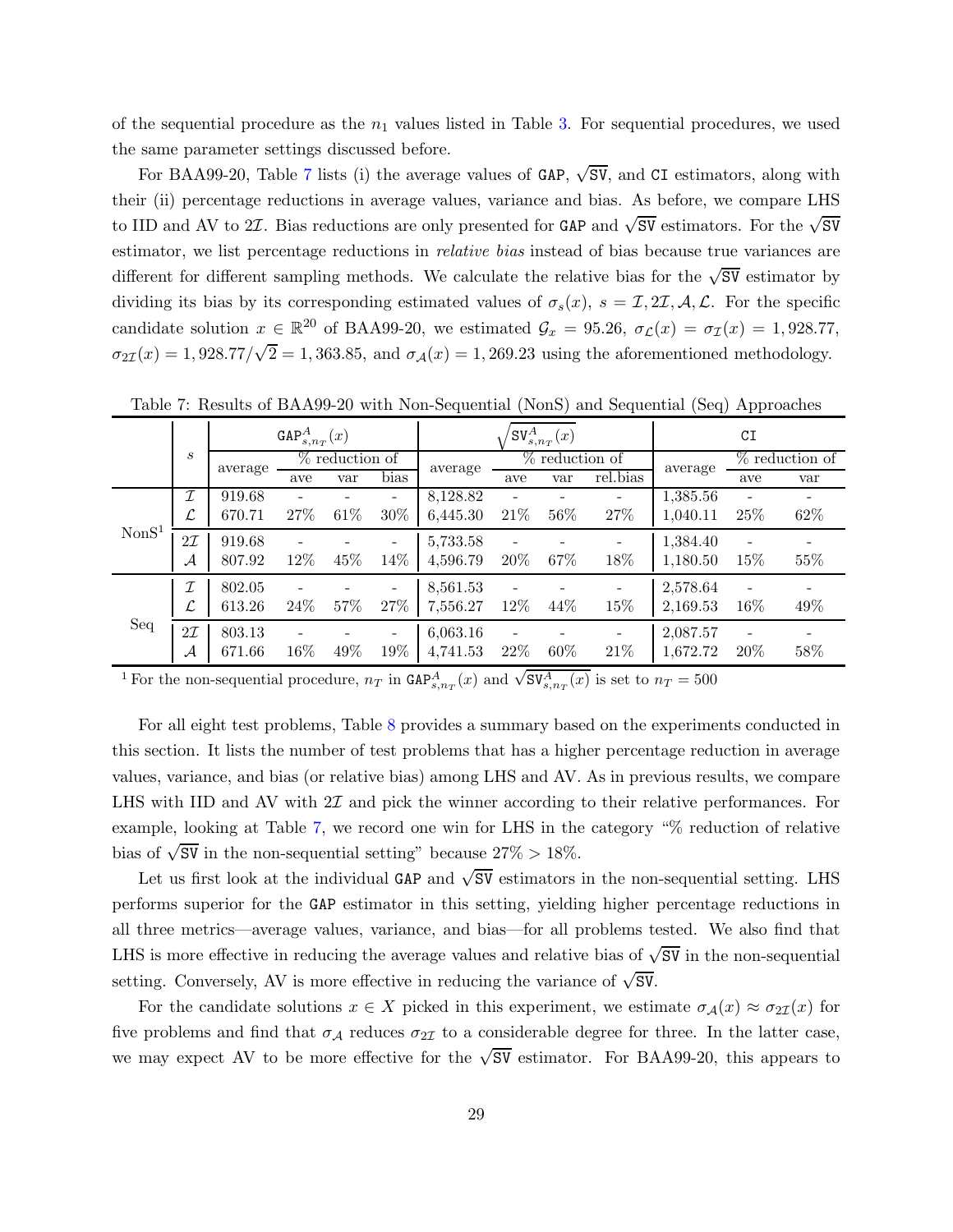of the sequential procedure as the $n_1$ values listed in Table 3. For sequential procedures, we used the same parameter settings discussed before.

For BAA99-20, Table 7 lists (i) the average values of GAP, $\sqrt{\texttt{SV}}$, and CI estimators, along with their (ii) percentage reductions in average values, variance and bias. As before, we compare LHS to IID and AV to $2\mathcal{I}$. Bias reductions are only presented for GAP and $\sqrt{\texttt{SV}}$ estimators. For the $\sqrt{\texttt{SV}}$ estimator, we list percentage reductions in *relative bias* instead of bias because true variances are different for different sampling methods. We calculate the relative bias for the $\sqrt{\texttt{SV}}$ estimator by dividing its bias by its corresponding estimated values of $\sigma_s(x)$, $s = \mathcal{I}, 2\mathcal{I}, \mathcal{A}, \mathcal{L}$. For the specific candidate solution $x \in \mathbb{R}^{20}$ of BAA99-20, we estimated $\mathcal{G}_x = 95.26$, $\sigma_{\mathcal{L}}(x) = \sigma_{\mathcal{I}}(x) = 1{,}928.77$, $\sigma_{2\mathcal{I}}(x) = 1{,}928.77/\sqrt{2} = 1{,}363.85$, and $\sigma_{\mathcal{A}}(x) = 1{,}269.23$ using the aforementioned methodology.

Table 7: Results of BAA99-20 with Non-Sequential (NonS) and Sequential (Seq) Approaches

| | $s$ | $\texttt{GAP}^A_{s,n_T}(x)$ | | | | $\sqrt{\texttt{SV}^A_{s,n_T}(x)}$ | | | | CI | | |
|---|---|---|---|---|---|---|---|---|---|---|---|---|
| | | average | % reduction of | | | average | % reduction of | | | average | % reduction of | |
| | | | ave | var | bias | | ave | var | rel.bias | | ave | var |
| NonS[1] | $\mathcal{I}$ | 919.68 | - | - | - | 8,128.82 | - | - | - | 1,385.56 | - | - |
| | $\mathcal{L}$ | 670.71 | 27% | 61% | 30% | 6,445.30 | 21% | 56% | 27% | 1,040.11 | 25% | 62% |
| | $2\mathcal{I}$ | 919.68 | - | - | - | 5,733.58 | - | - | - | 1,384.40 | - | - |
| | $\mathcal{A}$ | 807.92 | 12% | 45% | 14% | 4,596.79 | 20% | 67% | 18% | 1,180.50 | 15% | 55% |
| Seq | $\mathcal{I}$ | 802.05 | - | - | - | 8,561.53 | - | - | - | 2,578.64 | - | - |
| | $\mathcal{L}$ | 613.26 | 24% | 57% | 27% | 7,556.27 | 12% | 44% | 15% | 2,169.53 | 16% | 49% |
| | $2\mathcal{I}$ | 803.13 | - | - | - | 6,063.16 | - | - | - | 2,087.57 | - | - |
| | $\mathcal{A}$ | 671.66 | 16% | 49% | 19% | 4,741.53 | 22% | 60% | 21% | 1,672.72 | 20% | 58% |

[1] For the non-sequential procedure, $n_T$ in $\texttt{GAP}^A_{s,n_T}(x)$ and $\sqrt{\texttt{SV}^A_{s,n_T}(x)}$ is set to $n_T = 500$

For all eight test problems, Table 8 provides a summary based on the experiments conducted in this section. It lists the number of test problems that has a higher percentage reduction in average values, variance, and bias (or relative bias) among LHS and AV. As in previous results, we compare LHS with IID and AV with $2\mathcal{I}$ and pick the winner according to their relative performances. For example, looking at Table 7, we record one win for LHS in the category "% reduction of relative bias of $\sqrt{\texttt{SV}}$ in the non-sequential setting" because $27\% > 18\%$.

Let us first look at the individual GAP and $\sqrt{\texttt{SV}}$ estimators in the non-sequential setting. LHS performs superior for the GAP estimator in this setting, yielding higher percentage reductions in all three metrics—average values, variance, and bias—for all problems tested. We also find that LHS is more effective in reducing the average values and relative bias of $\sqrt{\texttt{SV}}$ in the non-sequential setting. Conversely, AV is more effective in reducing the variance of $\sqrt{\texttt{SV}}$.

For the candidate solutions $x \in X$ picked in this experiment, we estimate $\sigma_{\mathcal{A}}(x) \approx \sigma_{2\mathcal{I}}(x)$ for five problems and find that $\sigma_{\mathcal{A}}$ reduces $\sigma_{2\mathcal{I}}$ to a considerable degree for three. In the latter case, we may expect AV to be more effective for the $\sqrt{\texttt{SV}}$ estimator. For BAA99-20, this appears to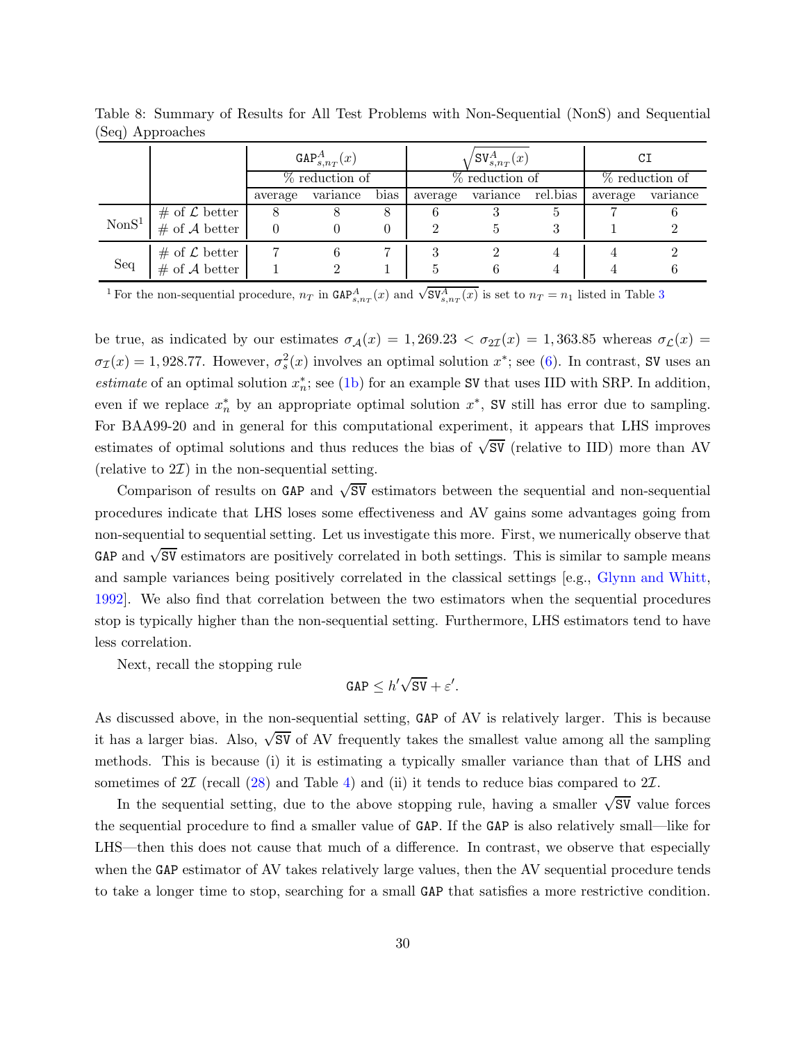Table 8: Summary of Results for All Test Problems with Non-Sequential (NonS) and Sequential (Seq) Approaches

| | | $\texttt{GAP}^A_{s,n_T}(x)$ | | | $\sqrt{\texttt{SV}^A_{s,n_T}(x)}$ | | | CI | |
|---|---|---|---|---|---|---|---|---|---|
| | | % reduction of | | | % reduction of | | | % reduction of | |
| | | average | variance | bias | average | variance | rel.bias | average | variance |
| NonS[1] | # of $\mathcal{L}$ better | 8 | 8 | 8 | 6 | 3 | 5 | 7 | 6 |
| | # of $\mathcal{A}$ better | 0 | 0 | 0 | 2 | 5 | 3 | 1 | 2 |
| Seq | # of $\mathcal{L}$ better | 7 | 6 | 7 | 3 | 2 | 4 | 4 | 2 |
| | # of $\mathcal{A}$ better | 1 | 2 | 1 | 5 | 6 | 4 | 4 | 6 |

[1] For the non-sequential procedure, $n_T$ in $\texttt{GAP}^A_{s,n_T}(x)$ and $\sqrt{\texttt{SV}^A_{s,n_T}(x)}$ is set to $n_T = n_1$ listed in Table 3

be true, as indicated by our estimates $\sigma_{\mathcal{A}}(x) = 1,269.23 < \sigma_{2\mathcal{I}}(x) = 1,363.85$ whereas $\sigma_{\mathcal{L}}(x) = \sigma_{\mathcal{I}}(x) = 1,928.77$. However, $\sigma^2_s(x)$ involves an optimal solution $x^*$; see (6). In contrast, SV uses an *estimate* of an optimal solution $x^*_n$; see (1b) for an example SV that uses IID with SRP. In addition, even if we replace $x^*_n$ by an appropriate optimal solution $x^*$, SV still has error due to sampling. For BAA99-20 and in general for this computational experiment, it appears that LHS improves estimates of optimal solutions and thus reduces the bias of $\sqrt{\texttt{SV}}$ (relative to IID) more than AV (relative to $2\mathcal{I}$) in the non-sequential setting.

Comparison of results on GAP and $\sqrt{\texttt{SV}}$ estimators between the sequential and non-sequential procedures indicate that LHS loses some effectiveness and AV gains some advantages going from non-sequential to sequential setting. Let us investigate this more. First, we numerically observe that GAP and $\sqrt{\texttt{SV}}$ estimators are positively correlated in both settings. This is similar to sample means and sample variances being positively correlated in the classical settings [e.g., Glynn and Whitt, 1992]. We also find that correlation between the two estimators when the sequential procedures stop is typically higher than the non-sequential setting. Furthermore, LHS estimators tend to have less correlation.

Next, recall the stopping rule

$$\texttt{GAP} \leq h'\sqrt{\texttt{SV}} + \varepsilon'.$$

As discussed above, in the non-sequential setting, GAP of AV is relatively larger. This is because it has a larger bias. Also, $\sqrt{\texttt{SV}}$ of AV frequently takes the smallest value among all the sampling methods. This is because (i) it is estimating a typically smaller variance than that of LHS and sometimes of $2\mathcal{I}$ (recall (28) and Table 4) and (ii) it tends to reduce bias compared to $2\mathcal{I}$.

In the sequential setting, due to the above stopping rule, having a smaller $\sqrt{\texttt{SV}}$ value forces the sequential procedure to find a smaller value of GAP. If the GAP is also relatively small—like for LHS—then this does not cause that much of a difference. In contrast, we observe that especially when the GAP estimator of AV takes relatively large values, then the AV sequential procedure tends to take a longer time to stop, searching for a small GAP that satisfies a more restrictive condition.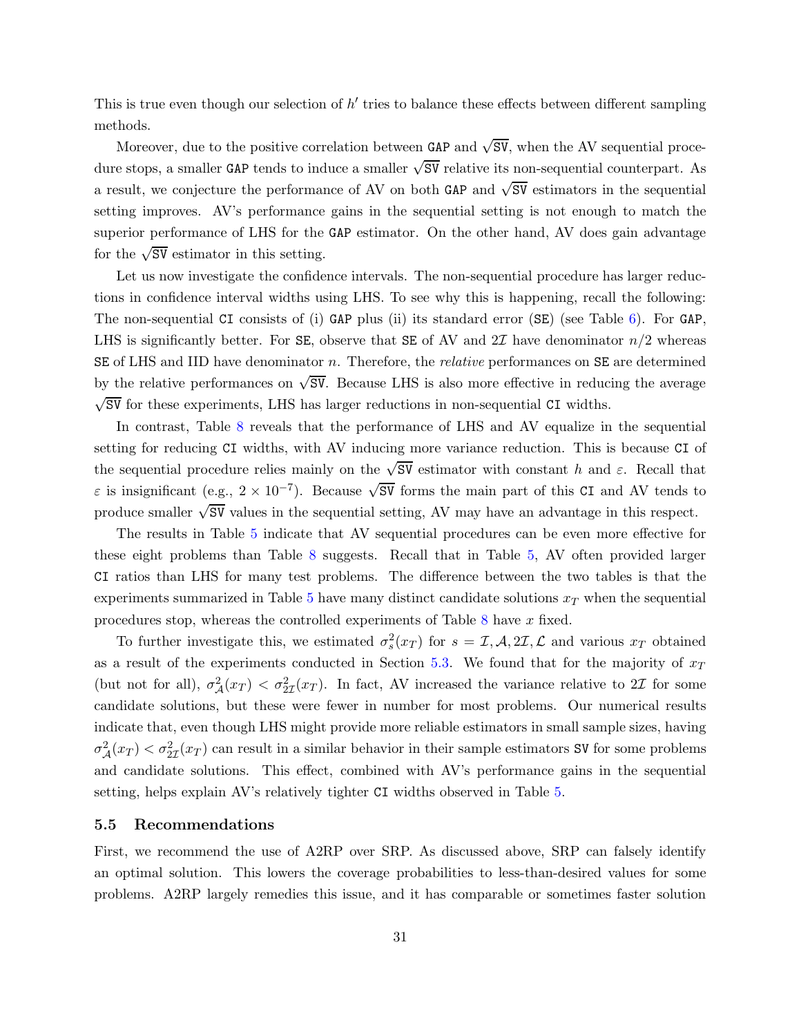This is true even though our selection of $h'$ tries to balance these effects between different sampling methods.

Moreover, due to the positive correlation between GAP and $\sqrt{\texttt{SV}}$, when the AV sequential procedure stops, a smaller GAP tends to induce a smaller $\sqrt{\texttt{SV}}$ relative its non-sequential counterpart. As a result, we conjecture the performance of AV on both GAP and $\sqrt{\texttt{SV}}$ estimators in the sequential setting improves. AV's performance gains in the sequential setting is not enough to match the superior performance of LHS for the GAP estimator. On the other hand, AV does gain advantage for the $\sqrt{\texttt{SV}}$ estimator in this setting.

Let us now investigate the confidence intervals. The non-sequential procedure has larger reductions in confidence interval widths using LHS. To see why this is happening, recall the following: The non-sequential CI consists of (i) GAP plus (ii) its standard error (SE) (see Table 6). For GAP, LHS is significantly better. For SE, observe that SE of AV and $2\mathcal{I}$ have denominator $n/2$ whereas SE of LHS and IID have denominator $n$. Therefore, the *relative* performances on SE are determined by the relative performances on $\sqrt{\texttt{SV}}$. Because LHS is also more effective in reducing the average $\sqrt{\texttt{SV}}$ for these experiments, LHS has larger reductions in non-sequential CI widths.

In contrast, Table 8 reveals that the performance of LHS and AV equalize in the sequential setting for reducing CI widths, with AV inducing more variance reduction. This is because CI of the sequential procedure relies mainly on the $\sqrt{\texttt{SV}}$ estimator with constant $h$ and $\varepsilon$. Recall that $\varepsilon$ is insignificant (e.g., $2 \times 10^{-7}$). Because $\sqrt{\texttt{SV}}$ forms the main part of this CI and AV tends to produce smaller $\sqrt{\texttt{SV}}$ values in the sequential setting, AV may have an advantage in this respect.

The results in Table 5 indicate that AV sequential procedures can be even more effective for these eight problems than Table 8 suggests. Recall that in Table 5, AV often provided larger CI ratios than LHS for many test problems. The difference between the two tables is that the experiments summarized in Table 5 have many distinct candidate solutions $x_T$ when the sequential procedures stop, whereas the controlled experiments of Table 8 have $x$ fixed.

To further investigate this, we estimated $\sigma_s^2(x_T)$ for $s = \mathcal{I}, \mathcal{A}, 2\mathcal{I}, \mathcal{L}$ and various $x_T$ obtained as a result of the experiments conducted in Section 5.3. We found that for the majority of $x_T$ (but not for all), $\sigma_{\mathcal{A}}^2(x_T) < \sigma_{2\mathcal{I}}^2(x_T)$. In fact, AV increased the variance relative to $2\mathcal{I}$ for some candidate solutions, but these were fewer in number for most problems. Our numerical results indicate that, even though LHS might provide more reliable estimators in small sample sizes, having $\sigma_{\mathcal{A}}^2(x_T) < \sigma_{2\mathcal{I}}^2(x_T)$ can result in a similar behavior in their sample estimators SV for some problems and candidate solutions. This effect, combined with AV's performance gains in the sequential setting, helps explain AV's relatively tighter CI widths observed in Table 5.

### 5.5 Recommendations

First, we recommend the use of A2RP over SRP. As discussed above, SRP can falsely identify an optimal solution. This lowers the coverage probabilities to less-than-desired values for some problems. A2RP largely remedies this issue, and it has comparable or sometimes faster solution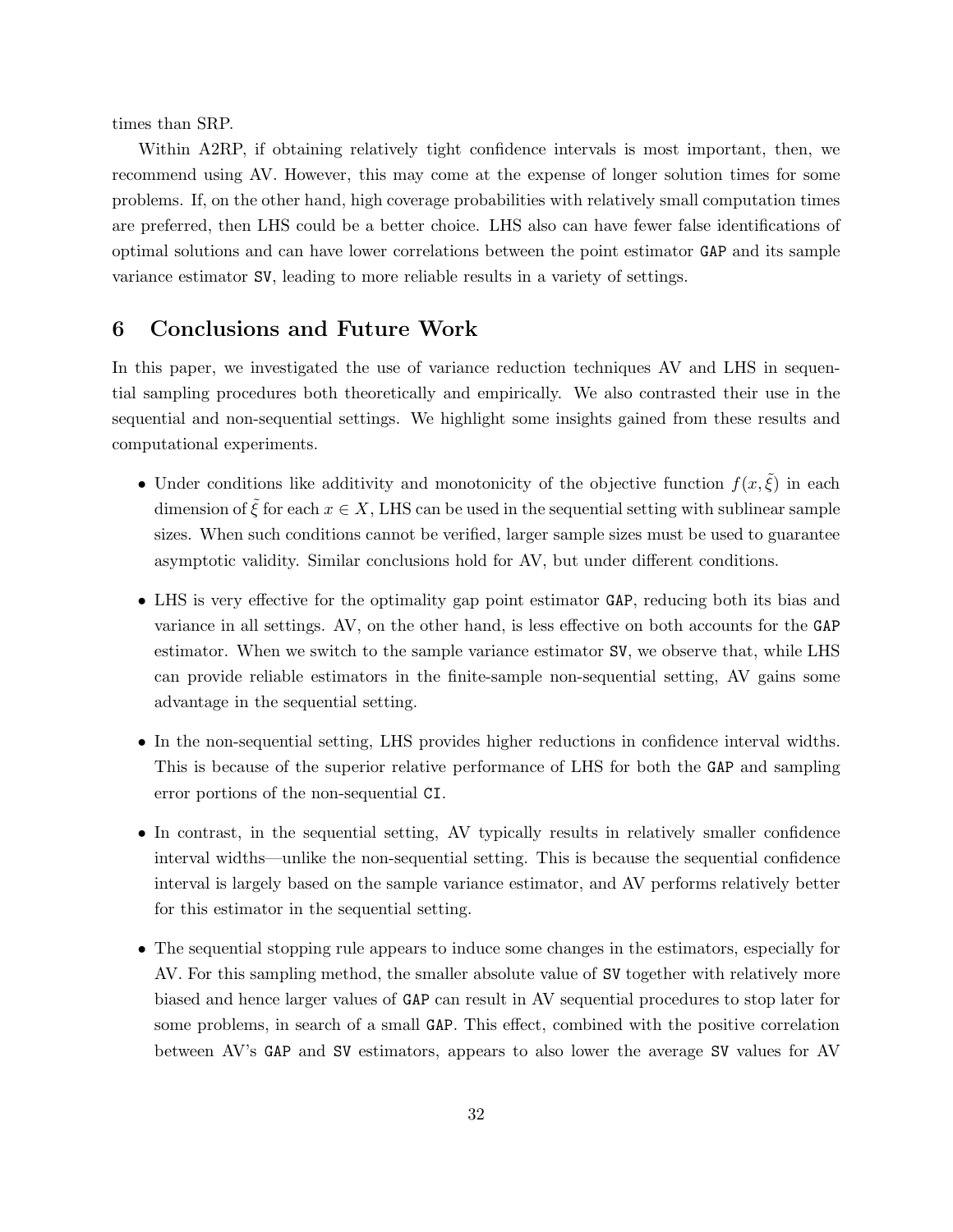times than SRP.

Within A2RP, if obtaining relatively tight confidence intervals is most important, then, we recommend using AV. However, this may come at the expense of longer solution times for some problems. If, on the other hand, high coverage probabilities with relatively small computation times are preferred, then LHS could be a better choice. LHS also can have fewer false identifications of optimal solutions and can have lower correlations between the point estimator `GAP` and its sample variance estimator `SV`, leading to more reliable results in a variety of settings.

## 6 Conclusions and Future Work

In this paper, we investigated the use of variance reduction techniques AV and LHS in sequential sampling procedures both theoretically and empirically. We also contrasted their use in the sequential and non-sequential settings. We highlight some insights gained from these results and computational experiments.

- Under conditions like additivity and monotonicity of the objective function $f(x, \tilde{\xi})$ in each dimension of $\tilde{\xi}$ for each $x \in X$, LHS can be used in the sequential setting with sublinear sample sizes. When such conditions cannot be verified, larger sample sizes must be used to guarantee asymptotic validity. Similar conclusions hold for AV, but under different conditions.
- LHS is very effective for the optimality gap point estimator `GAP`, reducing both its bias and variance in all settings. AV, on the other hand, is less effective on both accounts for the `GAP` estimator. When we switch to the sample variance estimator `SV`, we observe that, while LHS can provide reliable estimators in the finite-sample non-sequential setting, AV gains some advantage in the sequential setting.
- In the non-sequential setting, LHS provides higher reductions in confidence interval widths. This is because of the superior relative performance of LHS for both the `GAP` and sampling error portions of the non-sequential `CI`.
- In contrast, in the sequential setting, AV typically results in relatively smaller confidence interval widths—unlike the non-sequential setting. This is because the sequential confidence interval is largely based on the sample variance estimator, and AV performs relatively better for this estimator in the sequential setting.
- The sequential stopping rule appears to induce some changes in the estimators, especially for AV. For this sampling method, the smaller absolute value of `SV` together with relatively more biased and hence larger values of `GAP` can result in AV sequential procedures to stop later for some problems, in search of a small `GAP`. This effect, combined with the positive correlation between AV's `GAP` and `SV` estimators, appears to also lower the average `SV` values for AV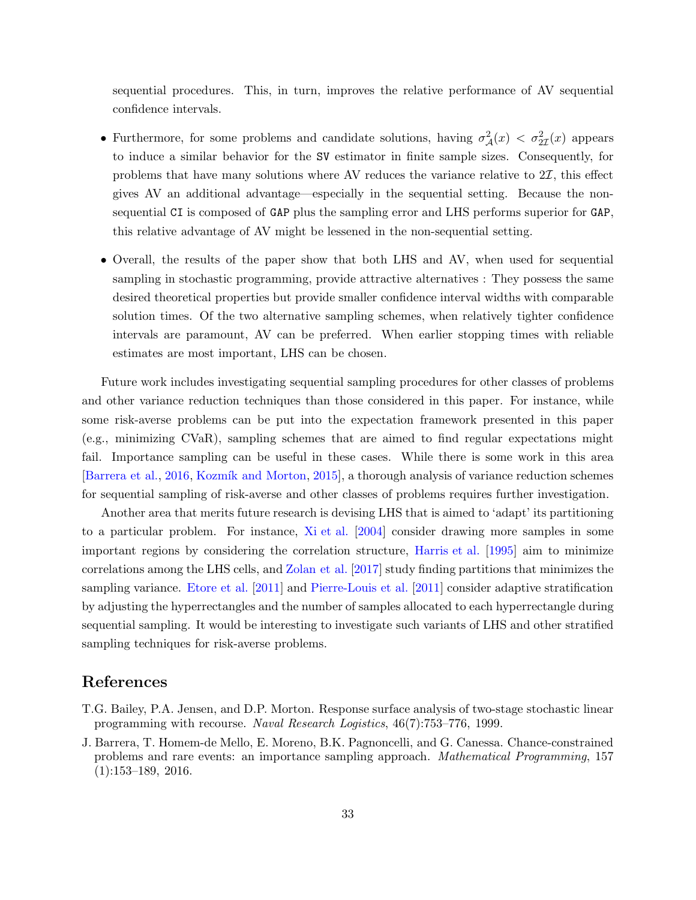sequential procedures. This, in turn, improves the relative performance of AV sequential confidence intervals.

- Furthermore, for some problems and candidate solutions, having $\sigma^2_{\mathcal{A}}(x) < \sigma^2_{2\mathcal{I}}(x)$ appears to induce a similar behavior for the `SV` estimator in finite sample sizes. Consequently, for problems that have many solutions where AV reduces the variance relative to $2\mathcal{I}$, this effect gives AV an additional advantage—especially in the sequential setting. Because the non-sequential `CI` is composed of `GAP` plus the sampling error and LHS performs superior for `GAP`, this relative advantage of AV might be lessened in the non-sequential setting.
- Overall, the results of the paper show that both LHS and AV, when used for sequential sampling in stochastic programming, provide attractive alternatives : They possess the same desired theoretical properties but provide smaller confidence interval widths with comparable solution times. Of the two alternative sampling schemes, when relatively tighter confidence intervals are paramount, AV can be preferred. When earlier stopping times with reliable estimates are most important, LHS can be chosen.

Future work includes investigating sequential sampling procedures for other classes of problems and other variance reduction techniques than those considered in this paper. For instance, while some risk-averse problems can be put into the expectation framework presented in this paper (e.g., minimizing CVaR), sampling schemes that are aimed to find regular expectations might fail. Importance sampling can be useful in these cases. While there is some work in this area [Barrera et al., 2016, Kozmík and Morton, 2015], a thorough analysis of variance reduction schemes for sequential sampling of risk-averse and other classes of problems requires further investigation.

Another area that merits future research is devising LHS that is aimed to 'adapt' its partitioning to a particular problem. For instance, Xi et al. [2004] consider drawing more samples in some important regions by considering the correlation structure, Harris et al. [1995] aim to minimize correlations among the LHS cells, and Zolan et al. [2017] study finding partitions that minimizes the sampling variance. Etore et al. [2011] and Pierre-Louis et al. [2011] consider adaptive stratification by adjusting the hyperrectangles and the number of samples allocated to each hyperrectangle during sequential sampling. It would be interesting to investigate such variants of LHS and other stratified sampling techniques for risk-averse problems.

## References

T.G. Bailey, P.A. Jensen, and D.P. Morton. Response surface analysis of two-stage stochastic linear programming with recourse. *Naval Research Logistics*, 46(7):753–776, 1999.

J. Barrera, T. Homem-de Mello, E. Moreno, B.K. Pagnoncelli, and G. Canessa. Chance-constrained problems and rare events: an importance sampling approach. *Mathematical Programming*, 157 (1):153–189, 2016.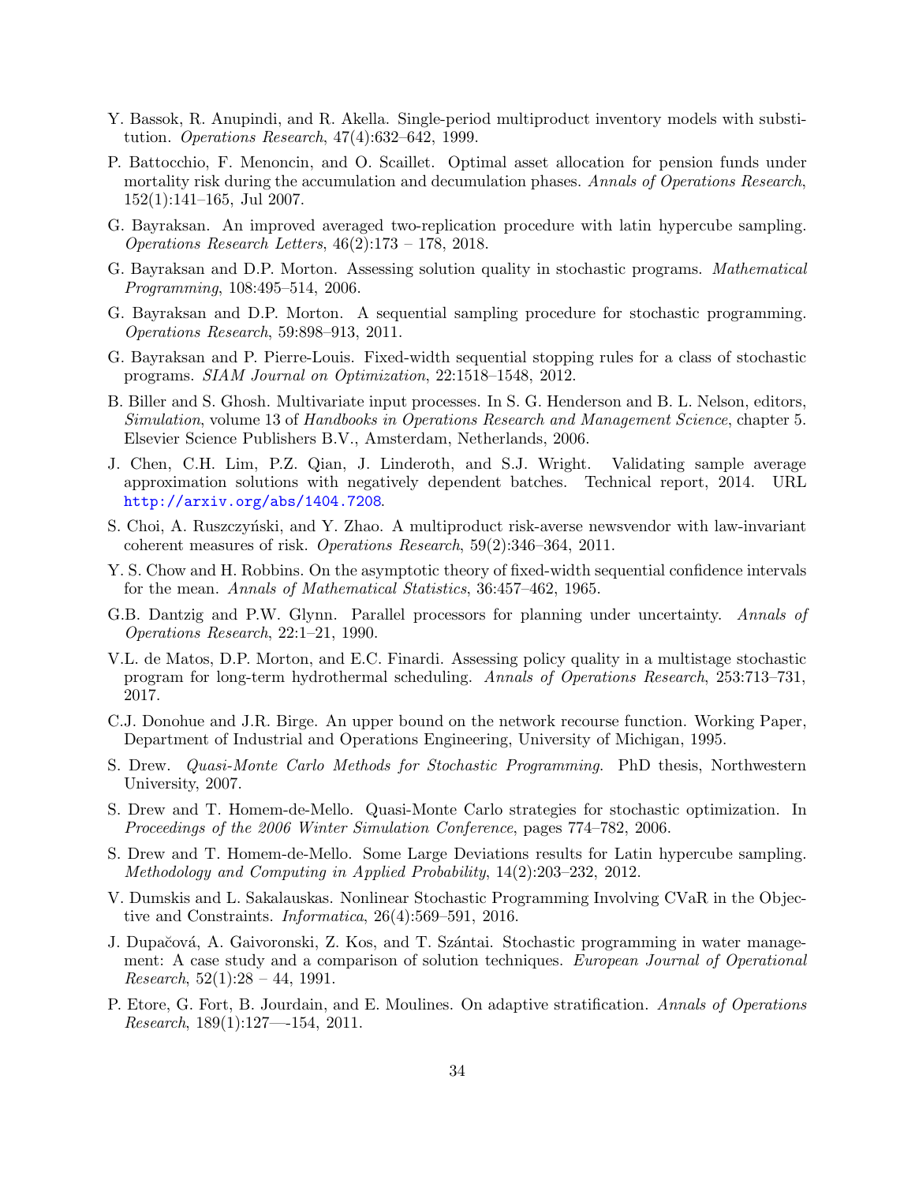Y. Bassok, R. Anupindi, and R. Akella. Single-period multiproduct inventory models with substitution. *Operations Research*, 47(4):632–642, 1999.

P. Battocchio, F. Menoncin, and O. Scaillet. Optimal asset allocation for pension funds under mortality risk during the accumulation and decumulation phases. *Annals of Operations Research*, 152(1):141–165, Jul 2007.

G. Bayraksan. An improved averaged two-replication procedure with latin hypercube sampling. *Operations Research Letters*, 46(2):173 – 178, 2018.

G. Bayraksan and D.P. Morton. Assessing solution quality in stochastic programs. *Mathematical Programming*, 108:495–514, 2006.

G. Bayraksan and D.P. Morton. A sequential sampling procedure for stochastic programming. *Operations Research*, 59:898–913, 2011.

G. Bayraksan and P. Pierre-Louis. Fixed-width sequential stopping rules for a class of stochastic programs. *SIAM Journal on Optimization*, 22:1518–1548, 2012.

B. Biller and S. Ghosh. Multivariate input processes. In S. G. Henderson and B. L. Nelson, editors, *Simulation*, volume 13 of *Handbooks in Operations Research and Management Science*, chapter 5. Elsevier Science Publishers B.V., Amsterdam, Netherlands, 2006.

J. Chen, C.H. Lim, P.Z. Qian, J. Linderoth, and S.J. Wright. Validating sample average approximation solutions with negatively dependent batches. Technical report, 2014. URL http://arxiv.org/abs/1404.7208.

S. Choi, A. Ruszczyński, and Y. Zhao. A multiproduct risk-averse newsvendor with law-invariant coherent measures of risk. *Operations Research*, 59(2):346–364, 2011.

Y. S. Chow and H. Robbins. On the asymptotic theory of fixed-width sequential confidence intervals for the mean. *Annals of Mathematical Statistics*, 36:457–462, 1965.

G.B. Dantzig and P.W. Glynn. Parallel processors for planning under uncertainty. *Annals of Operations Research*, 22:1–21, 1990.

V.L. de Matos, D.P. Morton, and E.C. Finardi. Assessing policy quality in a multistage stochastic program for long-term hydrothermal scheduling. *Annals of Operations Research*, 253:713–731, 2017.

C.J. Donohue and J.R. Birge. An upper bound on the network recourse function. Working Paper, Department of Industrial and Operations Engineering, University of Michigan, 1995.

S. Drew. *Quasi-Monte Carlo Methods for Stochastic Programming*. PhD thesis, Northwestern University, 2007.

S. Drew and T. Homem-de-Mello. Quasi-Monte Carlo strategies for stochastic optimization. In *Proceedings of the 2006 Winter Simulation Conference*, pages 774–782, 2006.

S. Drew and T. Homem-de-Mello. Some Large Deviations results for Latin hypercube sampling. *Methodology and Computing in Applied Probability*, 14(2):203–232, 2012.

V. Dumskis and L. Sakalauskas. Nonlinear Stochastic Programming Involving CVaR in the Objective and Constraints. *Informatica*, 26(4):569–591, 2016.

J. Dupačová, A. Gaivoronski, Z. Kos, and T. Szántai. Stochastic programming in water management: A case study and a comparison of solution techniques. *European Journal of Operational Research*, 52(1):28 – 44, 1991.

P. Etore, G. Fort, B. Jourdain, and E. Moulines. On adaptive stratification. *Annals of Operations Research*, 189(1):127—-154, 2011.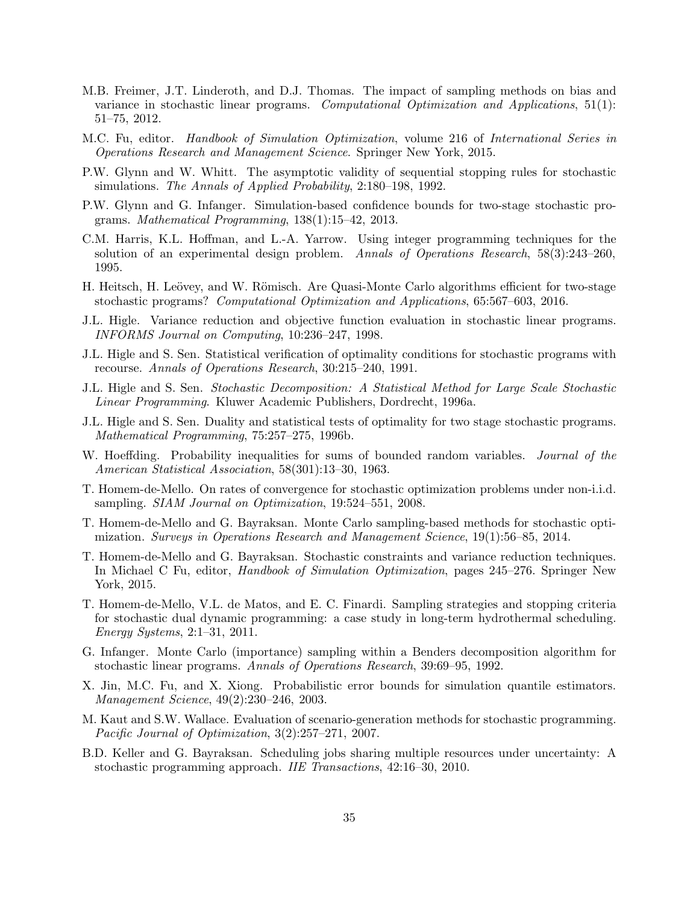M.B. Freimer, J.T. Linderoth, and D.J. Thomas. The impact of sampling methods on bias and variance in stochastic linear programs. *Computational Optimization and Applications*, 51(1): 51–75, 2012.

M.C. Fu, editor. *Handbook of Simulation Optimization*, volume 216 of *International Series in Operations Research and Management Science*. Springer New York, 2015.

P.W. Glynn and W. Whitt. The asymptotic validity of sequential stopping rules for stochastic simulations. *The Annals of Applied Probability*, 2:180–198, 1992.

P.W. Glynn and G. Infanger. Simulation-based confidence bounds for two-stage stochastic programs. *Mathematical Programming*, 138(1):15–42, 2013.

C.M. Harris, K.L. Hoffman, and L.-A. Yarrow. Using integer programming techniques for the solution of an experimental design problem. *Annals of Operations Research*, 58(3):243–260, 1995.

H. Heitsch, H. Leövey, and W. Römisch. Are Quasi-Monte Carlo algorithms efficient for two-stage stochastic programs? *Computational Optimization and Applications*, 65:567–603, 2016.

J.L. Higle. Variance reduction and objective function evaluation in stochastic linear programs. *INFORMS Journal on Computing*, 10:236–247, 1998.

J.L. Higle and S. Sen. Statistical verification of optimality conditions for stochastic programs with recourse. *Annals of Operations Research*, 30:215–240, 1991.

J.L. Higle and S. Sen. *Stochastic Decomposition: A Statistical Method for Large Scale Stochastic Linear Programming*. Kluwer Academic Publishers, Dordrecht, 1996a.

J.L. Higle and S. Sen. Duality and statistical tests of optimality for two stage stochastic programs. *Mathematical Programming*, 75:257–275, 1996b.

W. Hoeffding. Probability inequalities for sums of bounded random variables. *Journal of the American Statistical Association*, 58(301):13–30, 1963.

T. Homem-de-Mello. On rates of convergence for stochastic optimization problems under non-i.i.d. sampling. *SIAM Journal on Optimization*, 19:524–551, 2008.

T. Homem-de-Mello and G. Bayraksan. Monte Carlo sampling-based methods for stochastic optimization. *Surveys in Operations Research and Management Science*, 19(1):56–85, 2014.

T. Homem-de-Mello and G. Bayraksan. Stochastic constraints and variance reduction techniques. In Michael C Fu, editor, *Handbook of Simulation Optimization*, pages 245–276. Springer New York, 2015.

T. Homem-de-Mello, V.L. de Matos, and E. C. Finardi. Sampling strategies and stopping criteria for stochastic dual dynamic programming: a case study in long-term hydrothermal scheduling. *Energy Systems*, 2:1–31, 2011.

G. Infanger. Monte Carlo (importance) sampling within a Benders decomposition algorithm for stochastic linear programs. *Annals of Operations Research*, 39:69–95, 1992.

X. Jin, M.C. Fu, and X. Xiong. Probabilistic error bounds for simulation quantile estimators. *Management Science*, 49(2):230–246, 2003.

M. Kaut and S.W. Wallace. Evaluation of scenario-generation methods for stochastic programming. *Pacific Journal of Optimization*, 3(2):257–271, 2007.

B.D. Keller and G. Bayraksan. Scheduling jobs sharing multiple resources under uncertainty: A stochastic programming approach. *IIE Transactions*, 42:16–30, 2010.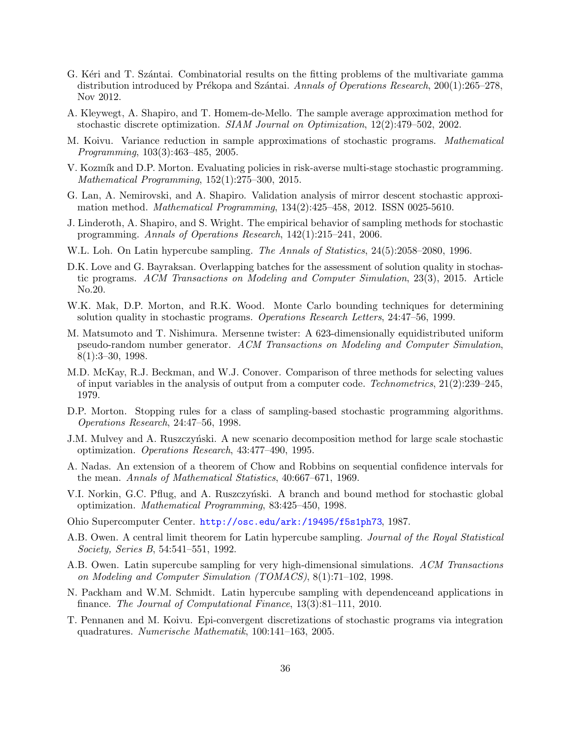G. Kéri and T. Szántai. Combinatorial results on the fitting problems of the multivariate gamma distribution introduced by Prékopa and Szántai. *Annals of Operations Research*, 200(1):265–278, Nov 2012.

A. Kleywegt, A. Shapiro, and T. Homem-de-Mello. The sample average approximation method for stochastic discrete optimization. *SIAM Journal on Optimization*, 12(2):479–502, 2002.

M. Koivu. Variance reduction in sample approximations of stochastic programs. *Mathematical Programming*, 103(3):463–485, 2005.

V. Kozmík and D.P. Morton. Evaluating policies in risk-averse multi-stage stochastic programming. *Mathematical Programming*, 152(1):275–300, 2015.

G. Lan, A. Nemirovski, and A. Shapiro. Validation analysis of mirror descent stochastic approximation method. *Mathematical Programming*, 134(2):425–458, 2012. ISSN 0025-5610.

J. Linderoth, A. Shapiro, and S. Wright. The empirical behavior of sampling methods for stochastic programming. *Annals of Operations Research*, 142(1):215–241, 2006.

W.L. Loh. On Latin hypercube sampling. *The Annals of Statistics*, 24(5):2058–2080, 1996.

D.K. Love and G. Bayraksan. Overlapping batches for the assessment of solution quality in stochastic programs. *ACM Transactions on Modeling and Computer Simulation*, 23(3), 2015. Article No.20.

W.K. Mak, D.P. Morton, and R.K. Wood. Monte Carlo bounding techniques for determining solution quality in stochastic programs. *Operations Research Letters*, 24:47–56, 1999.

M. Matsumoto and T. Nishimura. Mersenne twister: A 623-dimensionally equidistributed uniform pseudo-random number generator. *ACM Transactions on Modeling and Computer Simulation*, 8(1):3–30, 1998.

M.D. McKay, R.J. Beckman, and W.J. Conover. Comparison of three methods for selecting values of input variables in the analysis of output from a computer code. *Technometrics*, 21(2):239–245, 1979.

D.P. Morton. Stopping rules for a class of sampling-based stochastic programming algorithms. *Operations Research*, 24:47–56, 1998.

J.M. Mulvey and A. Ruszczyński. A new scenario decomposition method for large scale stochastic optimization. *Operations Research*, 43:477–490, 1995.

A. Nadas. An extension of a theorem of Chow and Robbins on sequential confidence intervals for the mean. *Annals of Mathematical Statistics*, 40:667–671, 1969.

V.I. Norkin, G.C. Pflug, and A. Ruszczyński. A branch and bound method for stochastic global optimization. *Mathematical Programming*, 83:425–450, 1998.

Ohio Supercomputer Center. http://osc.edu/ark:/19495/f5s1ph73, 1987.

A.B. Owen. A central limit theorem for Latin hypercube sampling. *Journal of the Royal Statistical Society, Series B*, 54:541–551, 1992.

A.B. Owen. Latin supercube sampling for very high-dimensional simulations. *ACM Transactions on Modeling and Computer Simulation (TOMACS)*, 8(1):71–102, 1998.

N. Packham and W.M. Schmidt. Latin hypercube sampling with dependenceand applications in finance. *The Journal of Computational Finance*, 13(3):81–111, 2010.

T. Pennanen and M. Koivu. Epi-convergent discretizations of stochastic programs via integration quadratures. *Numerische Mathematik*, 100:141–163, 2005.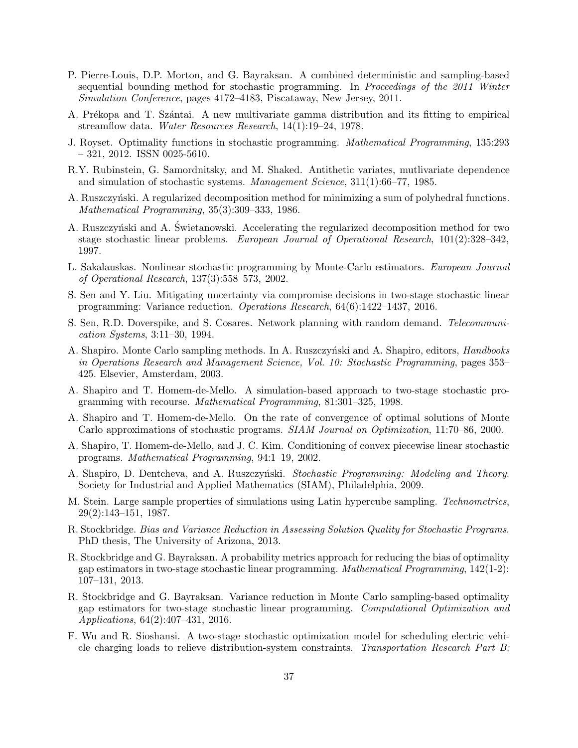P. Pierre-Louis, D.P. Morton, and G. Bayraksan. A combined deterministic and sampling-based sequential bounding method for stochastic programming. In *Proceedings of the 2011 Winter Simulation Conference*, pages 4172–4183, Piscataway, New Jersey, 2011.

A. Prékopa and T. Szántai. A new multivariate gamma distribution and its fitting to empirical streamflow data. *Water Resources Research*, 14(1):19–24, 1978.

J. Royset. Optimality functions in stochastic programming. *Mathematical Programming*, 135:293 – 321, 2012. ISSN 0025-5610.

R.Y. Rubinstein, G. Samordnitsky, and M. Shaked. Antithetic variates, mutlivariate dependence and simulation of stochastic systems. *Management Science*, 311(1):66–77, 1985.

A. Ruszczyński. A regularized decomposition method for minimizing a sum of polyhedral functions. *Mathematical Programming*, 35(3):309–333, 1986.

A. Ruszczyński and A. Świetanowski. Accelerating the regularized decomposition method for two stage stochastic linear problems. *European Journal of Operational Research*, 101(2):328–342, 1997.

L. Sakalauskas. Nonlinear stochastic programming by Monte-Carlo estimators. *European Journal of Operational Research*, 137(3):558–573, 2002.

S. Sen and Y. Liu. Mitigating uncertainty via compromise decisions in two-stage stochastic linear programming: Variance reduction. *Operations Research*, 64(6):1422–1437, 2016.

S. Sen, R.D. Doverspike, and S. Cosares. Network planning with random demand. *Telecommunication Systems*, 3:11–30, 1994.

A. Shapiro. Monte Carlo sampling methods. In A. Ruszczyński and A. Shapiro, editors, *Handbooks in Operations Research and Management Science, Vol. 10: Stochastic Programming*, pages 353–425. Elsevier, Amsterdam, 2003.

A. Shapiro and T. Homem-de-Mello. A simulation-based approach to two-stage stochastic programming with recourse. *Mathematical Programming*, 81:301–325, 1998.

A. Shapiro and T. Homem-de-Mello. On the rate of convergence of optimal solutions of Monte Carlo approximations of stochastic programs. *SIAM Journal on Optimization*, 11:70–86, 2000.

A. Shapiro, T. Homem-de-Mello, and J. C. Kim. Conditioning of convex piecewise linear stochastic programs. *Mathematical Programming*, 94:1–19, 2002.

A. Shapiro, D. Dentcheva, and A. Ruszczyński. *Stochastic Programming: Modeling and Theory*. Society for Industrial and Applied Mathematics (SIAM), Philadelphia, 2009.

M. Stein. Large sample properties of simulations using Latin hypercube sampling. *Technometrics*, 29(2):143–151, 1987.

R. Stockbridge. *Bias and Variance Reduction in Assessing Solution Quality for Stochastic Programs*. PhD thesis, The University of Arizona, 2013.

R. Stockbridge and G. Bayraksan. A probability metrics approach for reducing the bias of optimality gap estimators in two-stage stochastic linear programming. *Mathematical Programming*, 142(1-2): 107–131, 2013.

R. Stockbridge and G. Bayraksan. Variance reduction in Monte Carlo sampling-based optimality gap estimators for two-stage stochastic linear programming. *Computational Optimization and Applications*, 64(2):407–431, 2016.

F. Wu and R. Sioshansi. A two-stage stochastic optimization model for scheduling electric vehicle charging loads to relieve distribution-system constraints. *Transportation Research Part B:*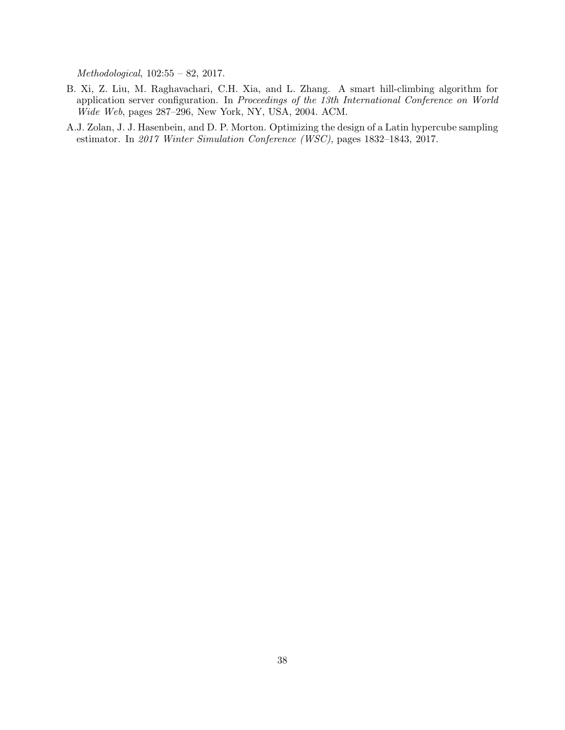*Methodological*, 102:55 – 82, 2017.

B. Xi, Z. Liu, M. Raghavachari, C.H. Xia, and L. Zhang. A smart hill-climbing algorithm for application server configuration. In *Proceedings of the 13th International Conference on World Wide Web*, pages 287–296, New York, NY, USA, 2004. ACM.

A.J. Zolan, J. J. Hasenbein, and D. P. Morton. Optimizing the design of a Latin hypercube sampling estimator. In *2017 Winter Simulation Conference (WSC)*, pages 1832–1843, 2017.